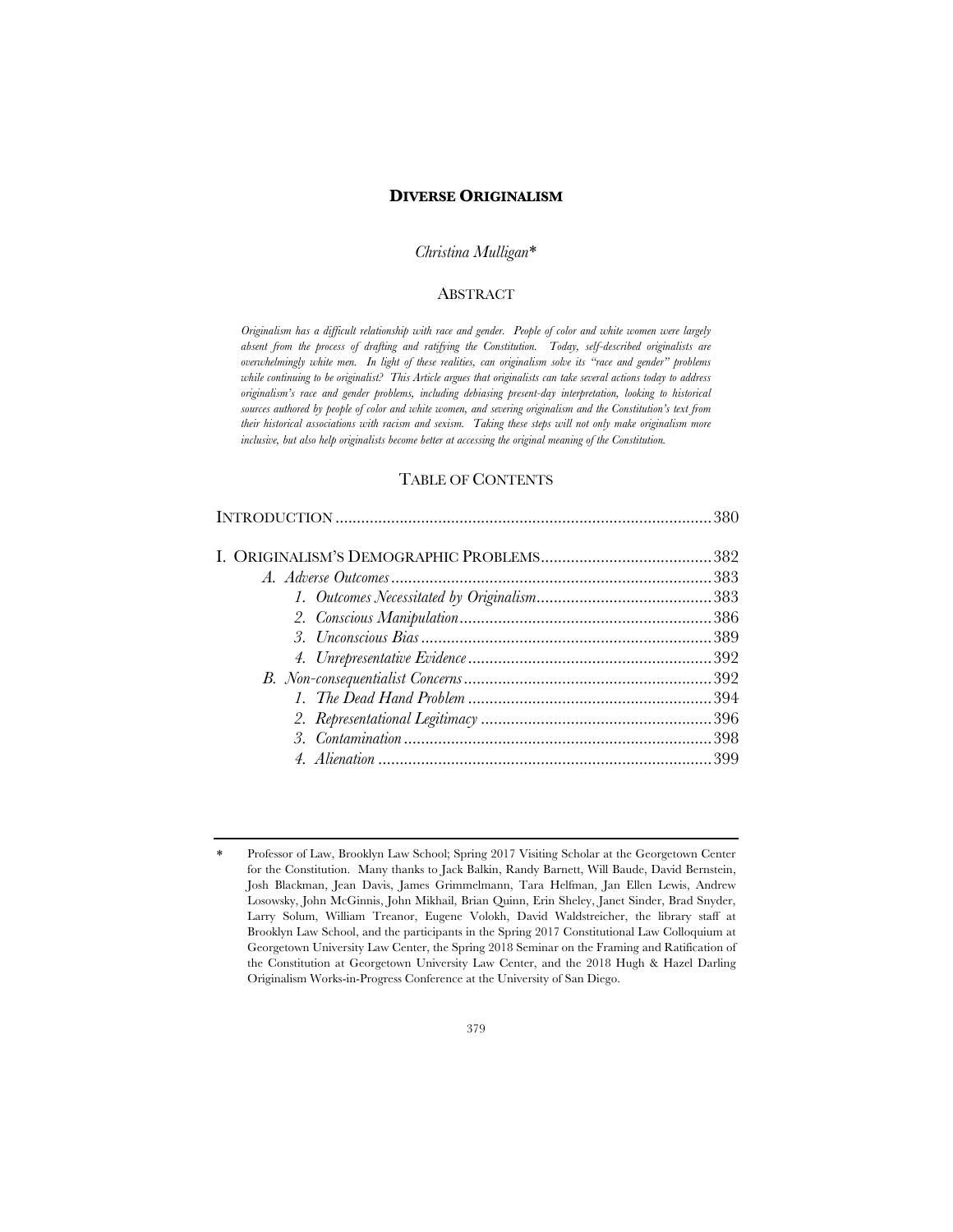# DIVERSE ORIGINALISM

*Christina Mulligan**

## ABSTRACT

*Originalism has a difficult relationship with race and gender. People of color and white women were largely absent from the process of drafting and ratifying the Constitution. Today, self-described originalists are overwhelmingly white men. In light of these realities, can originalism solve its "race and gender" problems while continuing to be originalist? This Article argues that originalists can take several actions today to address originalism's race and gender problems, including debiasing present-day interpretation, looking to historical sources authored by people of color and white women, and severing originalism and the Constitution's text from their historical associations with racism and sexism. Taking these steps will not only make originalism more inclusive, but also help originalists become better at accessing the original meaning of the Constitution.*

## TABLE OF CONTENTS

INTRODUCTION ....................................................................................... 380

I. ORIGINALISM'S DEMOGRAPHIC PROBLEMS ........................................ 382
- *A. Adverse Outcomes* ........................................................................... 383
  - *1. Outcomes Necessitated by Originalism* ......................................... 383
  - *2. Conscious Manipulation* ........................................................... 386
  - *3. Unconscious Bias* .................................................................... 389
  - *4. Unrepresentative Evidence* ......................................................... 392
- *B. Non-consequentialist Concerns* .......................................................... 392
  - *1. The Dead Hand Problem* ......................................................... 394
  - *2. Representational Legitimacy* ...................................................... 396
  - *3. Contamination* ........................................................................ 398
  - *4. Alienation* .............................................................................. 399

---

\* Professor of Law, Brooklyn Law School; Spring 2017 Visiting Scholar at the Georgetown Center for the Constitution. Many thanks to Jack Balkin, Randy Barnett, Will Baude, David Bernstein, Josh Blackman, Jean Davis, James Grimmelmann, Tara Helfman, Jan Ellen Lewis, Andrew Losowsky, John McGinnis, John Mikhail, Brian Quinn, Erin Sheley, Janet Sinder, Brad Snyder, Larry Solum, William Treanor, Eugene Volokh, David Waldstreicher, the library staff at Brooklyn Law School, and the participants in the Spring 2017 Constitutional Law Colloquium at Georgetown University Law Center, the Spring 2018 Seminar on the Framing and Ratification of the Constitution at Georgetown University Law Center, and the 2018 Hugh & Hazel Darling Originalism Works-in-Progress Conference at the University of San Diego.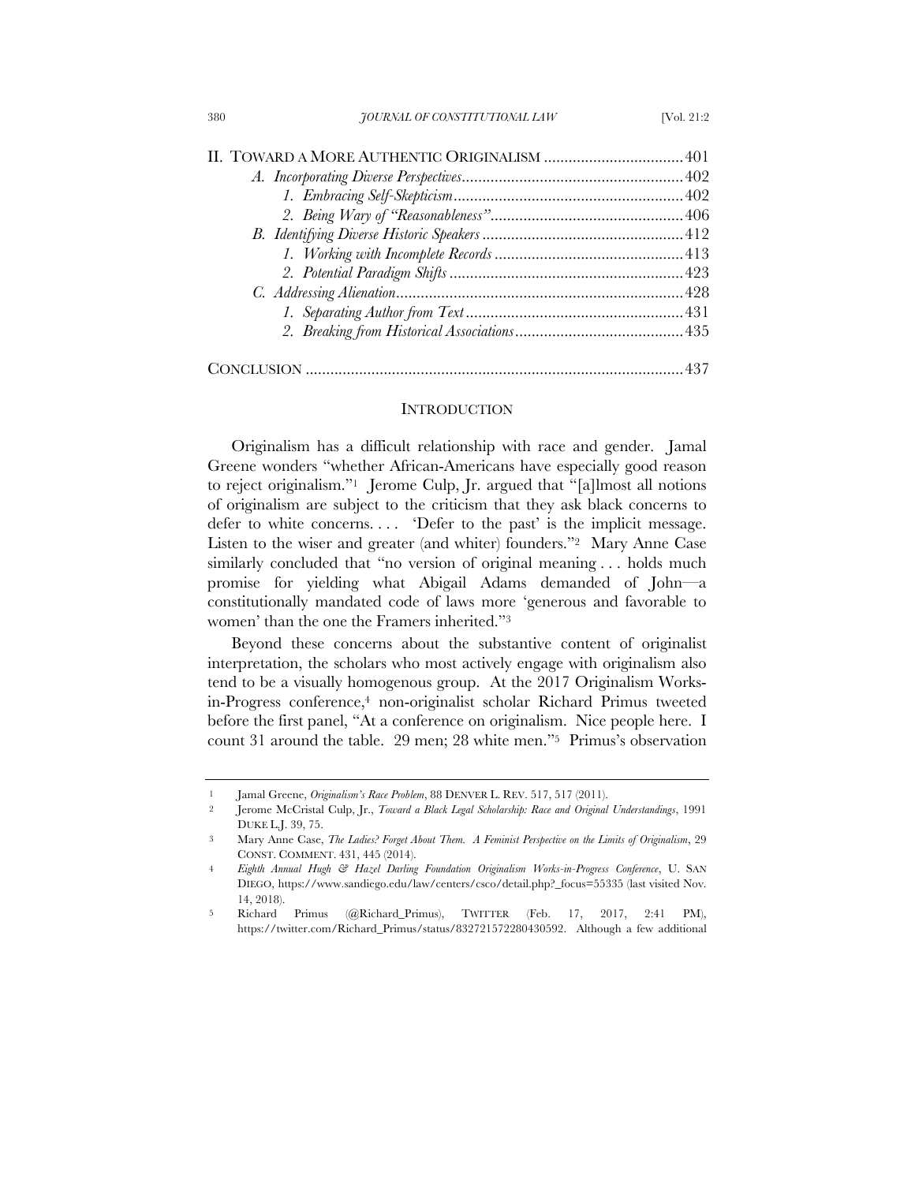II. TOWARD A MORE AUTHENTIC ORIGINALISM ..................................401

*A. Incorporating Diverse Perspectives*......................................................402

*1. Embracing Self-Skepticism*........................................................402

*2. Being Wary of "Reasonableness"*...............................................406

*B. Identifying Diverse Historic Speakers* .................................................412

*1. Working with Incomplete Records* ..............................................413

*2. Potential Paradigm Shifts* .........................................................423

*C. Addressing Alienation*.......................................................................428

*1. Separating Author from Text*.....................................................431

*2. Breaking from Historical Associations*.........................................435

CONCLUSION ...........................................................................................437

## INTRODUCTION

Originalism has a difficult relationship with race and gender. Jamal Greene wonders "whether African-Americans have especially good reason to reject originalism."[1] Jerome Culp, Jr. argued that "[a]lmost all notions of originalism are subject to the criticism that they ask black concerns to defer to white concerns. . . . 'Defer to the past' is the implicit message. Listen to the wiser and greater (and whiter) founders."[2] Mary Anne Case similarly concluded that "no version of original meaning . . . holds much promise for yielding what Abigail Adams demanded of John—a constitutionally mandated code of laws more 'generous and favorable to women' than the one the Framers inherited."[3]

Beyond these concerns about the substantive content of originalist interpretation, the scholars who most actively engage with originalism also tend to be a visually homogenous group. At the 2017 Originalism Works-in-Progress conference,[4] non-originalist scholar Richard Primus tweeted before the first panel, "At a conference on originalism. Nice people here. I count 31 around the table. 29 men; 28 white men."[5] Primus's observation

---

1 Jamal Greene, *Originalism's Race Problem*, 88 DENVER L. REV. 517, 517 (2011).

2 Jerome McCristal Culp, Jr., *Toward a Black Legal Scholarship: Race and Original Understandings*, 1991 DUKE L.J. 39, 75.

3 Mary Anne Case, *The Ladies? Forget About Them. A Feminist Perspective on the Limits of Originalism*, 29 CONST. COMMENT. 431, 445 (2014).

4 *Eighth Annual Hugh & Hazel Darling Foundation Originalism Works-in-Progress Conference*, U. SAN DIEGO, https://www.sandiego.edu/law/centers/csco/detail.php?_focus=55335 (last visited Nov. 14, 2018).

5 Richard Primus (@Richard_Primus), TWITTER (Feb. 17, 2017, 2:41 PM), https://twitter.com/Richard_Primus/status/832721572280430592. Although a few additional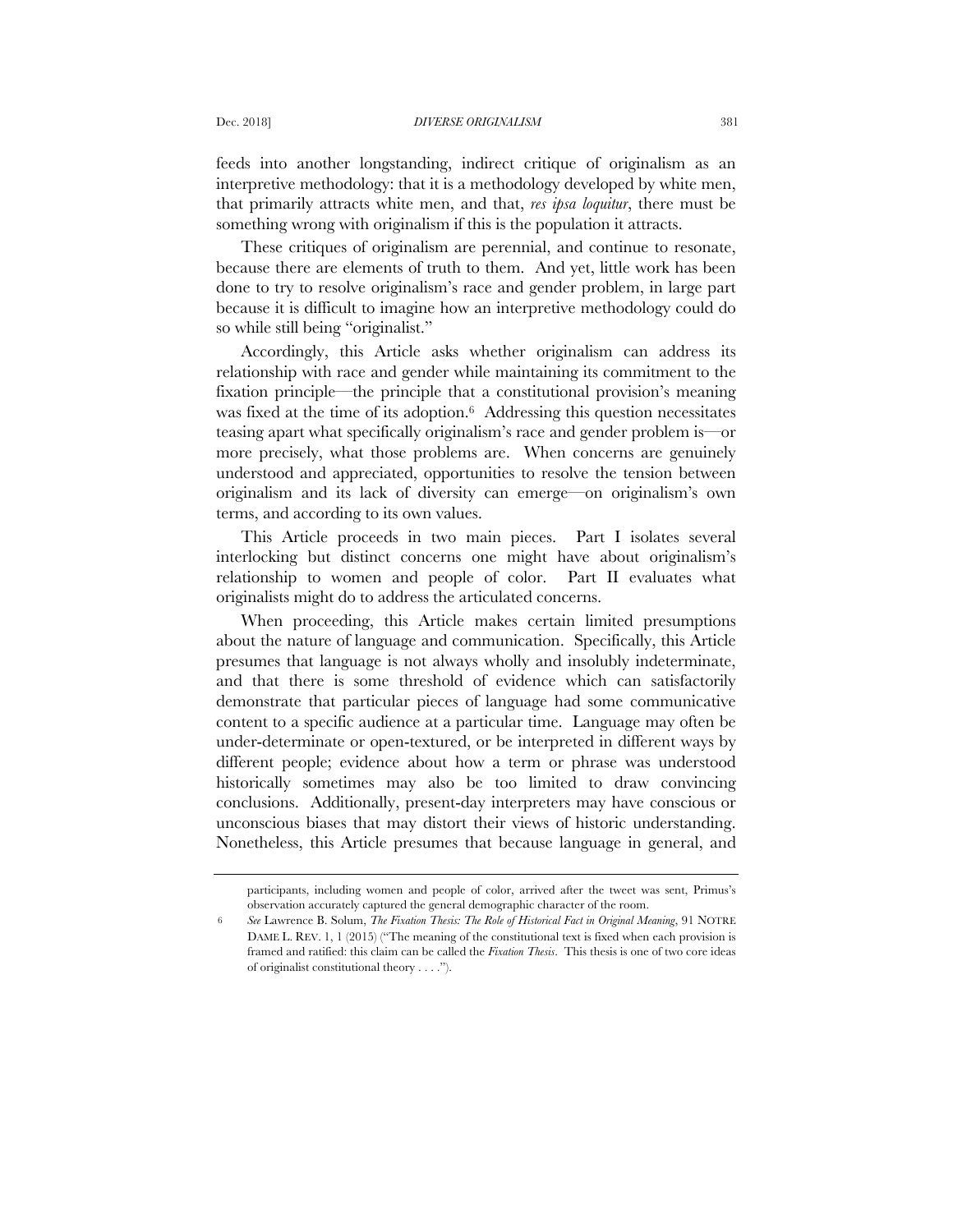feeds into another longstanding, indirect critique of originalism as an interpretive methodology: that it is a methodology developed by white men, that primarily attracts white men, and that, *res ipsa loquitur*, there must be something wrong with originalism if this is the population it attracts.

These critiques of originalism are perennial, and continue to resonate, because there are elements of truth to them. And yet, little work has been done to try to resolve originalism's race and gender problem, in large part because it is difficult to imagine how an interpretive methodology could do so while still being "originalist."

Accordingly, this Article asks whether originalism can address its relationship with race and gender while maintaining its commitment to the fixation principle—the principle that a constitutional provision's meaning was fixed at the time of its adoption.[6] Addressing this question necessitates teasing apart what specifically originalism's race and gender problem is—or more precisely, what those problems are. When concerns are genuinely understood and appreciated, opportunities to resolve the tension between originalism and its lack of diversity can emerge—on originalism's own terms, and according to its own values.

This Article proceeds in two main pieces. Part I isolates several interlocking but distinct concerns one might have about originalism's relationship to women and people of color. Part II evaluates what originalists might do to address the articulated concerns.

When proceeding, this Article makes certain limited presumptions about the nature of language and communication. Specifically, this Article presumes that language is not always wholly and insolubly indeterminate, and that there is some threshold of evidence which can satisfactorily demonstrate that particular pieces of language had some communicative content to a specific audience at a particular time. Language may often be under-determinate or open-textured, or be interpreted in different ways by different people; evidence about how a term or phrase was understood historically sometimes may also be too limited to draw convincing conclusions. Additionally, present-day interpreters may have conscious or unconscious biases that may distort their views of historic understanding. Nonetheless, this Article presumes that because language in general, and

---

participants, including women and people of color, arrived after the tweet was sent, Primus's observation accurately captured the general demographic character of the room.

6 *See* Lawrence B. Solum, *The Fixation Thesis: The Role of Historical Fact in Original Meaning*, 91 NOTRE DAME L. REV. 1, 1 (2015) ("The meaning of the constitutional text is fixed when each provision is framed and ratified: this claim can be called the *Fixation Thesis*. This thesis is one of two core ideas of originalist constitutional theory . . . .").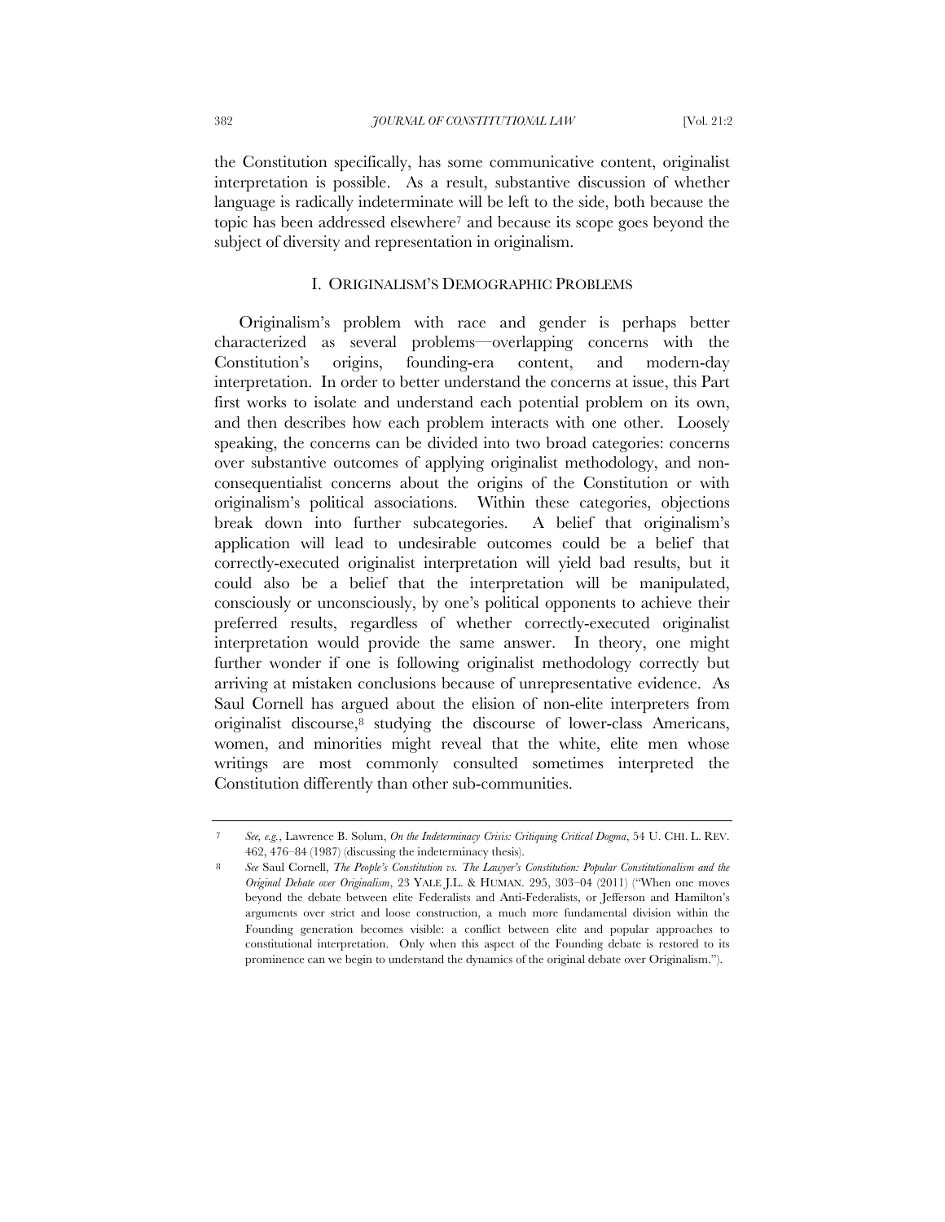the Constitution specifically, has some communicative content, originalist interpretation is possible. As a result, substantive discussion of whether language is radically indeterminate will be left to the side, both because the topic has been addressed elsewhere[7] and because its scope goes beyond the subject of diversity and representation in originalism.

## I. ORIGINALISM'S DEMOGRAPHIC PROBLEMS

Originalism's problem with race and gender is perhaps better characterized as several problems—overlapping concerns with the Constitution's origins, founding-era content, and modern-day interpretation. In order to better understand the concerns at issue, this Part first works to isolate and understand each potential problem on its own, and then describes how each problem interacts with one other. Loosely speaking, the concerns can be divided into two broad categories: concerns over substantive outcomes of applying originalist methodology, and non-consequentialist concerns about the origins of the Constitution or with originalism's political associations. Within these categories, objections break down into further subcategories. A belief that originalism's application will lead to undesirable outcomes could be a belief that correctly-executed originalist interpretation will yield bad results, but it could also be a belief that the interpretation will be manipulated, consciously or unconsciously, by one's political opponents to achieve their preferred results, regardless of whether correctly-executed originalist interpretation would provide the same answer. In theory, one might further wonder if one is following originalist methodology correctly but arriving at mistaken conclusions because of unrepresentative evidence. As Saul Cornell has argued about the elision of non-elite interpreters from originalist discourse,[8] studying the discourse of lower-class Americans, women, and minorities might reveal that the white, elite men whose writings are most commonly consulted sometimes interpreted the Constitution differently than other sub-communities.

---

7 *See, e.g.*, Lawrence B. Solum, *On the Indeterminacy Crisis: Critiquing Critical Dogma*, 54 U. CHI. L. REV. 462, 476–84 (1987) (discussing the indeterminacy thesis).

8 *See* Saul Cornell, *The People's Constitution vs. The Lawyer's Constitution: Popular Constitutionalism and the Original Debate over Originalism*, 23 YALE J.L. & HUMAN. 295, 303–04 (2011) ("When one moves beyond the debate between elite Federalists and Anti-Federalists, or Jefferson and Hamilton's arguments over strict and loose construction, a much more fundamental division within the Founding generation becomes visible: a conflict between elite and popular approaches to constitutional interpretation. Only when this aspect of the Founding debate is restored to its prominence can we begin to understand the dynamics of the original debate over Originalism.").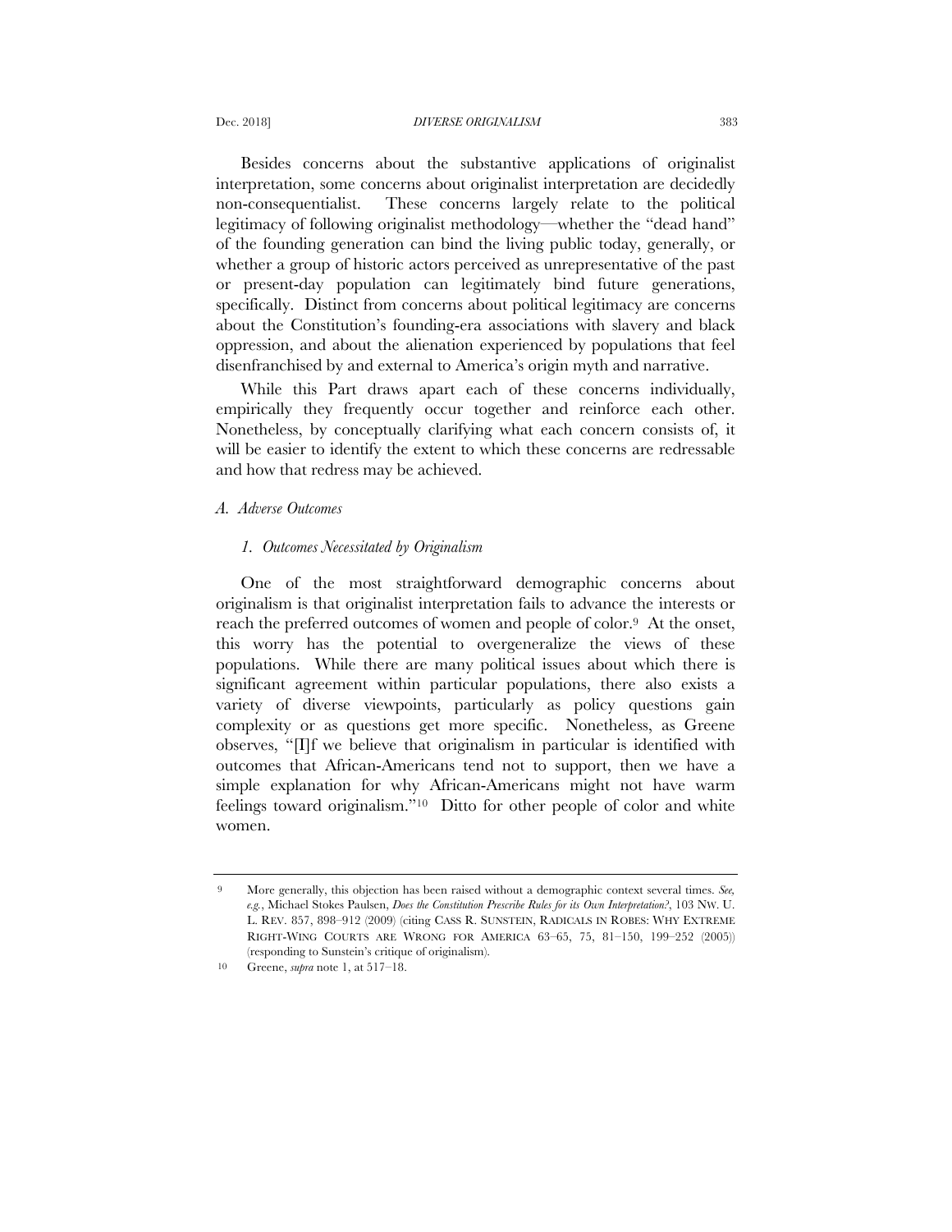Besides concerns about the substantive applications of originalist interpretation, some concerns about originalist interpretation are decidedly non-consequentialist. These concerns largely relate to the political legitimacy of following originalist methodology—whether the "dead hand" of the founding generation can bind the living public today, generally, or whether a group of historic actors perceived as unrepresentative of the past or present-day population can legitimately bind future generations, specifically. Distinct from concerns about political legitimacy are concerns about the Constitution's founding-era associations with slavery and black oppression, and about the alienation experienced by populations that feel disenfranchised by and external to America's origin myth and narrative.

While this Part draws apart each of these concerns individually, empirically they frequently occur together and reinforce each other. Nonetheless, by conceptually clarifying what each concern consists of, it will be easier to identify the extent to which these concerns are redressable and how that redress may be achieved.

## *A. Adverse Outcomes*

### *1. Outcomes Necessitated by Originalism*

One of the most straightforward demographic concerns about originalism is that originalist interpretation fails to advance the interests or reach the preferred outcomes of women and people of color.[9] At the onset, this worry has the potential to overgeneralize the views of these populations. While there are many political issues about which there is significant agreement within particular populations, there also exists a variety of diverse viewpoints, particularly as policy questions gain complexity or as questions get more specific. Nonetheless, as Greene observes, "[I]f we believe that originalism in particular is identified with outcomes that African-Americans tend not to support, then we have a simple explanation for why African-Americans might not have warm feelings toward originalism."[10] Ditto for other people of color and white women.

---

[9] More generally, this objection has been raised without a demographic context several times. *See, e.g.*, Michael Stokes Paulsen, *Does the Constitution Prescribe Rules for its Own Interpretation?*, 103 NW. U. L. REV. 857, 898–912 (2009) (citing CASS R. SUNSTEIN, RADICALS IN ROBES: WHY EXTREME RIGHT-WING COURTS ARE WRONG FOR AMERICA 63–65, 75, 81–150, 199–252 (2005)) (responding to Sunstein's critique of originalism).

[10] Greene, *supra* note 1, at 517–18.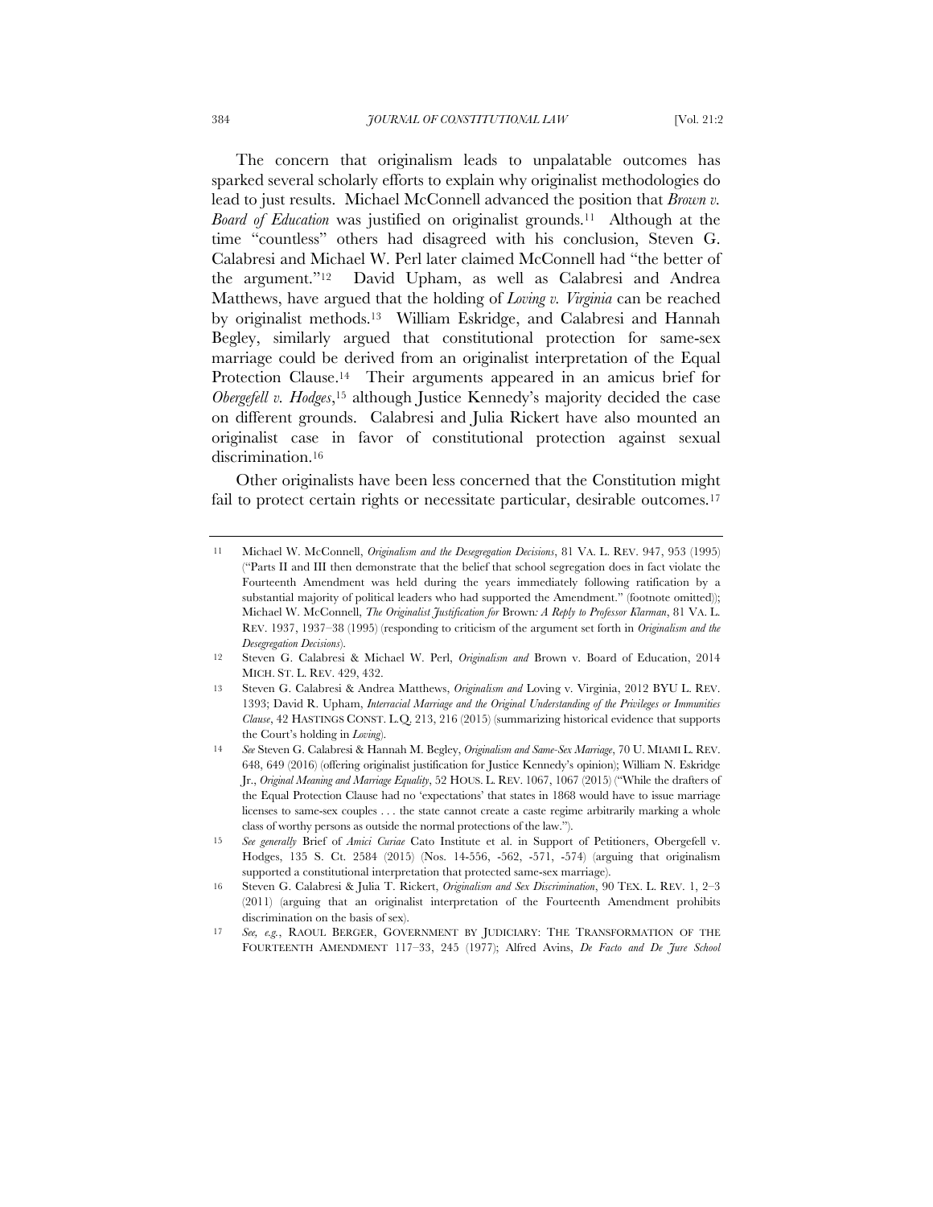The concern that originalism leads to unpalatable outcomes has sparked several scholarly efforts to explain why originalist methodologies do lead to just results. Michael McConnell advanced the position that *Brown v. Board of Education* was justified on originalist grounds.[11] Although at the time "countless" others had disagreed with his conclusion, Steven G. Calabresi and Michael W. Perl later claimed McConnell had "the better of the argument."[12] David Upham, as well as Calabresi and Andrea Matthews, have argued that the holding of *Loving v. Virginia* can be reached by originalist methods.[13] William Eskridge, and Calabresi and Hannah Begley, similarly argued that constitutional protection for same-sex marriage could be derived from an originalist interpretation of the Equal Protection Clause.[14] Their arguments appeared in an amicus brief for *Obergefell v. Hodges*,[15] although Justice Kennedy's majority decided the case on different grounds. Calabresi and Julia Rickert have also mounted an originalist case in favor of constitutional protection against sexual discrimination.[16]

Other originalists have been less concerned that the Constitution might fail to protect certain rights or necessitate particular, desirable outcomes.[17]

---

11 Michael W. McConnell, *Originalism and the Desegregation Decisions*, 81 VA. L. REV. 947, 953 (1995) ("Parts II and III then demonstrate that the belief that school segregation does in fact violate the Fourteenth Amendment was held during the years immediately following ratification by a substantial majority of political leaders who had supported the Amendment." (footnote omitted)); Michael W. McConnell, *The Originalist Justification for* Brown*: A Reply to Professor Klarman*, 81 VA. L. REV. 1937, 1937–38 (1995) (responding to criticism of the argument set forth in *Originalism and the Desegregation Decisions*).

12 Steven G. Calabresi & Michael W. Perl, *Originalism and* Brown v. Board of Education, 2014 MICH. ST. L. REV. 429, 432.

13 Steven G. Calabresi & Andrea Matthews, *Originalism and* Loving v. Virginia, 2012 BYU L. REV. 1393; David R. Upham, *Interracial Marriage and the Original Understanding of the Privileges or Immunities Clause*, 42 HASTINGS CONST. L.Q. 213, 216 (2015) (summarizing historical evidence that supports the Court's holding in *Loving*).

14 *See* Steven G. Calabresi & Hannah M. Begley, *Originalism and Same-Sex Marriage*, 70 U. MIAMI L. REV. 648, 649 (2016) (offering originalist justification for Justice Kennedy's opinion); William N. Eskridge Jr., *Original Meaning and Marriage Equality*, 52 HOUS. L. REV. 1067, 1067 (2015) ("While the drafters of the Equal Protection Clause had no 'expectations' that states in 1868 would have to issue marriage licenses to same-sex couples . . . the state cannot create a caste regime arbitrarily marking a whole class of worthy persons as outside the normal protections of the law.").

15 *See generally* Brief of *Amici Curiae* Cato Institute et al. in Support of Petitioners, Obergefell v. Hodges, 135 S. Ct. 2584 (2015) (Nos. 14-556, -562, -571, -574) (arguing that originalism supported a constitutional interpretation that protected same-sex marriage).

16 Steven G. Calabresi & Julia T. Rickert, *Originalism and Sex Discrimination*, 90 TEX. L. REV. 1, 2–3 (2011) (arguing that an originalist interpretation of the Fourteenth Amendment prohibits discrimination on the basis of sex).

17 *See, e.g.*, RAOUL BERGER, GOVERNMENT BY JUDICIARY: THE TRANSFORMATION OF THE FOURTEENTH AMENDMENT 117–33, 245 (1977); Alfred Avins, *De Facto and De Jure School*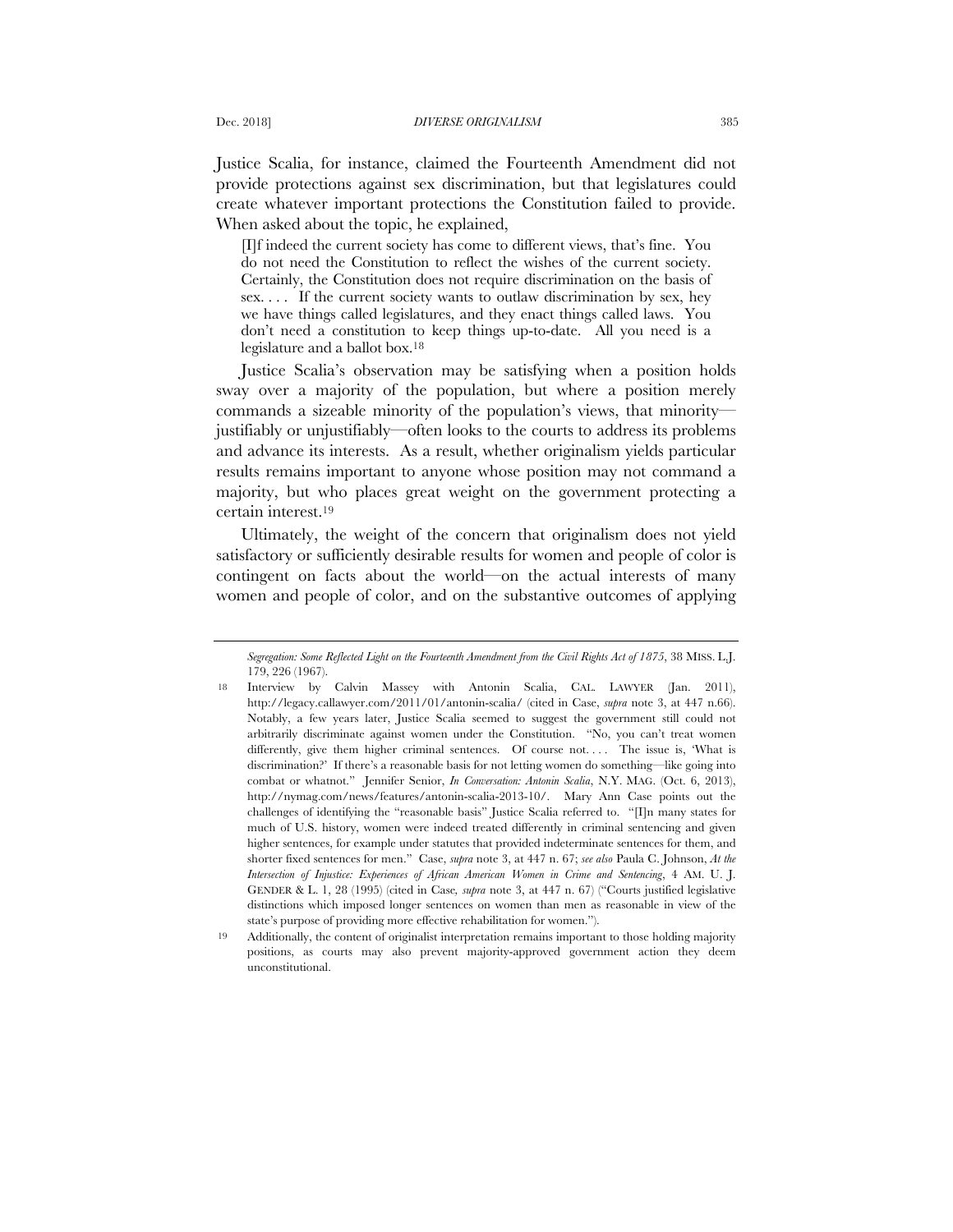Justice Scalia, for instance, claimed the Fourteenth Amendment did not provide protections against sex discrimination, but that legislatures could create whatever important protections the Constitution failed to provide. When asked about the topic, he explained,

> [I]f indeed the current society has come to different views, that's fine. You do not need the Constitution to reflect the wishes of the current society. Certainly, the Constitution does not require discrimination on the basis of sex. . . . If the current society wants to outlaw discrimination by sex, hey we have things called legislatures, and they enact things called laws. You don't need a constitution to keep things up-to-date. All you need is a legislature and a ballot box.[18]

Justice Scalia's observation may be satisfying when a position holds sway over a majority of the population, but where a position merely commands a sizeable minority of the population's views, that minority—justifiably or unjustifiably—often looks to the courts to address its problems and advance its interests. As a result, whether originalism yields particular results remains important to anyone whose position may not command a majority, but who places great weight on the government protecting a certain interest.[19]

Ultimately, the weight of the concern that originalism does not yield satisfactory or sufficiently desirable results for women and people of color is contingent on facts about the world—on the actual interests of many women and people of color, and on the substantive outcomes of applying

---

*Segregation: Some Reflected Light on the Fourteenth Amendment from the Civil Rights Act of 1875*, 38 MISS. L.J. 179, 226 (1967).

18 Interview by Calvin Massey with Antonin Scalia, CAL. LAWYER (Jan. 2011), http://legacy.callawyer.com/2011/01/antonin-scalia/ (cited in Case, *supra* note 3, at 447 n.66). Notably, a few years later, Justice Scalia seemed to suggest the government still could not arbitrarily discriminate against women under the Constitution. "No, you can't treat women differently, give them higher criminal sentences. Of course not. . . . The issue is, 'What is discrimination?' If there's a reasonable basis for not letting women do something—like going into combat or whatnot." Jennifer Senior, *In Conversation: Antonin Scalia*, N.Y. MAG. (Oct. 6, 2013), http://nymag.com/news/features/antonin-scalia-2013-10/. Mary Ann Case points out the challenges of identifying the "reasonable basis" Justice Scalia referred to. "[I]n many states for much of U.S. history, women were indeed treated differently in criminal sentencing and given higher sentences, for example under statutes that provided indeterminate sentences for them, and shorter fixed sentences for men." Case, *supra* note 3, at 447 n. 67; *see also* Paula C. Johnson, *At the Intersection of Injustice: Experiences of African American Women in Crime and Sentencing*, 4 AM. U. J. GENDER & L. 1, 28 (1995) (cited in Case, *supra* note 3, at 447 n. 67) ("Courts justified legislative distinctions which imposed longer sentences on women than men as reasonable in view of the state's purpose of providing more effective rehabilitation for women.").

19 Additionally, the content of originalist interpretation remains important to those holding majority positions, as courts may also prevent majority-approved government action they deem unconstitutional.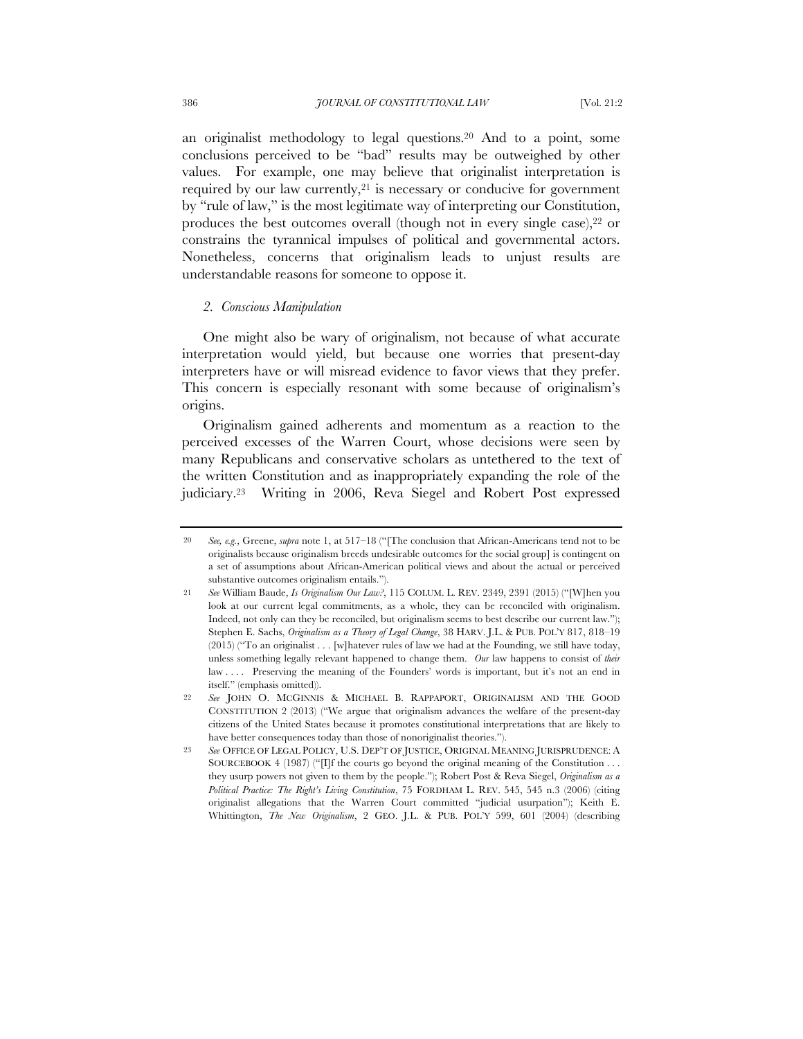an originalist methodology to legal questions.[20] And to a point, some conclusions perceived to be "bad" results may be outweighed by other values. For example, one may believe that originalist interpretation is required by our law currently,[21] is necessary or conducive for government by "rule of law," is the most legitimate way of interpreting our Constitution, produces the best outcomes overall (though not in every single case),[22] or constrains the tyrannical impulses of political and governmental actors. Nonetheless, concerns that originalism leads to unjust results are understandable reasons for someone to oppose it.

### *2. Conscious Manipulation*

One might also be wary of originalism, not because of what accurate interpretation would yield, but because one worries that present-day interpreters have or will misread evidence to favor views that they prefer. This concern is especially resonant with some because of originalism's origins.

Originalism gained adherents and momentum as a reaction to the perceived excesses of the Warren Court, whose decisions were seen by many Republicans and conservative scholars as untethered to the text of the written Constitution and as inappropriately expanding the role of the judiciary.[23] Writing in 2006, Reva Siegel and Robert Post expressed

---

[20] *See, e.g.*, Greene, *supra* note 1, at 517–18 ("[The conclusion that African-Americans tend not to be originalists because originalism breeds undesirable outcomes for the social group] is contingent on a set of assumptions about African-American political views and about the actual or perceived substantive outcomes originalism entails.").

[21] *See* William Baude, *Is Originalism Our Law?*, 115 COLUM. L. REV. 2349, 2391 (2015) ("[W]hen you look at our current legal commitments, as a whole, they can be reconciled with originalism. Indeed, not only can they be reconciled, but originalism seems to best describe our current law."); Stephen E. Sachs, *Originalism as a Theory of Legal Change*, 38 HARV. J.L. & PUB. POL'Y 817, 818–19 (2015) ("To an originalist . . . [w]hatever rules of law we had at the Founding, we still have today, unless something legally relevant happened to change them. *Our* law happens to consist of *their* law . . . . Preserving the meaning of the Founders' words is important, but it's not an end in itself." (emphasis omitted)).

[22] *See* JOHN O. MCGINNIS & MICHAEL B. RAPPAPORT, ORIGINALISM AND THE GOOD CONSTITUTION 2 (2013) ("We argue that originalism advances the welfare of the present-day citizens of the United States because it promotes constitutional interpretations that are likely to have better consequences today than those of nonoriginalist theories.").

[23] *See* OFFICE OF LEGAL POLICY, U.S. DEP'T OF JUSTICE, ORIGINAL MEANING JURISPRUDENCE: A SOURCEBOOK 4 (1987) ("[I]f the courts go beyond the original meaning of the Constitution . . . they usurp powers not given to them by the people."); Robert Post & Reva Siegel, *Originalism as a Political Practice: The Right's Living Constitution*, 75 FORDHAM L. REV. 545, 545 n.3 (2006) (citing originalist allegations that the Warren Court committed "judicial usurpation"); Keith E. Whittington, *The New Originalism*, 2 GEO. J.L. & PUB. POL'Y 599, 601 (2004) (describing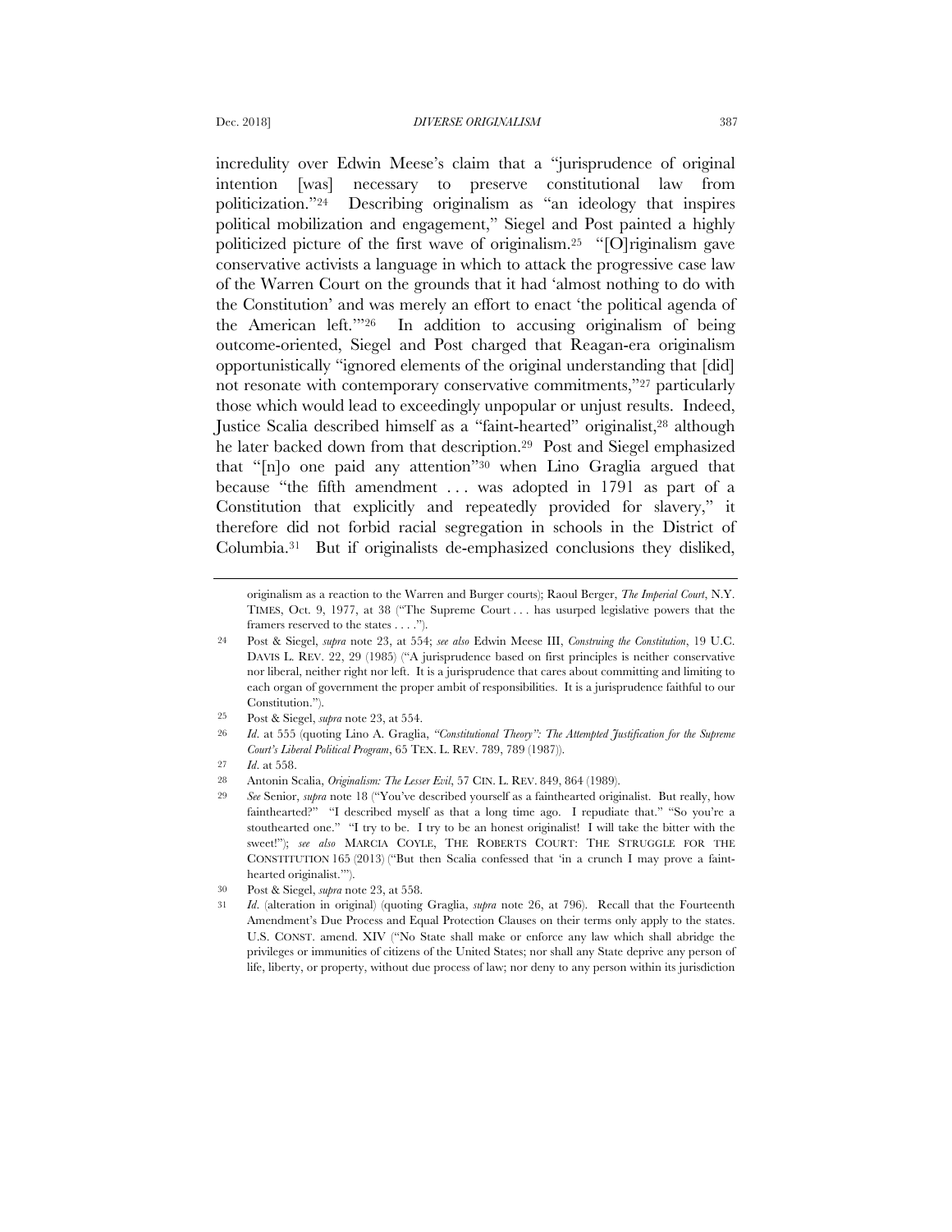incredulity over Edwin Meese's claim that a "jurisprudence of original intention [was] necessary to preserve constitutional law from politicization."[24] Describing originalism as "an ideology that inspires political mobilization and engagement," Siegel and Post painted a highly politicized picture of the first wave of originalism.[25] "[O]riginalism gave conservative activists a language in which to attack the progressive case law of the Warren Court on the grounds that it had 'almost nothing to do with the Constitution' and was merely an effort to enact 'the political agenda of the American left.'"[26] In addition to accusing originalism of being outcome-oriented, Siegel and Post charged that Reagan-era originalism opportunistically "ignored elements of the original understanding that [did] not resonate with contemporary conservative commitments,"[27] particularly those which would lead to exceedingly unpopular or unjust results. Indeed, Justice Scalia described himself as a "faint-hearted" originalist,[28] although he later backed down from that description.[29] Post and Siegel emphasized that "[n]o one paid any attention"[30] when Lino Graglia argued that because "the fifth amendment . . . was adopted in 1791 as part of a Constitution that explicitly and repeatedly provided for slavery," it therefore did not forbid racial segregation in schools in the District of Columbia.[31] But if originalists de-emphasized conclusions they disliked,

originalism as a reaction to the Warren and Burger courts); Raoul Berger, *The Imperial Court*, N.Y. TIMES, Oct. 9, 1977, at 38 ("The Supreme Court . . . has usurped legislative powers that the framers reserved to the states . . . .").

24 Post & Siegel, *supra* note 23, at 554; *see also* Edwin Meese III, *Construing the Constitution*, 19 U.C. DAVIS L. REV. 22, 29 (1985) ("A jurisprudence based on first principles is neither conservative nor liberal, neither right nor left. It is a jurisprudence that cares about committing and limiting to each organ of government the proper ambit of responsibilities. It is a jurisprudence faithful to our Constitution.").

25 Post & Siegel, *supra* note 23, at 554.

26 *Id.* at 555 (quoting Lino A. Graglia, *"Constitutional Theory": The Attempted Justification for the Supreme Court's Liberal Political Program*, 65 TEX. L. REV. 789, 789 (1987)).

27 *Id.* at 558.

28 Antonin Scalia, *Originalism: The Lesser Evil*, 57 CIN. L. REV. 849, 864 (1989).

29 *See* Senior, *supra* note 18 ("You've described yourself as a fainthearted originalist. But really, how fainthearted?" "I described myself as that a long time ago. I repudiate that." "So you're a stouthearted one." "I try to be. I try to be an honest originalist! I will take the bitter with the sweet!"); *see also* MARCIA COYLE, THE ROBERTS COURT: THE STRUGGLE FOR THE CONSTITUTION 165 (2013) ("But then Scalia confessed that 'in a crunch I may prove a faint-hearted originalist.'").

30 Post & Siegel, *supra* note 23, at 558.

31 *Id.* (alteration in original) (quoting Graglia, *supra* note 26, at 796). Recall that the Fourteenth Amendment's Due Process and Equal Protection Clauses on their terms only apply to the states. U.S. CONST. amend. XIV ("No State shall make or enforce any law which shall abridge the privileges or immunities of citizens of the United States; nor shall any State deprive any person of life, liberty, or property, without due process of law; nor deny to any person within its jurisdiction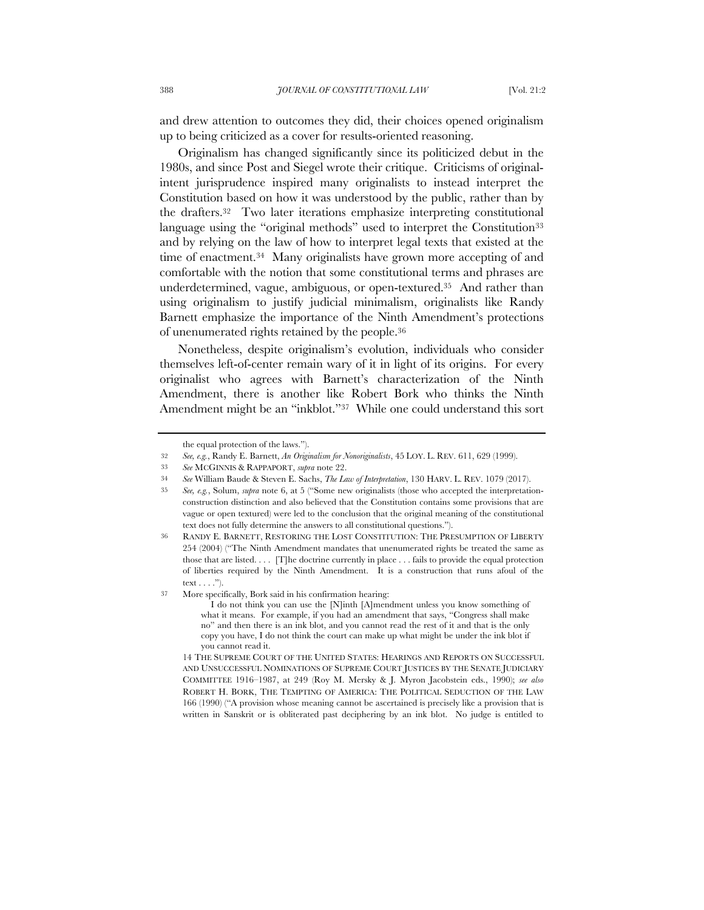and drew attention to outcomes they did, their choices opened originalism up to being criticized as a cover for results-oriented reasoning.

Originalism has changed significantly since its politicized debut in the 1980s, and since Post and Siegel wrote their critique. Criticisms of original-intent jurisprudence inspired many originalists to instead interpret the Constitution based on how it was understood by the public, rather than by the drafters.[32] Two later iterations emphasize interpreting constitutional language using the "original methods" used to interpret the Constitution[33] and by relying on the law of how to interpret legal texts that existed at the time of enactment.[34] Many originalists have grown more accepting of and comfortable with the notion that some constitutional terms and phrases are underdetermined, vague, ambiguous, or open-textured.[35] And rather than using originalism to justify judicial minimalism, originalists like Randy Barnett emphasize the importance of the Ninth Amendment's protections of unenumerated rights retained by the people.[36]

Nonetheless, despite originalism's evolution, individuals who consider themselves left-of-center remain wary of it in light of its origins. For every originalist who agrees with Barnett's characterization of the Ninth Amendment, there is another like Robert Bork who thinks the Ninth Amendment might be an "inkblot."[37] While one could understand this sort

---

the equal protection of the laws.").

32 *See, e.g.*, Randy E. Barnett, *An Originalism for Nonoriginalists*, 45 LOY. L. REV. 611, 629 (1999).

33 *See* MCGINNIS & RAPPAPORT, *supra* note 22.

34 *See* William Baude & Steven E. Sachs, *The Law of Interpretation*, 130 HARV. L. REV. 1079 (2017).

35 *See, e.g.*, Solum, *supra* note 6, at 5 ("Some new originalists (those who accepted the interpretation-construction distinction and also believed that the Constitution contains some provisions that are vague or open textured) were led to the conclusion that the original meaning of the constitutional text does not fully determine the answers to all constitutional questions.").

36 RANDY E. BARNETT, RESTORING THE LOST CONSTITUTION: THE PRESUMPTION OF LIBERTY 254 (2004) ("The Ninth Amendment mandates that unenumerated rights be treated the same as those that are listed. . . . [T]he doctrine currently in place . . . fails to provide the equal protection of liberties required by the Ninth Amendment. It is a construction that runs afoul of the text . . . .").

37 More specifically, Bork said in his confirmation hearing:

> I do not think you can use the [N]inth [A]mendment unless you know something of what it means. For example, if you had an amendment that says, "Congress shall make no" and then there is an ink blot, and you cannot read the rest of it and that is the only copy you have, I do not think the court can make up what might be under the ink blot if you cannot read it.

14 THE SUPREME COURT OF THE UNITED STATES: HEARINGS AND REPORTS ON SUCCESSFUL AND UNSUCCESSFUL NOMINATIONS OF SUPREME COURT JUSTICES BY THE SENATE JUDICIARY COMMITTEE 1916–1987, at 249 (Roy M. Mersky & J. Myron Jacobstein eds., 1990); *see also* ROBERT H. BORK, THE TEMPTING OF AMERICA: THE POLITICAL SEDUCTION OF THE LAW 166 (1990) ("A provision whose meaning cannot be ascertained is precisely like a provision that is written in Sanskrit or is obliterated past deciphering by an ink blot. No judge is entitled to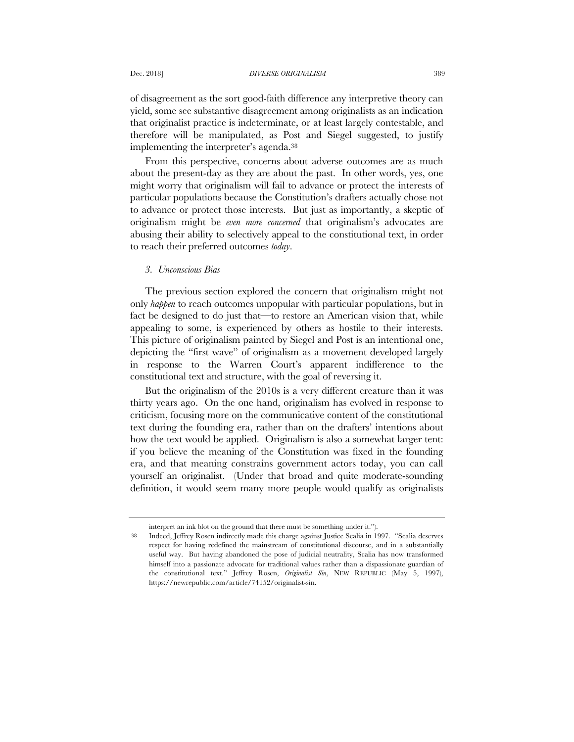of disagreement as the sort good-faith difference any interpretive theory can yield, some see substantive disagreement among originalists as an indication that originalist practice is indeterminate, or at least largely contestable, and therefore will be manipulated, as Post and Siegel suggested, to justify implementing the interpreter's agenda.[38]

From this perspective, concerns about adverse outcomes are as much about the present-day as they are about the past. In other words, yes, one might worry that originalism will fail to advance or protect the interests of particular populations because the Constitution's drafters actually chose not to advance or protect those interests. But just as importantly, a skeptic of originalism might be *even more concerned* that originalism's advocates are abusing their ability to selectively appeal to the constitutional text, in order to reach their preferred outcomes *today*.

### *3. Unconscious Bias*

The previous section explored the concern that originalism might not only *happen* to reach outcomes unpopular with particular populations, but in fact be designed to do just that—to restore an American vision that, while appealing to some, is experienced by others as hostile to their interests. This picture of originalism painted by Siegel and Post is an intentional one, depicting the "first wave" of originalism as a movement developed largely in response to the Warren Court's apparent indifference to the constitutional text and structure, with the goal of reversing it.

But the originalism of the 2010s is a very different creature than it was thirty years ago. On the one hand, originalism has evolved in response to criticism, focusing more on the communicative content of the constitutional text during the founding era, rather than on the drafters' intentions about how the text would be applied. Originalism is also a somewhat larger tent: if you believe the meaning of the Constitution was fixed in the founding era, and that meaning constrains government actors today, you can call yourself an originalist. (Under that broad and quite moderate-sounding definition, it would seem many more people would qualify as originalists

---

interpret an ink blot on the ground that there must be something under it.").

38 Indeed, Jeffrey Rosen indirectly made this charge against Justice Scalia in 1997. "Scalia deserves respect for having redefined the mainstream of constitutional discourse, and in a substantially useful way. But having abandoned the pose of judicial neutrality, Scalia has now transformed himself into a passionate advocate for traditional values rather than a dispassionate guardian of the constitutional text." Jeffrey Rosen, *Originalist Sin*, NEW REPUBLIC (May 5, 1997), https://newrepublic.com/article/74152/originalist-sin.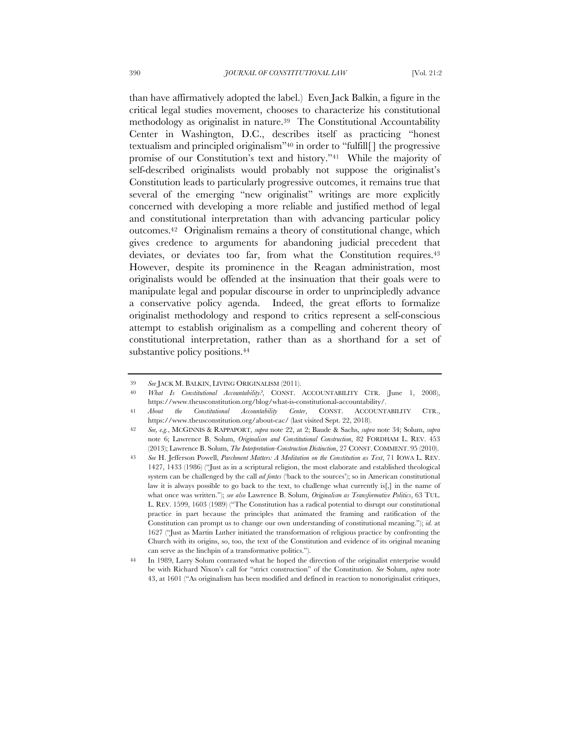than have affirmatively adopted the label.) Even Jack Balkin, a figure in the critical legal studies movement, chooses to characterize his constitutional methodology as originalist in nature.[39] The Constitutional Accountability Center in Washington, D.C., describes itself as practicing "honest textualism and principled originalism"[40] in order to "fulfill[] the progressive promise of our Constitution's text and history."[41] While the majority of self-described originalists would probably not suppose the originalist's Constitution leads to particularly progressive outcomes, it remains true that several of the emerging "new originalist" writings are more explicitly concerned with developing a more reliable and justified method of legal and constitutional interpretation than with advancing particular policy outcomes.[42] Originalism remains a theory of constitutional change, which gives credence to arguments for abandoning judicial precedent that deviates, or deviates too far, from what the Constitution requires.[43] However, despite its prominence in the Reagan administration, most originalists would be offended at the insinuation that their goals were to manipulate legal and popular discourse in order to unprincipledly advance a conservative policy agenda. Indeed, the great efforts to formalize originalist methodology and respond to critics represent a self-conscious attempt to establish originalism as a compelling and coherent theory of constitutional interpretation, rather than as a shorthand for a set of substantive policy positions.[44]

---

39 *See* JACK M. BALKIN, LIVING ORIGINALISM (2011).

40 *What Is Constitutional Accountability?*, CONST. ACCOUNTABILITY CTR. (June 1, 2008), https://www.theusconstitution.org/blog/what-is-constitutional-accountability/.

41 *About the Constitutional Accountability Center*, CONST. ACCOUNTABILITY CTR., https://www.theusconstitution.org/about-cac/ (last visited Sept. 22, 2018).

42 *See, e.g.*, MCGINNIS & RAPPAPORT, *supra* note 22, at 2; Baude & Sachs, *supra* note 34; Solum, *supra* note 6; Lawrence B. Solum, *Originalism and Constitutional Construction*, 82 FORDHAM L. REV. 453 (2013); Lawrence B. Solum, *The Interpretation-Construction Distinction*, 27 CONST. COMMENT. 95 (2010).

43 *See* H. Jefferson Powell, *Parchment Matters: A Meditation on the Constitution as Text*, 71 IOWA L. REV. 1427, 1433 (1986) ("Just as in a scriptural religion, the most elaborate and established theological system can be challenged by the call *ad fontes* ('back to the sources'); so in American constitutional law it is always possible to go back to the text, to challenge what currently is[,] in the name of what once was written."); *see also* Lawrence B. Solum, *Originalism as Transformative Politics*, 63 TUL. L. REV. 1599, 1603 (1989) ("The Constitution has a radical potential to disrupt our constitutional practice in part because the principles that animated the framing and ratification of the Constitution can prompt us to change our own understanding of constitutional meaning."); *id.* at 1627 ("Just as Martin Luther initiated the transformation of religious practice by confronting the Church with its origins, so, too, the text of the Constitution and evidence of its original meaning can serve as the linchpin of a transformative politics.").

44 In 1989, Larry Solum contrasted what he hoped the direction of the originalist enterprise would be with Richard Nixon's call for "strict construction" of the Constitution. *See* Solum, *supra* note 43, at 1601 ("As originalism has been modified and defined in reaction to nonoriginalist critiques,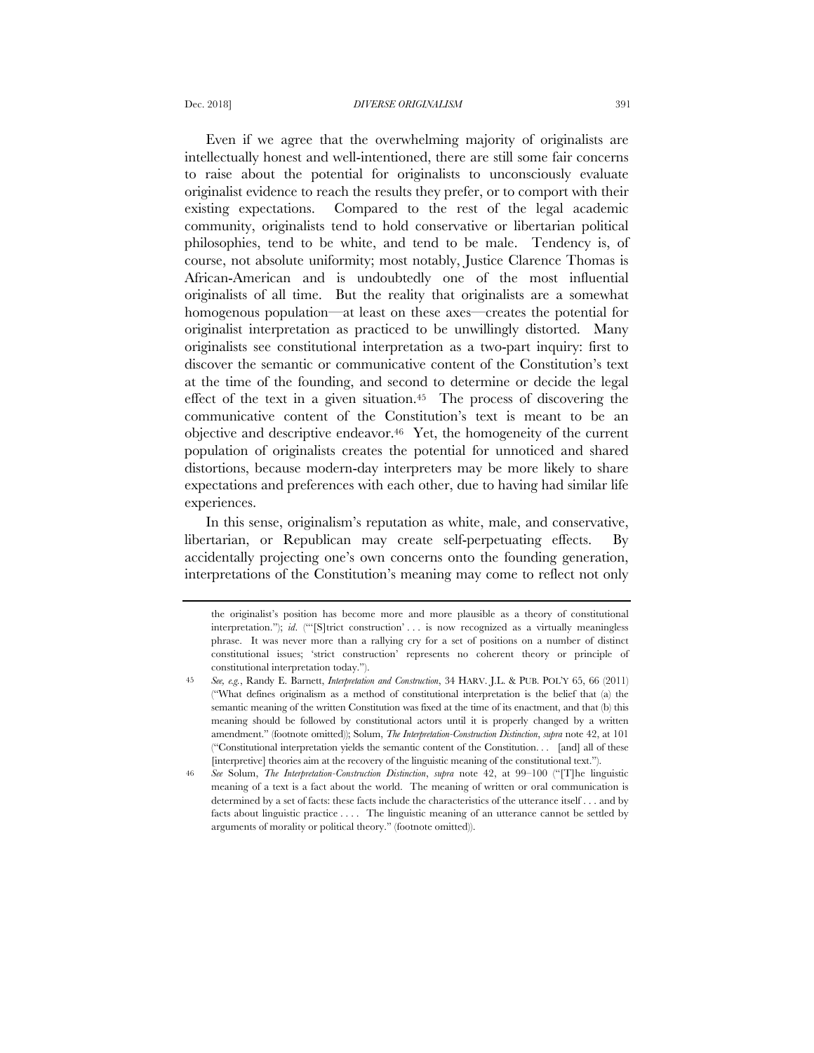Even if we agree that the overwhelming majority of originalists are intellectually honest and well-intentioned, there are still some fair concerns to raise about the potential for originalists to unconsciously evaluate originalist evidence to reach the results they prefer, or to comport with their existing expectations. Compared to the rest of the legal academic community, originalists tend to hold conservative or libertarian political philosophies, tend to be white, and tend to be male. Tendency is, of course, not absolute uniformity; most notably, Justice Clarence Thomas is African-American and is undoubtedly one of the most influential originalists of all time. But the reality that originalists are a somewhat homogenous population—at least on these axes—creates the potential for originalist interpretation as practiced to be unwillingly distorted. Many originalists see constitutional interpretation as a two-part inquiry: first to discover the semantic or communicative content of the Constitution's text at the time of the founding, and second to determine or decide the legal effect of the text in a given situation.[45] The process of discovering the communicative content of the Constitution's text is meant to be an objective and descriptive endeavor.[46] Yet, the homogeneity of the current population of originalists creates the potential for unnoticed and shared distortions, because modern-day interpreters may be more likely to share expectations and preferences with each other, due to having had similar life experiences.

In this sense, originalism's reputation as white, male, and conservative, libertarian, or Republican may create self-perpetuating effects. By accidentally projecting one's own concerns onto the founding generation, interpretations of the Constitution's meaning may come to reflect not only

---

the originalist's position has become more and more plausible as a theory of constitutional interpretation."); *id.* ("'[S]trict construction' . . . is now recognized as a virtually meaningless phrase. It was never more than a rallying cry for a set of positions on a number of distinct constitutional issues; 'strict construction' represents no coherent theory or principle of constitutional interpretation today.").

45 *See, e.g.*, Randy E. Barnett, *Interpretation and Construction*, 34 HARV. J.L. & PUB. POL'Y 65, 66 (2011) ("What defines originalism as a method of constitutional interpretation is the belief that (a) the semantic meaning of the written Constitution was fixed at the time of its enactment, and that (b) this meaning should be followed by constitutional actors until it is properly changed by a written amendment." (footnote omitted)); Solum, *The Interpretation-Construction Distinction*, *supra* note 42, at 101 ("Constitutional interpretation yields the semantic content of the Constitution. . . [and] all of these [interpretive] theories aim at the recovery of the linguistic meaning of the constitutional text.").

46 *See* Solum, *The Interpretation-Construction Distinction*, *supra* note 42, at 99–100 ("[T]he linguistic meaning of a text is a fact about the world. The meaning of written or oral communication is determined by a set of facts: these facts include the characteristics of the utterance itself . . . and by facts about linguistic practice . . . . The linguistic meaning of an utterance cannot be settled by arguments of morality or political theory." (footnote omitted)).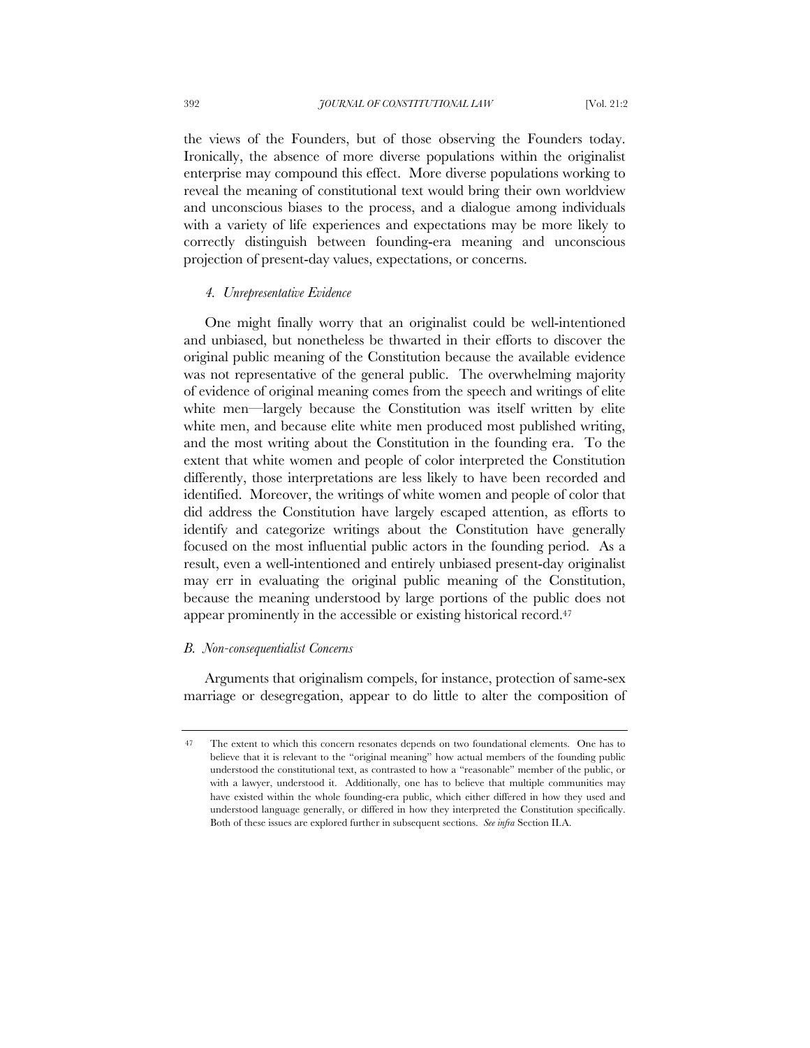the views of the Founders, but of those observing the Founders today. Ironically, the absence of more diverse populations within the originalist enterprise may compound this effect. More diverse populations working to reveal the meaning of constitutional text would bring their own worldview and unconscious biases to the process, and a dialogue among individuals with a variety of life experiences and expectations may be more likely to correctly distinguish between founding-era meaning and unconscious projection of present-day values, expectations, or concerns.

#### *4. Unrepresentative Evidence*

One might finally worry that an originalist could be well-intentioned and unbiased, but nonetheless be thwarted in their efforts to discover the original public meaning of the Constitution because the available evidence was not representative of the general public. The overwhelming majority of evidence of original meaning comes from the speech and writings of elite white men—largely because the Constitution was itself written by elite white men, and because elite white men produced most published writing, and the most writing about the Constitution in the founding era. To the extent that white women and people of color interpreted the Constitution differently, those interpretations are less likely to have been recorded and identified. Moreover, the writings of white women and people of color that did address the Constitution have largely escaped attention, as efforts to identify and categorize writings about the Constitution have generally focused on the most influential public actors in the founding period. As a result, even a well-intentioned and entirely unbiased present-day originalist may err in evaluating the original public meaning of the Constitution, because the meaning understood by large portions of the public does not appear prominently in the accessible or existing historical record.[47]

### *B. Non-consequentialist Concerns*

Arguments that originalism compels, for instance, protection of same-sex marriage or desegregation, appear to do little to alter the composition of

---

[47] The extent to which this concern resonates depends on two foundational elements. One has to believe that it is relevant to the "original meaning" how actual members of the founding public understood the constitutional text, as contrasted to how a "reasonable" member of the public, or with a lawyer, understood it. Additionally, one has to believe that multiple communities may have existed within the whole founding-era public, which either differed in how they used and understood language generally, or differed in how they interpreted the Constitution specifically. Both of these issues are explored further in subsequent sections. *See infra* Section II.A.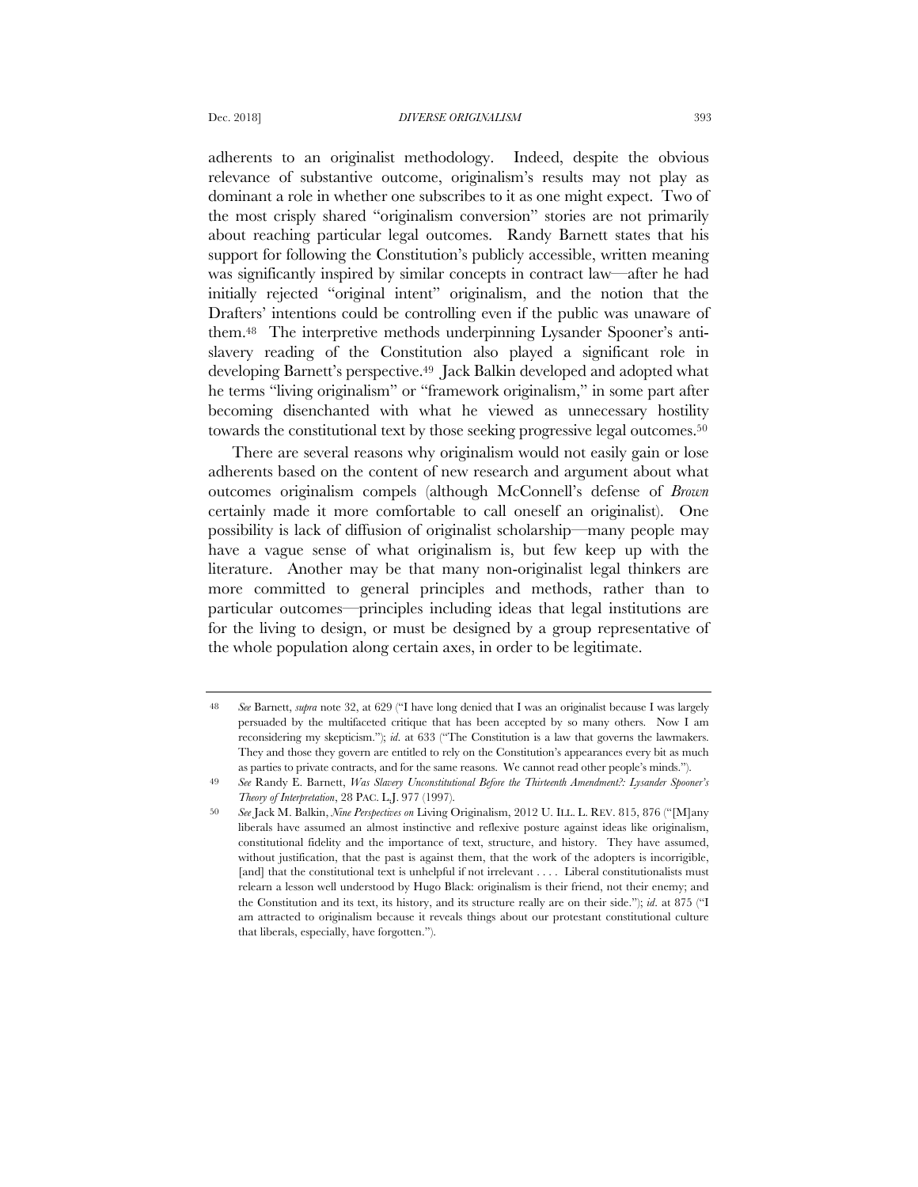adherents to an originalist methodology. Indeed, despite the obvious relevance of substantive outcome, originalism's results may not play as dominant a role in whether one subscribes to it as one might expect. Two of the most crisply shared "originalism conversion" stories are not primarily about reaching particular legal outcomes. Randy Barnett states that his support for following the Constitution's publicly accessible, written meaning was significantly inspired by similar concepts in contract law—after he had initially rejected "original intent" originalism, and the notion that the Drafters' intentions could be controlling even if the public was unaware of them.[48] The interpretive methods underpinning Lysander Spooner's anti-slavery reading of the Constitution also played a significant role in developing Barnett's perspective.[49] Jack Balkin developed and adopted what he terms "living originalism" or "framework originalism," in some part after becoming disenchanted with what he viewed as unnecessary hostility towards the constitutional text by those seeking progressive legal outcomes.[50]

There are several reasons why originalism would not easily gain or lose adherents based on the content of new research and argument about what outcomes originalism compels (although McConnell's defense of *Brown* certainly made it more comfortable to call oneself an originalist). One possibility is lack of diffusion of originalist scholarship—many people may have a vague sense of what originalism is, but few keep up with the literature. Another may be that many non-originalist legal thinkers are more committed to general principles and methods, rather than to particular outcomes—principles including ideas that legal institutions are for the living to design, or must be designed by a group representative of the whole population along certain axes, in order to be legitimate.

---

48 *See* Barnett, *supra* note 32, at 629 ("I have long denied that I was an originalist because I was largely persuaded by the multifaceted critique that has been accepted by so many others. Now I am reconsidering my skepticism."); *id.* at 633 ("The Constitution is a law that governs the lawmakers. They and those they govern are entitled to rely on the Constitution's appearances every bit as much as parties to private contracts, and for the same reasons. We cannot read other people's minds.").

49 *See* Randy E. Barnett, *Was Slavery Unconstitutional Before the Thirteenth Amendment?: Lysander Spooner's Theory of Interpretation*, 28 PAC. L.J. 977 (1997).

50 *See* Jack M. Balkin, *Nine Perspectives on* Living Originalism, 2012 U. ILL. L. REV. 815, 876 ("[M]any liberals have assumed an almost instinctive and reflexive posture against ideas like originalism, constitutional fidelity and the importance of text, structure, and history. They have assumed, without justification, that the past is against them, that the work of the adopters is incorrigible, [and] that the constitutional text is unhelpful if not irrelevant . . . . Liberal constitutionalists must relearn a lesson well understood by Hugo Black: originalism is their friend, not their enemy; and the Constitution and its text, its history, and its structure really are on their side."); *id.* at 875 ("I am attracted to originalism because it reveals things about our protestant constitutional culture that liberals, especially, have forgotten.").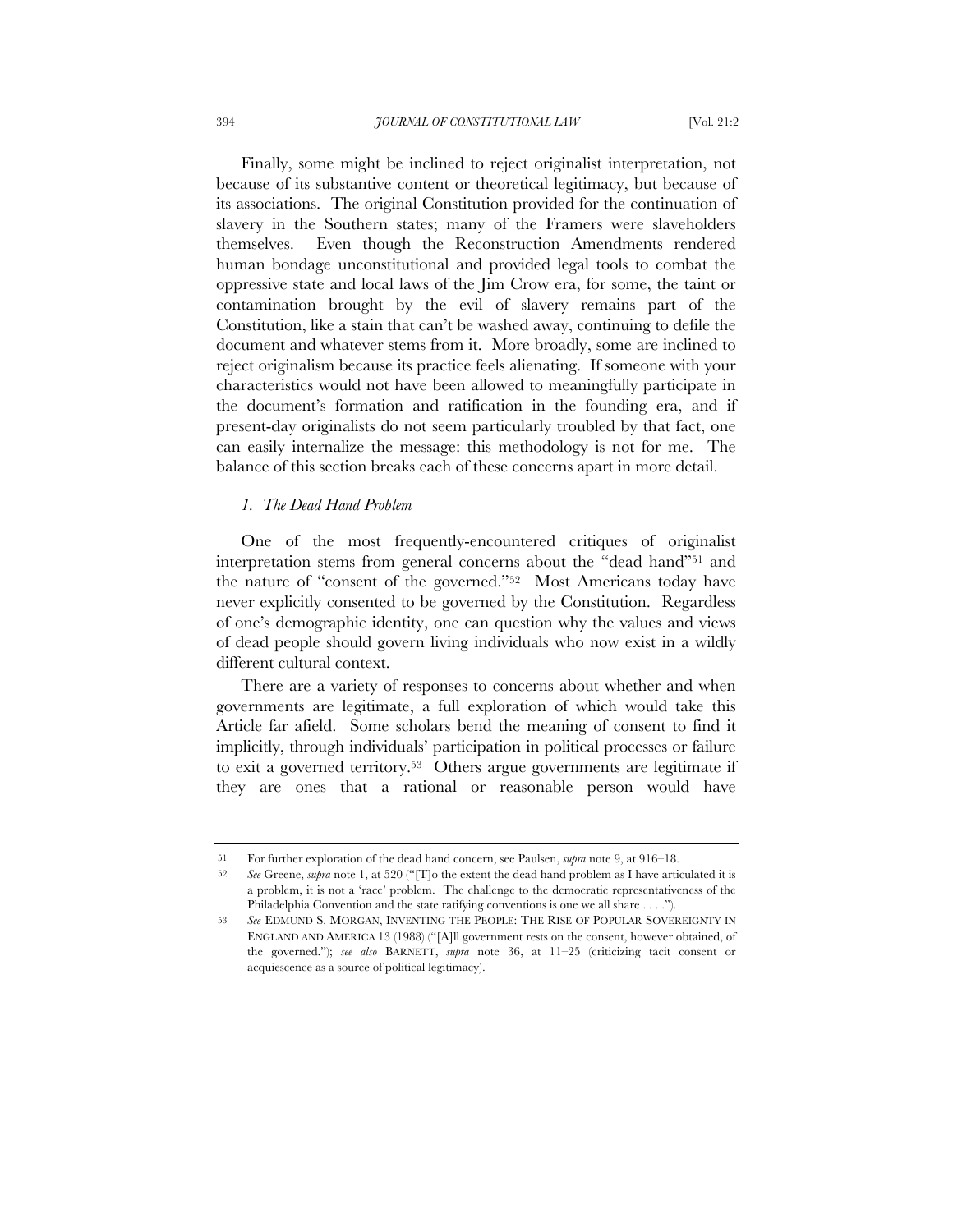Finally, some might be inclined to reject originalist interpretation, not because of its substantive content or theoretical legitimacy, but because of its associations. The original Constitution provided for the continuation of slavery in the Southern states; many of the Framers were slaveholders themselves. Even though the Reconstruction Amendments rendered human bondage unconstitutional and provided legal tools to combat the oppressive state and local laws of the Jim Crow era, for some, the taint or contamination brought by the evil of slavery remains part of the Constitution, like a stain that can't be washed away, continuing to defile the document and whatever stems from it. More broadly, some are inclined to reject originalism because its practice feels alienating. If someone with your characteristics would not have been allowed to meaningfully participate in the document's formation and ratification in the founding era, and if present-day originalists do not seem particularly troubled by that fact, one can easily internalize the message: this methodology is not for me. The balance of this section breaks each of these concerns apart in more detail.

### *1. The Dead Hand Problem*

One of the most frequently-encountered critiques of originalist interpretation stems from general concerns about the "dead hand"[51] and the nature of "consent of the governed."[52] Most Americans today have never explicitly consented to be governed by the Constitution. Regardless of one's demographic identity, one can question why the values and views of dead people should govern living individuals who now exist in a wildly different cultural context.

There are a variety of responses to concerns about whether and when governments are legitimate, a full exploration of which would take this Article far afield. Some scholars bend the meaning of consent to find it implicitly, through individuals' participation in political processes or failure to exit a governed territory.[53] Others argue governments are legitimate if they are ones that a rational or reasonable person would have

---

51 For further exploration of the dead hand concern, see Paulsen, *supra* note 9, at 916–18.

52 *See* Greene, *supra* note 1, at 520 ("[T]o the extent the dead hand problem as I have articulated it is a problem, it is not a 'race' problem. The challenge to the democratic representativeness of the Philadelphia Convention and the state ratifying conventions is one we all share . . . .").

53 *See* EDMUND S. MORGAN, INVENTING THE PEOPLE: THE RISE OF POPULAR SOVEREIGNTY IN ENGLAND AND AMERICA 13 (1988) ("[A]ll government rests on the consent, however obtained, of the governed."); *see also* BARNETT, *supra* note 36, at 11–25 (criticizing tacit consent or acquiescence as a source of political legitimacy).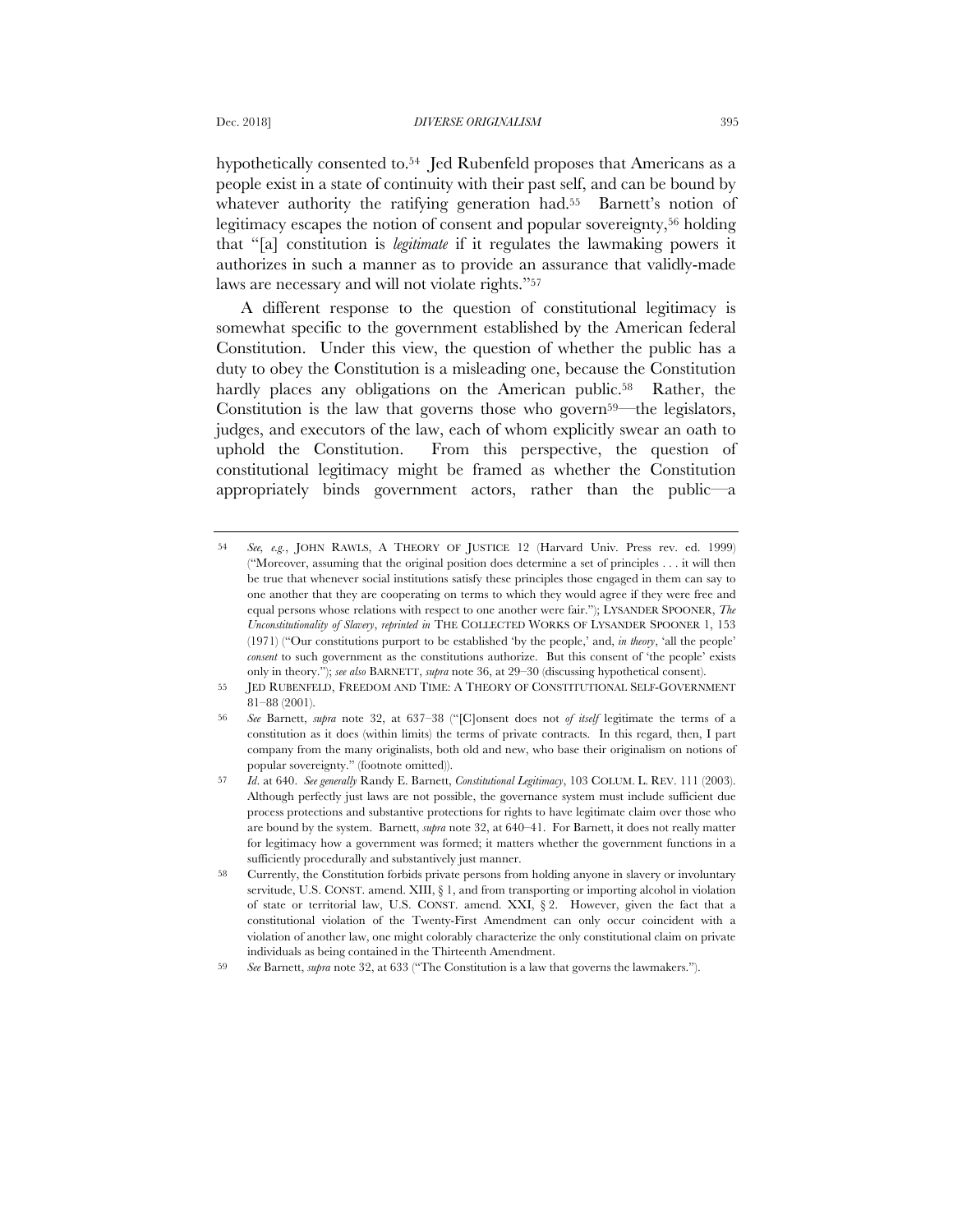hypothetically consented to.[54] Jed Rubenfeld proposes that Americans as a people exist in a state of continuity with their past self, and can be bound by whatever authority the ratifying generation had.[55] Barnett's notion of legitimacy escapes the notion of consent and popular sovereignty,[56] holding that "[a] constitution is *legitimate* if it regulates the lawmaking powers it authorizes in such a manner as to provide an assurance that validly-made laws are necessary and will not violate rights."[57]

A different response to the question of constitutional legitimacy is somewhat specific to the government established by the American federal Constitution. Under this view, the question of whether the public has a duty to obey the Constitution is a misleading one, because the Constitution hardly places any obligations on the American public.[58] Rather, the Constitution is the law that governs those who govern[59]—the legislators, judges, and executors of the law, each of whom explicitly swear an oath to uphold the Constitution. From this perspective, the question of constitutional legitimacy might be framed as whether the Constitution appropriately binds government actors, rather than the public—a

---

54 *See, e.g.*, JOHN RAWLS, A THEORY OF JUSTICE 12 (Harvard Univ. Press rev. ed. 1999) ("Moreover, assuming that the original position does determine a set of principles . . . it will then be true that whenever social institutions satisfy these principles those engaged in them can say to one another that they are cooperating on terms to which they would agree if they were free and equal persons whose relations with respect to one another were fair."); LYSANDER SPOONER, *The Unconstitutionality of Slavery*, *reprinted in* THE COLLECTED WORKS OF LYSANDER SPOONER 1, 153 (1971) ("Our constitutions purport to be established 'by the people,' and, *in theory*, 'all the people' *consent* to such government as the constitutions authorize. But this consent of 'the people' exists only in theory."); *see also* BARNETT, *supra* note 36, at 29–30 (discussing hypothetical consent).

55 JED RUBENFELD, FREEDOM AND TIME: A THEORY OF CONSTITUTIONAL SELF-GOVERNMENT 81–88 (2001).

56 *See* Barnett, *supra* note 32, at 637–38 ("[C]onsent does not *of itself* legitimate the terms of a constitution as it does (within limits) the terms of private contracts. In this regard, then, I part company from the many originalists, both old and new, who base their originalism on notions of popular sovereignty." (footnote omitted)).

57 *Id*. at 640. *See generally* Randy E. Barnett, *Constitutional Legitimacy*, 103 COLUM. L. REV. 111 (2003). Although perfectly just laws are not possible, the governance system must include sufficient due process protections and substantive protections for rights to have legitimate claim over those who are bound by the system. Barnett, *supra* note 32, at 640–41. For Barnett, it does not really matter for legitimacy how a government was formed; it matters whether the government functions in a sufficiently procedurally and substantively just manner.

58 Currently, the Constitution forbids private persons from holding anyone in slavery or involuntary servitude, U.S. CONST. amend. XIII, § 1, and from transporting or importing alcohol in violation of state or territorial law, U.S. CONST. amend. XXI, § 2. However, given the fact that a constitutional violation of the Twenty-First Amendment can only occur coincident with a violation of another law, one might colorably characterize the only constitutional claim on private individuals as being contained in the Thirteenth Amendment.

59 *See* Barnett, *supra* note 32, at 633 ("The Constitution is a law that governs the lawmakers.").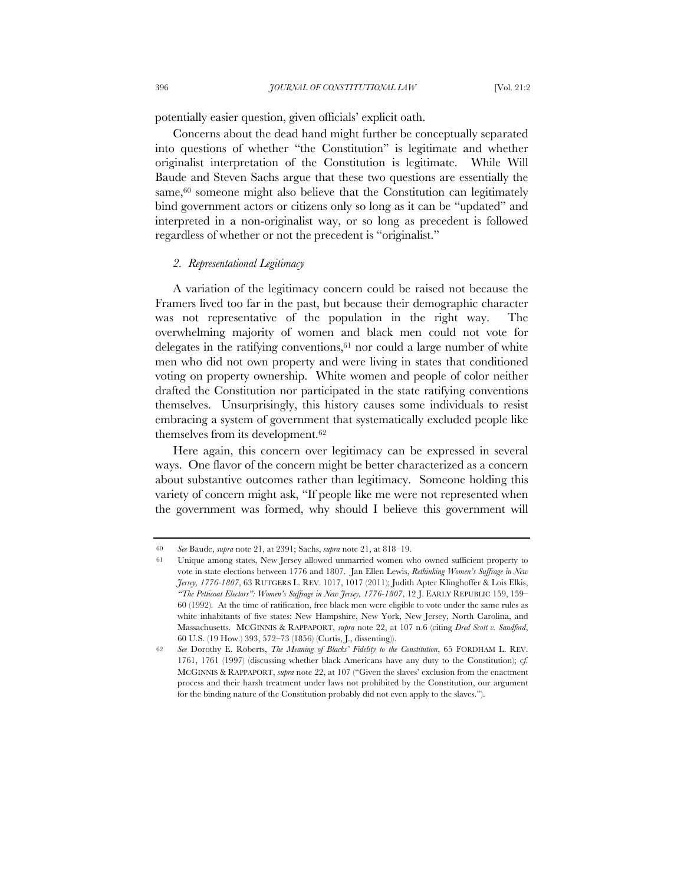potentially easier question, given officials' explicit oath.

Concerns about the dead hand might further be conceptually separated into questions of whether "the Constitution" is legitimate and whether originalist interpretation of the Constitution is legitimate. While Will Baude and Steven Sachs argue that these two questions are essentially the same,[60] someone might also believe that the Constitution can legitimately bind government actors or citizens only so long as it can be "updated" and interpreted in a non-originalist way, or so long as precedent is followed regardless of whether or not the precedent is "originalist."

### *2. Representational Legitimacy*

A variation of the legitimacy concern could be raised not because the Framers lived too far in the past, but because their demographic character was not representative of the population in the right way. The overwhelming majority of women and black men could not vote for delegates in the ratifying conventions,[61] nor could a large number of white men who did not own property and were living in states that conditioned voting on property ownership. White women and people of color neither drafted the Constitution nor participated in the state ratifying conventions themselves. Unsurprisingly, this history causes some individuals to resist embracing a system of government that systematically excluded people like themselves from its development.[62]

Here again, this concern over legitimacy can be expressed in several ways. One flavor of the concern might be better characterized as a concern about substantive outcomes rather than legitimacy. Someone holding this variety of concern might ask, "If people like me were not represented when the government was formed, why should I believe this government will

---

60 *See* Baude, *supra* note 21, at 2391; Sachs, *supra* note 21, at 818–19.

61 Unique among states, New Jersey allowed unmarried women who owned sufficient property to vote in state elections between 1776 and 1807. Jan Ellen Lewis, *Rethinking Women's Suffrage in New Jersey, 1776-1807*, 63 RUTGERS L. REV. 1017, 1017 (2011); Judith Apter Klinghoffer & Lois Elkis, *"The Petticoat Electors": Women's Suffrage in New Jersey, 1776-1807*, 12 J. EARLY REPUBLIC 159, 159–60 (1992). At the time of ratification, free black men were eligible to vote under the same rules as white inhabitants of five states: New Hampshire, New York, New Jersey, North Carolina, and Massachusetts. MCGINNIS & RAPPAPORT, *supra* note 22, at 107 n.6 (citing *Dred Scott v. Sandford*, 60 U.S. (19 How.) 393, 572–73 (1856) (Curtis, J., dissenting)).

62 *See* Dorothy E. Roberts, *The Meaning of Blacks' Fidelity to the Constitution*, 65 FORDHAM L. REV. 1761, 1761 (1997) (discussing whether black Americans have any duty to the Constitution); *cf.* MCGINNIS & RAPPAPORT, *supra* note 22, at 107 ("Given the slaves' exclusion from the enactment process and their harsh treatment under laws not prohibited by the Constitution, our argument for the binding nature of the Constitution probably did not even apply to the slaves.").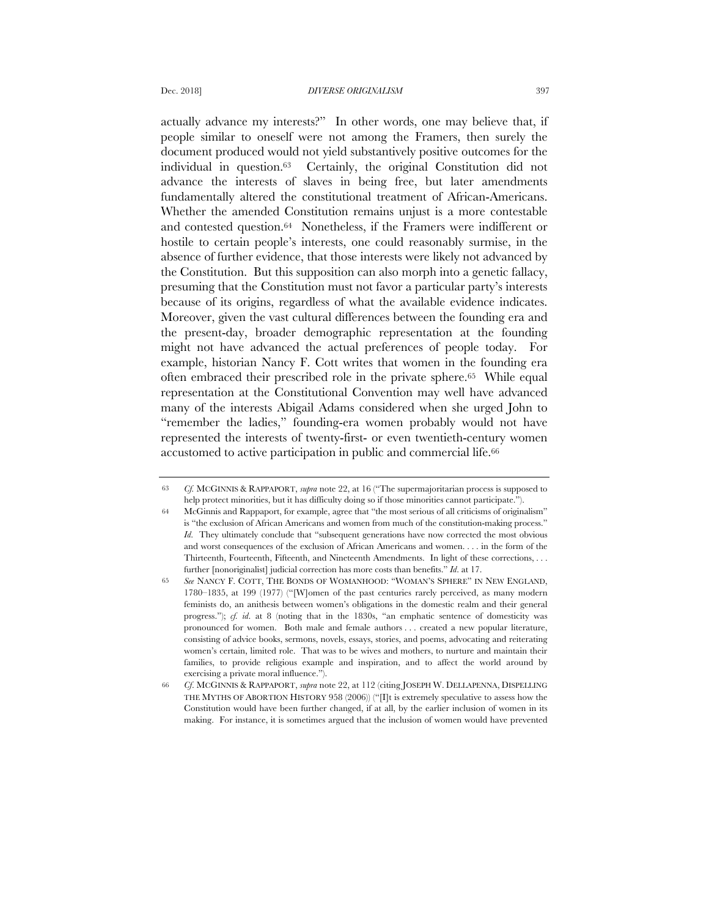actually advance my interests?" In other words, one may believe that, if people similar to oneself were not among the Framers, then surely the document produced would not yield substantively positive outcomes for the individual in question.[63] Certainly, the original Constitution did not advance the interests of slaves in being free, but later amendments fundamentally altered the constitutional treatment of African-Americans. Whether the amended Constitution remains unjust is a more contestable and contested question.[64] Nonetheless, if the Framers were indifferent or hostile to certain people's interests, one could reasonably surmise, in the absence of further evidence, that those interests were likely not advanced by the Constitution. But this supposition can also morph into a genetic fallacy, presuming that the Constitution must not favor a particular party's interests because of its origins, regardless of what the available evidence indicates. Moreover, given the vast cultural differences between the founding era and the present-day, broader demographic representation at the founding might not have advanced the actual preferences of people today. For example, historian Nancy F. Cott writes that women in the founding era often embraced their prescribed role in the private sphere.[65] While equal representation at the Constitutional Convention may well have advanced many of the interests Abigail Adams considered when she urged John to "remember the ladies," founding-era women probably would not have represented the interests of twenty-first- or even twentieth-century women accustomed to active participation in public and commercial life.[66]

---

[63] *Cf.* MCGINNIS & RAPPAPORT, *supra* note 22, at 16 ("The supermajoritarian process is supposed to help protect minorities, but it has difficulty doing so if those minorities cannot participate.").

[64] McGinnis and Rappaport, for example, agree that "the most serious of all criticisms of originalism" is "the exclusion of African Americans and women from much of the constitution-making process." *Id.* They ultimately conclude that "subsequent generations have now corrected the most obvious and worst consequences of the exclusion of African Americans and women. . . . in the form of the Thirteenth, Fourteenth, Fifteenth, and Nineteenth Amendments. In light of these corrections, . . . further [nonoriginalist] judicial correction has more costs than benefits." *Id.* at 17.

[65] *See* NANCY F. COTT, THE BONDS OF WOMANHOOD: "WOMAN'S SPHERE" IN NEW ENGLAND, 1780–1835, at 199 (1977) ("[W]omen of the past centuries rarely perceived, as many modern feminists do, an anithesis between women's obligations in the domestic realm and their general progress."); *cf. id.* at 8 (noting that in the 1830s, "an emphatic sentence of domesticity was pronounced for women. Both male and female authors . . . created a new popular literature, consisting of advice books, sermons, novels, essays, stories, and poems, advocating and reiterating women's certain, limited role. That was to be wives and mothers, to nurture and maintain their families, to provide religious example and inspiration, and to affect the world around by exercising a private moral influence.").

[66] *Cf.* MCGINNIS & RAPPAPORT, *supra* note 22, at 112 (citing JOSEPH W. DELLAPENNA, DISPELLING THE MYTHS OF ABORTION HISTORY 958 (2006)) ("[I]t is extremely speculative to assess how the Constitution would have been further changed, if at all, by the earlier inclusion of women in its making. For instance, it is sometimes argued that the inclusion of women would have prevented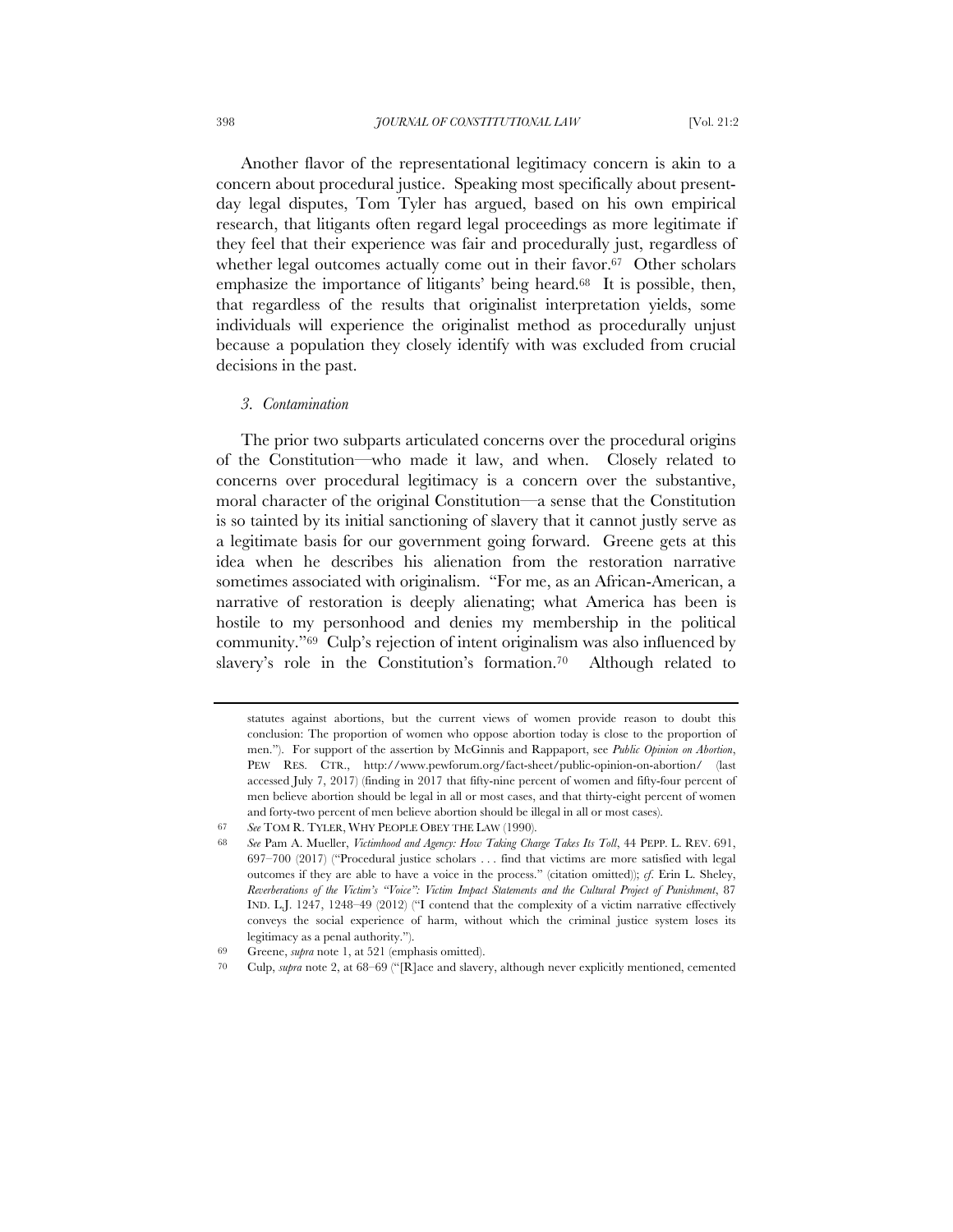Another flavor of the representational legitimacy concern is akin to a concern about procedural justice. Speaking most specifically about present-day legal disputes, Tom Tyler has argued, based on his own empirical research, that litigants often regard legal proceedings as more legitimate if they feel that their experience was fair and procedurally just, regardless of whether legal outcomes actually come out in their favor.[67] Other scholars emphasize the importance of litigants' being heard.[68] It is possible, then, that regardless of the results that originalist interpretation yields, some individuals will experience the originalist method as procedurally unjust because a population they closely identify with was excluded from crucial decisions in the past.

### *3. Contamination*

The prior two subparts articulated concerns over the procedural origins of the Constitution—who made it law, and when. Closely related to concerns over procedural legitimacy is a concern over the substantive, moral character of the original Constitution—a sense that the Constitution is so tainted by its initial sanctioning of slavery that it cannot justly serve as a legitimate basis for our government going forward. Greene gets at this idea when he describes his alienation from the restoration narrative sometimes associated with originalism. "For me, as an African-American, a narrative of restoration is deeply alienating; what America has been is hostile to my personhood and denies my membership in the political community."[69] Culp's rejection of intent originalism was also influenced by slavery's role in the Constitution's formation.[70] Although related to

---

statutes against abortions, but the current views of women provide reason to doubt this conclusion: The proportion of women who oppose abortion today is close to the proportion of men."). For support of the assertion by McGinnis and Rappaport, see *Public Opinion on Abortion*, PEW RES. CTR., http://www.pewforum.org/fact-sheet/public-opinion-on-abortion/ (last accessed July 7, 2017) (finding in 2017 that fifty-nine percent of women and fifty-four percent of men believe abortion should be legal in all or most cases, and that thirty-eight percent of women and forty-two percent of men believe abortion should be illegal in all or most cases).

67 *See* TOM R. TYLER, WHY PEOPLE OBEY THE LAW (1990).

68 *See* Pam A. Mueller, *Victimhood and Agency: How Taking Charge Takes Its Toll*, 44 PEPP. L. REV. 691, 697–700 (2017) ("Procedural justice scholars . . . find that victims are more satisfied with legal outcomes if they are able to have a voice in the process." (citation omitted)); *cf.* Erin L. Sheley, *Reverberations of the Victim's "Voice": Victim Impact Statements and the Cultural Project of Punishment*, 87 IND. L.J. 1247, 1248–49 (2012) ("I contend that the complexity of a victim narrative effectively conveys the social experience of harm, without which the criminal justice system loses its legitimacy as a penal authority.").

69 Greene, *supra* note 1, at 521 (emphasis omitted).

70 Culp, *supra* note 2, at 68–69 ("[R]ace and slavery, although never explicitly mentioned, cemented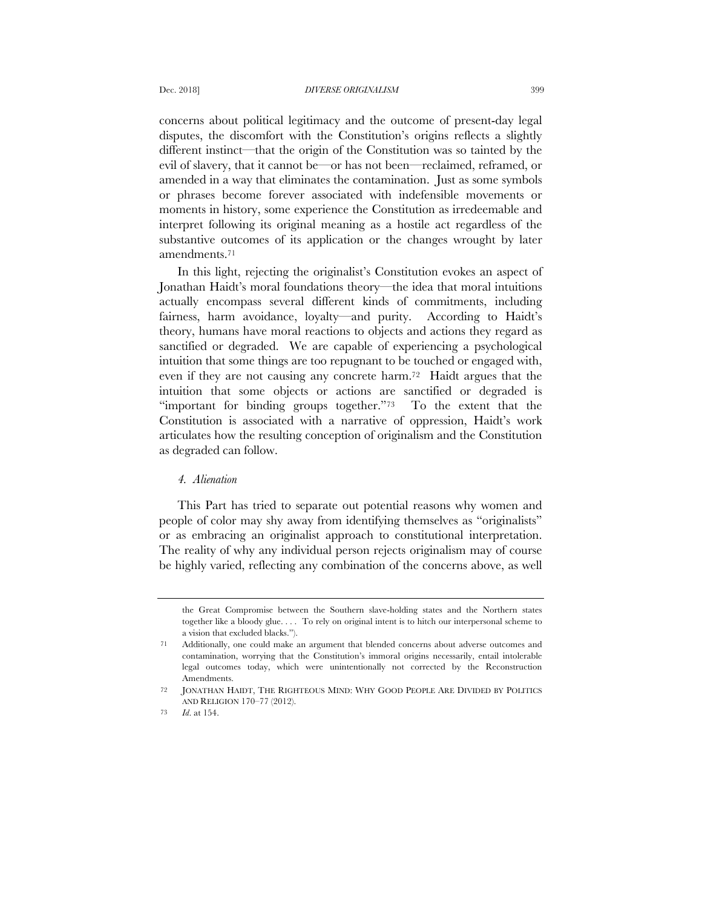concerns about political legitimacy and the outcome of present-day legal disputes, the discomfort with the Constitution's origins reflects a slightly different instinct—that the origin of the Constitution was so tainted by the evil of slavery, that it cannot be—or has not been—reclaimed, reframed, or amended in a way that eliminates the contamination. Just as some symbols or phrases become forever associated with indefensible movements or moments in history, some experience the Constitution as irredeemable and interpret following its original meaning as a hostile act regardless of the substantive outcomes of its application or the changes wrought by later amendments.[71]

In this light, rejecting the originalist's Constitution evokes an aspect of Jonathan Haidt's moral foundations theory—the idea that moral intuitions actually encompass several different kinds of commitments, including fairness, harm avoidance, loyalty—and purity. According to Haidt's theory, humans have moral reactions to objects and actions they regard as sanctified or degraded. We are capable of experiencing a psychological intuition that some things are too repugnant to be touched or engaged with, even if they are not causing any concrete harm.[72] Haidt argues that the intuition that some objects or actions are sanctified or degraded is "important for binding groups together."[73] To the extent that the Constitution is associated with a narrative of oppression, Haidt's work articulates how the resulting conception of originalism and the Constitution as degraded can follow.

### *4. Alienation*

This Part has tried to separate out potential reasons why women and people of color may shy away from identifying themselves as "originalists" or as embracing an originalist approach to constitutional interpretation. The reality of why any individual person rejects originalism may of course be highly varied, reflecting any combination of the concerns above, as well

---

the Great Compromise between the Southern slave-holding states and the Northern states together like a bloody glue. . . . To rely on original intent is to hitch our interpersonal scheme to a vision that excluded blacks.").

71 Additionally, one could make an argument that blended concerns about adverse outcomes and contamination, worrying that the Constitution's immoral origins necessarily, entail intolerable legal outcomes today, which were unintentionally not corrected by the Reconstruction Amendments.

72 JONATHAN HAIDT, THE RIGHTEOUS MIND: WHY GOOD PEOPLE ARE DIVIDED BY POLITICS AND RELIGION 170–77 (2012).

73 *Id.* at 154.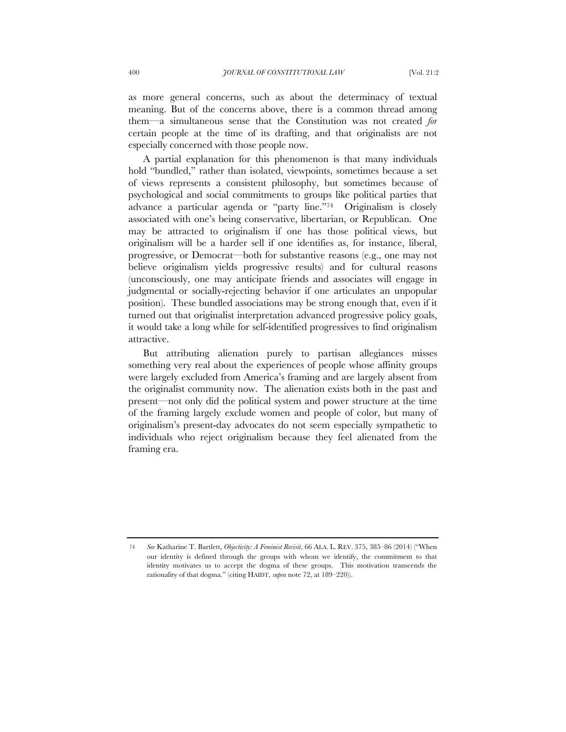as more general concerns, such as about the determinacy of textual meaning. But of the concerns above, there is a common thread among them—a simultaneous sense that the Constitution was not created *for* certain people at the time of its drafting, and that originalists are not especially concerned with those people now.

A partial explanation for this phenomenon is that many individuals hold "bundled," rather than isolated, viewpoints, sometimes because a set of views represents a consistent philosophy, but sometimes because of psychological and social commitments to groups like political parties that advance a particular agenda or "party line."[74] Originalism is closely associated with one's being conservative, libertarian, or Republican. One may be attracted to originalism if one has those political views, but originalism will be a harder sell if one identifies as, for instance, liberal, progressive, or Democrat—both for substantive reasons (e.g., one may not believe originalism yields progressive results) and for cultural reasons (unconsciously, one may anticipate friends and associates will engage in judgmental or socially-rejecting behavior if one articulates an unpopular position). These bundled associations may be strong enough that, even if it turned out that originalist interpretation advanced progressive policy goals, it would take a long while for self-identified progressives to find originalism attractive.

But attributing alienation purely to partisan allegiances misses something very real about the experiences of people whose affinity groups were largely excluded from America's framing and are largely absent from the originalist community now. The alienation exists both in the past and present—not only did the political system and power structure at the time of the framing largely exclude women and people of color, but many of originalism's present-day advocates do not seem especially sympathetic to individuals who reject originalism because they feel alienated from the framing era.

---

74 *See* Katharine T. Bartlett, *Objectivity: A Feminist Revisit*, 66 ALA. L. REV. 375, 385–86 (2014) ("When our identity is defined through the groups with whom we identify, the commitment to that identity motivates us to accept the dogma of these groups. This motivation transcends the rationality of that dogma." (citing HAIDT, *supra* note 72, at 189–220)).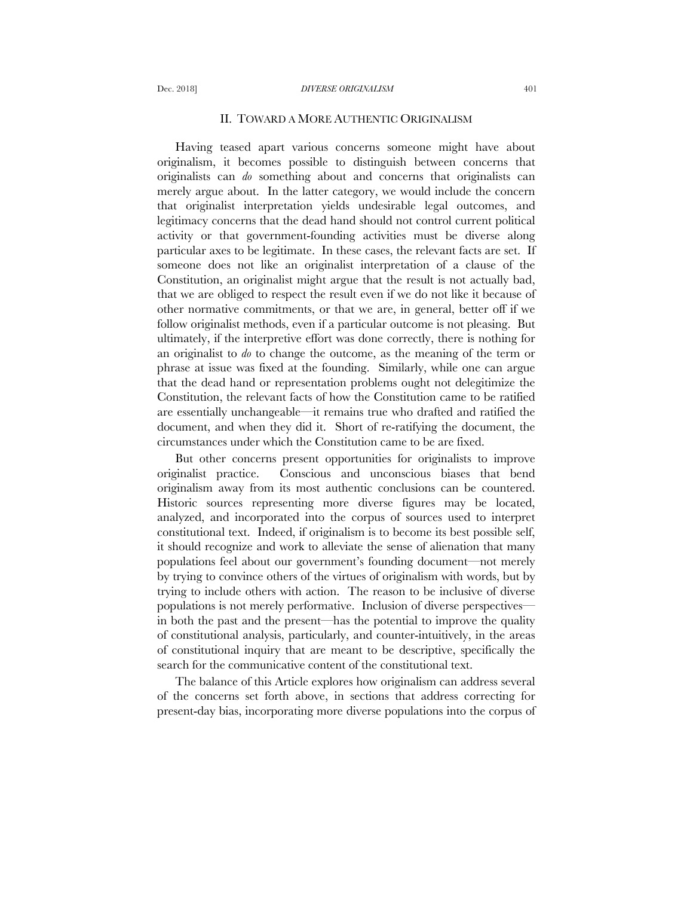## II. TOWARD A MORE AUTHENTIC ORIGINALISM

Having teased apart various concerns someone might have about originalism, it becomes possible to distinguish between concerns that originalists can *do* something about and concerns that originalists can merely argue about. In the latter category, we would include the concern that originalist interpretation yields undesirable legal outcomes, and legitimacy concerns that the dead hand should not control current political activity or that government-founding activities must be diverse along particular axes to be legitimate. In these cases, the relevant facts are set. If someone does not like an originalist interpretation of a clause of the Constitution, an originalist might argue that the result is not actually bad, that we are obliged to respect the result even if we do not like it because of other normative commitments, or that we are, in general, better off if we follow originalist methods, even if a particular outcome is not pleasing. But ultimately, if the interpretive effort was done correctly, there is nothing for an originalist to *do* to change the outcome, as the meaning of the term or phrase at issue was fixed at the founding. Similarly, while one can argue that the dead hand or representation problems ought not delegitimize the Constitution, the relevant facts of how the Constitution came to be ratified are essentially unchangeable—it remains true who drafted and ratified the document, and when they did it. Short of re-ratifying the document, the circumstances under which the Constitution came to be are fixed.

But other concerns present opportunities for originalists to improve originalist practice. Conscious and unconscious biases that bend originalism away from its most authentic conclusions can be countered. Historic sources representing more diverse figures may be located, analyzed, and incorporated into the corpus of sources used to interpret constitutional text. Indeed, if originalism is to become its best possible self, it should recognize and work to alleviate the sense of alienation that many populations feel about our government's founding document—not merely by trying to convince others of the virtues of originalism with words, but by trying to include others with action. The reason to be inclusive of diverse populations is not merely performative. Inclusion of diverse perspectives—in both the past and the present—has the potential to improve the quality of constitutional analysis, particularly, and counter-intuitively, in the areas of constitutional inquiry that are meant to be descriptive, specifically the search for the communicative content of the constitutional text.

The balance of this Article explores how originalism can address several of the concerns set forth above, in sections that address correcting for present-day bias, incorporating more diverse populations into the corpus of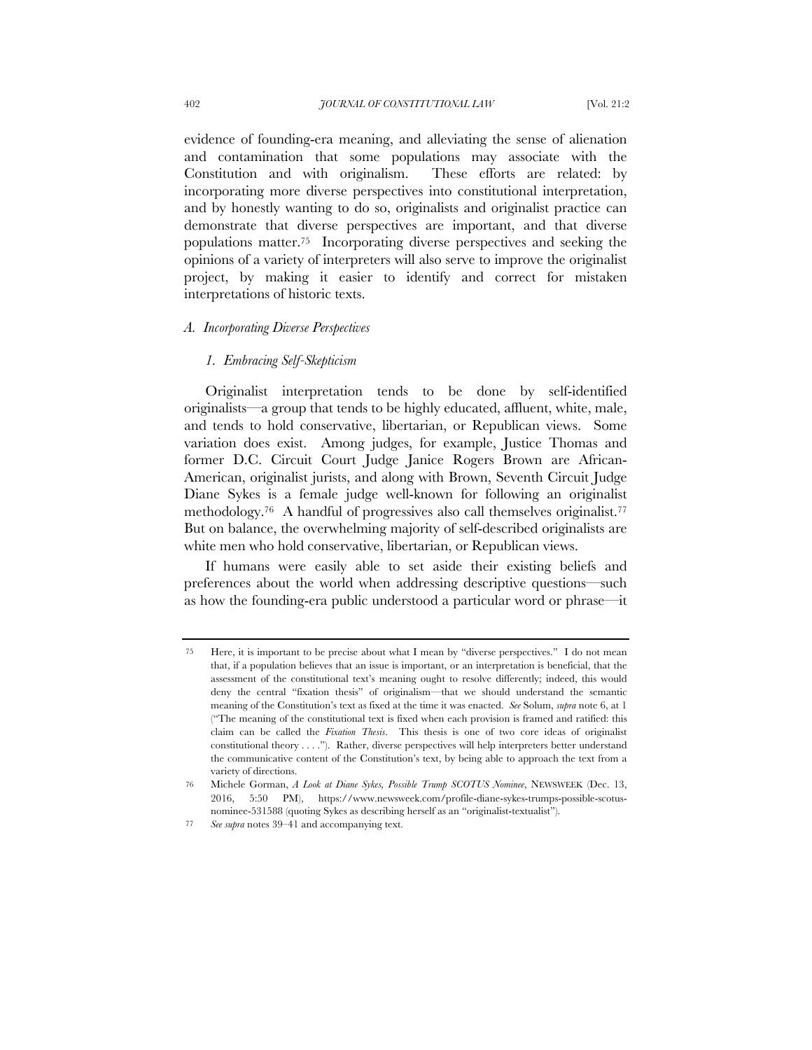evidence of founding-era meaning, and alleviating the sense of alienation and contamination that some populations may associate with the Constitution and with originalism. These efforts are related: by incorporating more diverse perspectives into constitutional interpretation, and by honestly wanting to do so, originalists and originalist practice can demonstrate that diverse perspectives are important, and that diverse populations matter.[75] Incorporating diverse perspectives and seeking the opinions of a variety of interpreters will also serve to improve the originalist project, by making it easier to identify and correct for mistaken interpretations of historic texts.

### *A. Incorporating Diverse Perspectives*

#### *1. Embracing Self-Skepticism*

Originalist interpretation tends to be done by self-identified originalists—a group that tends to be highly educated, affluent, white, male, and tends to hold conservative, libertarian, or Republican views. Some variation does exist. Among judges, for example, Justice Thomas and former D.C. Circuit Court Judge Janice Rogers Brown are African-American, originalist jurists, and along with Brown, Seventh Circuit Judge Diane Sykes is a female judge well-known for following an originalist methodology.[76] A handful of progressives also call themselves originalist.[77] But on balance, the overwhelming majority of self-described originalists are white men who hold conservative, libertarian, or Republican views.

If humans were easily able to set aside their existing beliefs and preferences about the world when addressing descriptive questions—such as how the founding-era public understood a particular word or phrase—it

---

75 Here, it is important to be precise about what I mean by "diverse perspectives." I do not mean that, if a population believes that an issue is important, or an interpretation is beneficial, that the assessment of the constitutional text's meaning ought to resolve differently; indeed, this would deny the central "fixation thesis" of originalism—that we should understand the semantic meaning of the Constitution's text as fixed at the time it was enacted. *See* Solum, *supra* note 6, at 1 ("The meaning of the constitutional text is fixed when each provision is framed and ratified: this claim can be called the *Fixation Thesis*. This thesis is one of two core ideas of originalist constitutional theory . . . ."). Rather, diverse perspectives will help interpreters better understand the communicative content of the Constitution's text, by being able to approach the text from a variety of directions.

76 Michele Gorman, *A Look at Diane Sykes, Possible Trump SCOTUS Nominee*, NEWSWEEK (Dec. 13, 2016, 5:50 PM), https://www.newsweek.com/profile-diane-sykes-trumps-possible-scotus-nominee-531588 (quoting Sykes as describing herself as an "originalist-textualist").

77 *See supra* notes 39–41 and accompanying text.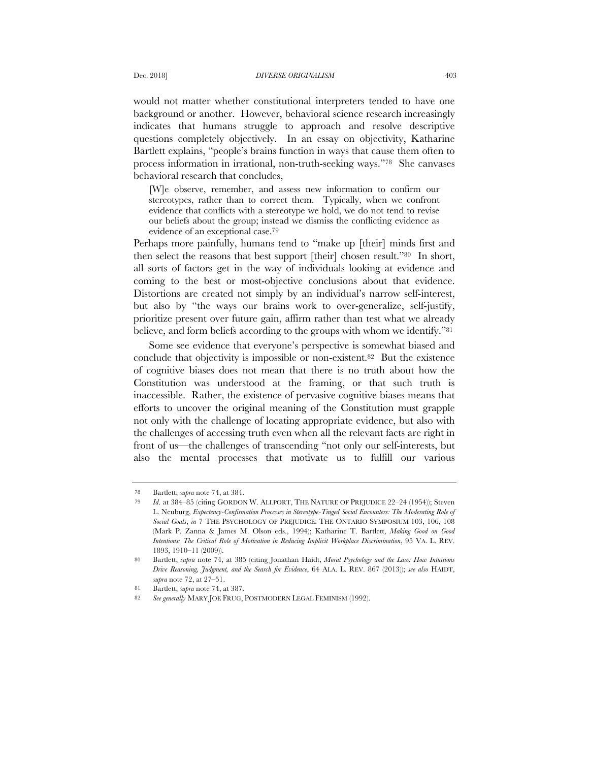would not matter whether constitutional interpreters tended to have one background or another. However, behavioral science research increasingly indicates that humans struggle to approach and resolve descriptive questions completely objectively. In an essay on objectivity, Katharine Bartlett explains, "people's brains function in ways that cause them often to process information in irrational, non-truth-seeking ways."[78] She canvases behavioral research that concludes,

> [W]e observe, remember, and assess new information to confirm our stereotypes, rather than to correct them. Typically, when we confront evidence that conflicts with a stereotype we hold, we do not tend to revise our beliefs about the group; instead we dismiss the conflicting evidence as evidence of an exceptional case.[79]

Perhaps more painfully, humans tend to "make up [their] minds first and then select the reasons that best support [their] chosen result."[80] In short, all sorts of factors get in the way of individuals looking at evidence and coming to the best or most-objective conclusions about that evidence. Distortions are created not simply by an individual's narrow self-interest, but also by "the ways our brains work to over-generalize, self-justify, prioritize present over future gain, affirm rather than test what we already believe, and form beliefs according to the groups with whom we identify."[81]

Some see evidence that everyone's perspective is somewhat biased and conclude that objectivity is impossible or non-existent.[82] But the existence of cognitive biases does not mean that there is no truth about how the Constitution was understood at the framing, or that such truth is inaccessible. Rather, the existence of pervasive cognitive biases means that efforts to uncover the original meaning of the Constitution must grapple not only with the challenge of locating appropriate evidence, but also with the challenges of accessing truth even when all the relevant facts are right in front of us—the challenges of transcending "not only our self-interests, but also the mental processes that motivate us to fulfill our various

---

78 Bartlett, *supra* note 74, at 384.

79 *Id.* at 384–85 (citing GORDON W. ALLPORT, THE NATURE OF PREJUDICE 22–24 (1954)); Steven L. Neuburg, *Expectency-Confirmation Processes in Stereotype-Tinged Social Encounters: The Moderating Role of Social Goals*, *in* 7 THE PSYCHOLOGY OF PREJUDICE: THE ONTARIO SYMPOSIUM 103, 106, 108 (Mark P. Zanna & James M. Olson eds., 1994); Katharine T. Bartlett, *Making Good on Good Intentions: The Critical Role of Motivation in Reducing Implicit Workplace Discrimination*, 95 VA. L. REV. 1893, 1910–11 (2009)).

80 Bartlett, *supra* note 74, at 385 (citing Jonathan Haidt, *Moral Psychology and the Law: How Intuitions Drive Reasoning, Judgment, and the Search for Evidence*, 64 ALA. L. REV. 867 (2013)); *see also* HAIDT, *supra* note 72, at 27–51.

81 Bartlett, *supra* note 74, at 387.

82 *See generally* MARY JOE FRUG, POSTMODERN LEGAL FEMINISM (1992).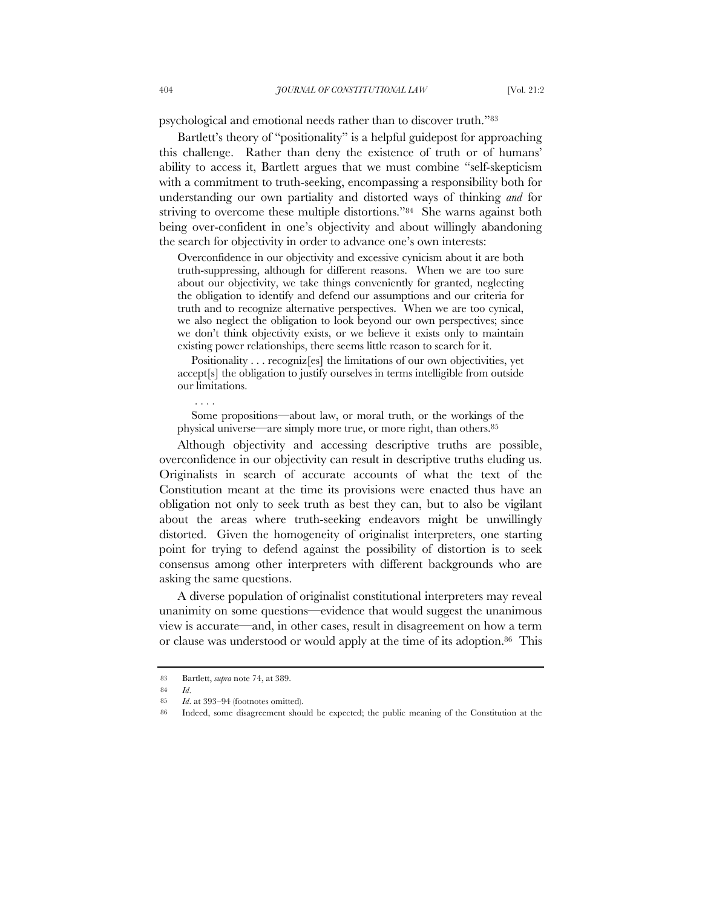psychological and emotional needs rather than to discover truth."[83]

Bartlett's theory of "positionality" is a helpful guidepost for approaching this challenge. Rather than deny the existence of truth or of humans' ability to access it, Bartlett argues that we must combine "self-skepticism with a commitment to truth-seeking, encompassing a responsibility both for understanding our own partiality and distorted ways of thinking *and* for striving to overcome these multiple distortions."[84] She warns against both being over-confident in one's objectivity and about willingly abandoning the search for objectivity in order to advance one's own interests:

> Overconfidence in our objectivity and excessive cynicism about it are both truth-suppressing, although for different reasons. When we are too sure about our objectivity, we take things conveniently for granted, neglecting the obligation to identify and defend our assumptions and our criteria for truth and to recognize alternative perspectives. When we are too cynical, we also neglect the obligation to look beyond our own perspectives; since we don't think objectivity exists, or we believe it exists only to maintain existing power relationships, there seems little reason to search for it.
>
> Positionality . . . recogniz[es] the limitations of our own objectivities, yet accept[s] the obligation to justify ourselves in terms intelligible from outside our limitations.
>
> . . . .
>
> Some propositions—about law, or moral truth, or the workings of the physical universe—are simply more true, or more right, than others.[85]

Although objectivity and accessing descriptive truths are possible, overconfidence in our objectivity can result in descriptive truths eluding us. Originalists in search of accurate accounts of what the text of the Constitution meant at the time its provisions were enacted thus have an obligation not only to seek truth as best they can, but to also be vigilant about the areas where truth-seeking endeavors might be unwillingly distorted. Given the homogeneity of originalist interpreters, one starting point for trying to defend against the possibility of distortion is to seek consensus among other interpreters with different backgrounds who are asking the same questions.

A diverse population of originalist constitutional interpreters may reveal unanimity on some questions—evidence that would suggest the unanimous view is accurate—and, in other cases, result in disagreement on how a term or clause was understood or would apply at the time of its adoption.[86] This

---

83 Bartlett, *supra* note 74, at 389.

84 *Id.*

85 *Id.* at 393–94 (footnotes omitted).

86 Indeed, some disagreement should be expected; the public meaning of the Constitution at the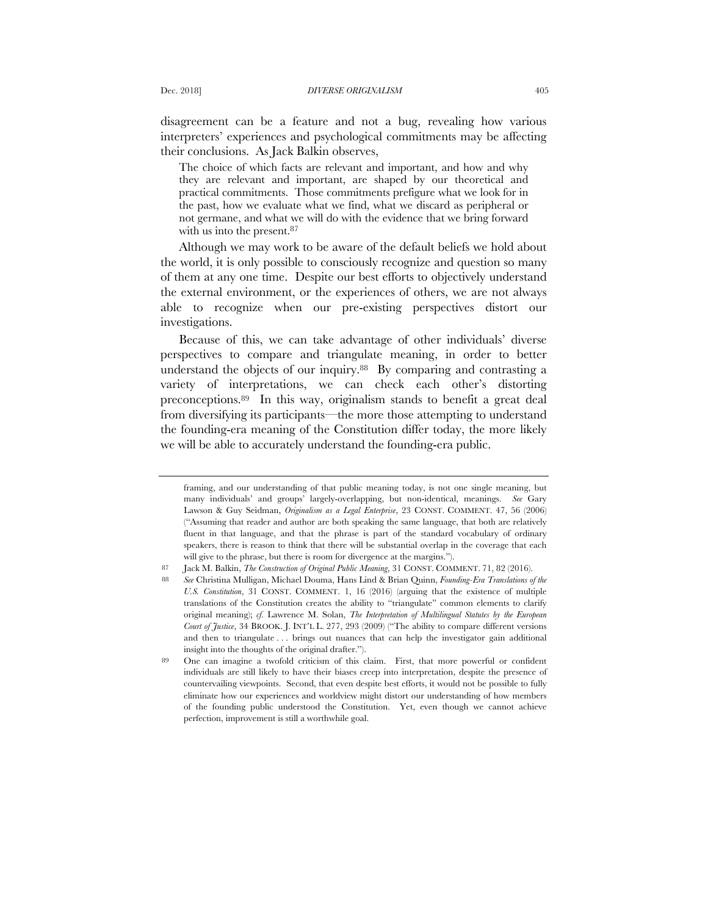disagreement can be a feature and not a bug, revealing how various interpreters' experiences and psychological commitments may be affecting their conclusions. As Jack Balkin observes,

> The choice of which facts are relevant and important, and how and why they are relevant and important, are shaped by our theoretical and practical commitments. Those commitments prefigure what we look for in the past, how we evaluate what we find, what we discard as peripheral or not germane, and what we will do with the evidence that we bring forward with us into the present.[87]

Although we may work to be aware of the default beliefs we hold about the world, it is only possible to consciously recognize and question so many of them at any one time. Despite our best efforts to objectively understand the external environment, or the experiences of others, we are not always able to recognize when our pre-existing perspectives distort our investigations.

Because of this, we can take advantage of other individuals' diverse perspectives to compare and triangulate meaning, in order to better understand the objects of our inquiry.[88] By comparing and contrasting a variety of interpretations, we can check each other's distorting preconceptions.[89] In this way, originalism stands to benefit a great deal from diversifying its participants—the more those attempting to understand the founding-era meaning of the Constitution differ today, the more likely we will be able to accurately understand the founding-era public.

---

framing, and our understanding of that public meaning today, is not one single meaning, but many individuals' and groups' largely-overlapping, but non-identical, meanings. *See* Gary Lawson & Guy Seidman, *Originalism as a Legal Enterprise*, 23 CONST. COMMENT. 47, 56 (2006) ("Assuming that reader and author are both speaking the same language, that both are relatively fluent in that language, and that the phrase is part of the standard vocabulary of ordinary speakers, there is reason to think that there will be substantial overlap in the coverage that each will give to the phrase, but there is room for divergence at the margins.").

87 Jack M. Balkin, *The Construction of Original Public Meaning*, 31 CONST. COMMENT. 71, 82 (2016).

88 *See* Christina Mulligan, Michael Douma, Hans Lind & Brian Quinn, *Founding-Era Translations of the U.S. Constitution*, 31 CONST. COMMENT. 1, 16 (2016) (arguing that the existence of multiple translations of the Constitution creates the ability to "triangulate" common elements to clarify original meaning); *cf.* Lawrence M. Solan, *The Interpretation of Multilingual Statutes by the European Court of Justice*, 34 BROOK. J. INT'L L. 277, 293 (2009) ("The ability to compare different versions and then to triangulate . . . brings out nuances that can help the investigator gain additional insight into the thoughts of the original drafter.").

89 One can imagine a twofold criticism of this claim. First, that more powerful or confident individuals are still likely to have their biases creep into interpretation, despite the presence of countervailing viewpoints. Second, that even despite best efforts, it would not be possible to fully eliminate how our experiences and worldview might distort our understanding of how members of the founding public understood the Constitution. Yet, even though we cannot achieve perfection, improvement is still a worthwhile goal.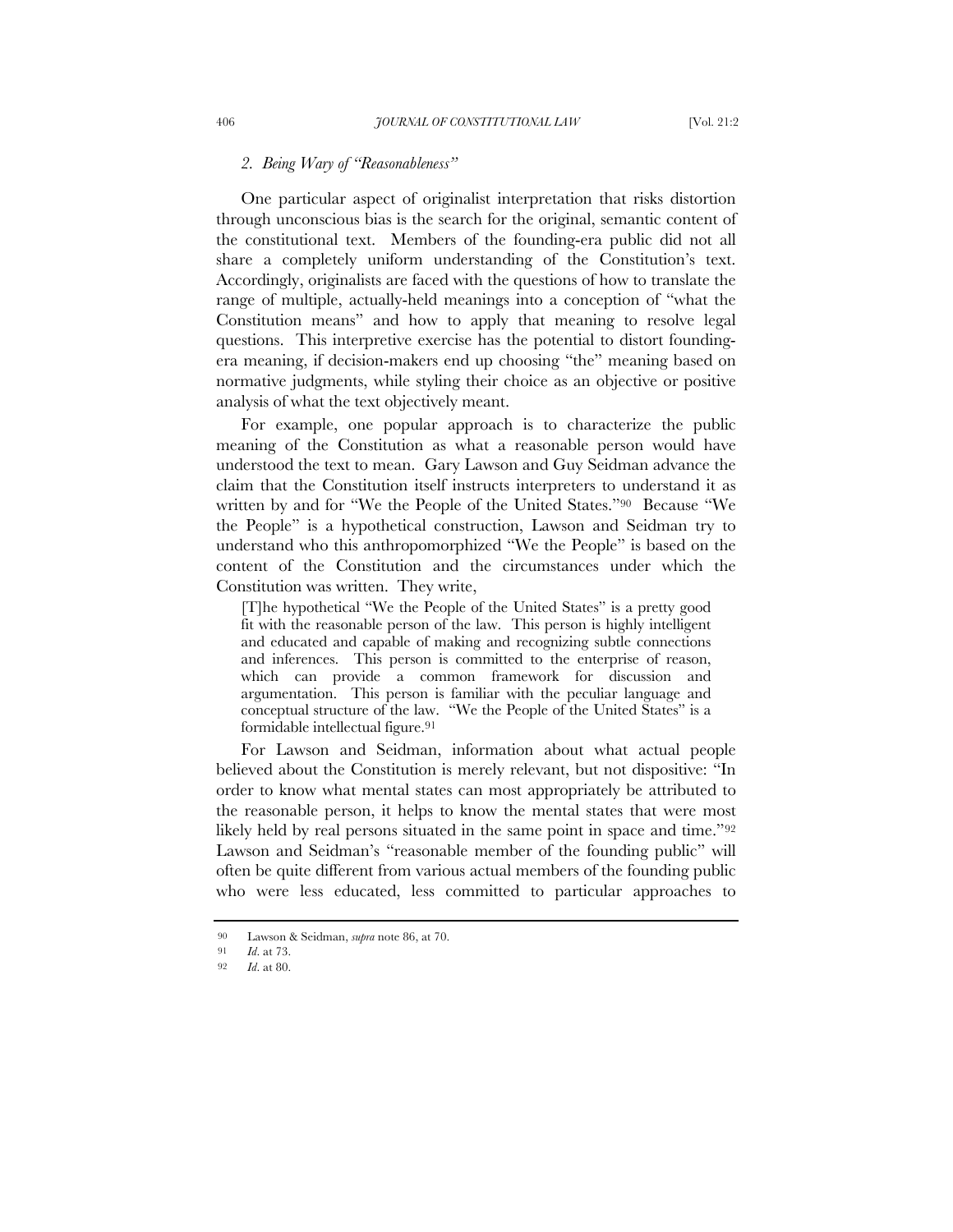### 2. *Being Wary of "Reasonableness"*

One particular aspect of originalist interpretation that risks distortion through unconscious bias is the search for the original, semantic content of the constitutional text. Members of the founding-era public did not all share a completely uniform understanding of the Constitution's text. Accordingly, originalists are faced with the questions of how to translate the range of multiple, actually-held meanings into a conception of "what the Constitution means" and how to apply that meaning to resolve legal questions. This interpretive exercise has the potential to distort founding-era meaning, if decision-makers end up choosing "the" meaning based on normative judgments, while styling their choice as an objective or positive analysis of what the text objectively meant.

For example, one popular approach is to characterize the public meaning of the Constitution as what a reasonable person would have understood the text to mean. Gary Lawson and Guy Seidman advance the claim that the Constitution itself instructs interpreters to understand it as written by and for "We the People of the United States."[90] Because "We the People" is a hypothetical construction, Lawson and Seidman try to understand who this anthropomorphized "We the People" is based on the content of the Constitution and the circumstances under which the Constitution was written. They write,

> [T]he hypothetical "We the People of the United States" is a pretty good fit with the reasonable person of the law. This person is highly intelligent and educated and capable of making and recognizing subtle connections and inferences. This person is committed to the enterprise of reason, which can provide a common framework for discussion and argumentation. This person is familiar with the peculiar language and conceptual structure of the law. "We the People of the United States" is a formidable intellectual figure.[91]

For Lawson and Seidman, information about what actual people believed about the Constitution is merely relevant, but not dispositive: "In order to know what mental states can most appropriately be attributed to the reasonable person, it helps to know the mental states that were most likely held by real persons situated in the same point in space and time."[92] Lawson and Seidman's "reasonable member of the founding public" will often be quite different from various actual members of the founding public who were less educated, less committed to particular approaches to

---

90 Lawson & Seidman, *supra* note 86, at 70.

91 *Id.* at 73.

92 *Id.* at 80.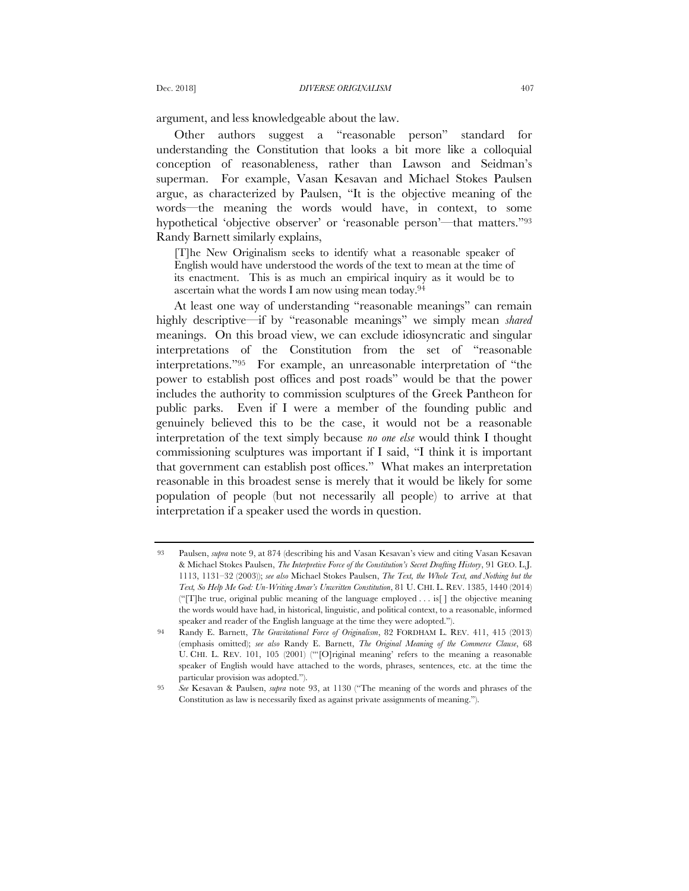argument, and less knowledgeable about the law.

Other authors suggest a "reasonable person" standard for understanding the Constitution that looks a bit more like a colloquial conception of reasonableness, rather than Lawson and Seidman's superman. For example, Vasan Kesavan and Michael Stokes Paulsen argue, as characterized by Paulsen, "It is the objective meaning of the words—the meaning the words would have, in context, to some hypothetical 'objective observer' or 'reasonable person'—that matters."[93] Randy Barnett similarly explains,

> [T]he New Originalism seeks to identify what a reasonable speaker of English would have understood the words of the text to mean at the time of its enactment. This is as much an empirical inquiry as it would be to ascertain what the words I am now using mean today.[94]

At least one way of understanding "reasonable meanings" can remain highly descriptive—if by "reasonable meanings" we simply mean *shared* meanings. On this broad view, we can exclude idiosyncratic and singular interpretations of the Constitution from the set of "reasonable interpretations."[95] For example, an unreasonable interpretation of "the power to establish post offices and post roads" would be that the power includes the authority to commission sculptures of the Greek Pantheon for public parks. Even if I were a member of the founding public and genuinely believed this to be the case, it would not be a reasonable interpretation of the text simply because *no one else* would think I thought commissioning sculptures was important if I said, "I think it is important that government can establish post offices." What makes an interpretation reasonable in this broadest sense is merely that it would be likely for some population of people (but not necessarily all people) to arrive at that interpretation if a speaker used the words in question.

---

93 Paulsen, *supra* note 9, at 874 (describing his and Vasan Kesavan's view and citing Vasan Kesavan & Michael Stokes Paulsen, *The Interpretive Force of the Constitution's Secret Drafting History*, 91 GEO. L.J. 1113, 1131–32 (2003)); *see also* Michael Stokes Paulsen, *The Text, the Whole Text, and Nothing but the Text, So Help Me God: Un-Writing Amar's Unwritten Constitution*, 81 U. CHI. L. REV. 1385, 1440 (2014) ("[T]he true, original public meaning of the language employed . . . is[ ] the objective meaning the words would have had, in historical, linguistic, and political context, to a reasonable, informed speaker and reader of the English language at the time they were adopted.").

94 Randy E. Barnett, *The Gravitational Force of Originalism*, 82 FORDHAM L. REV. 411, 415 (2013) (emphasis omitted); *see also* Randy E. Barnett, *The Original Meaning of the Commerce Clause*, 68 U. CHI. L. REV. 101, 105 (2001) ("'[O]riginal meaning' refers to the meaning a reasonable speaker of English would have attached to the words, phrases, sentences, etc. at the time the particular provision was adopted.").

95 *See* Kesavan & Paulsen, *supra* note 93, at 1130 ("The meaning of the words and phrases of the Constitution as law is necessarily fixed as against private assignments of meaning.").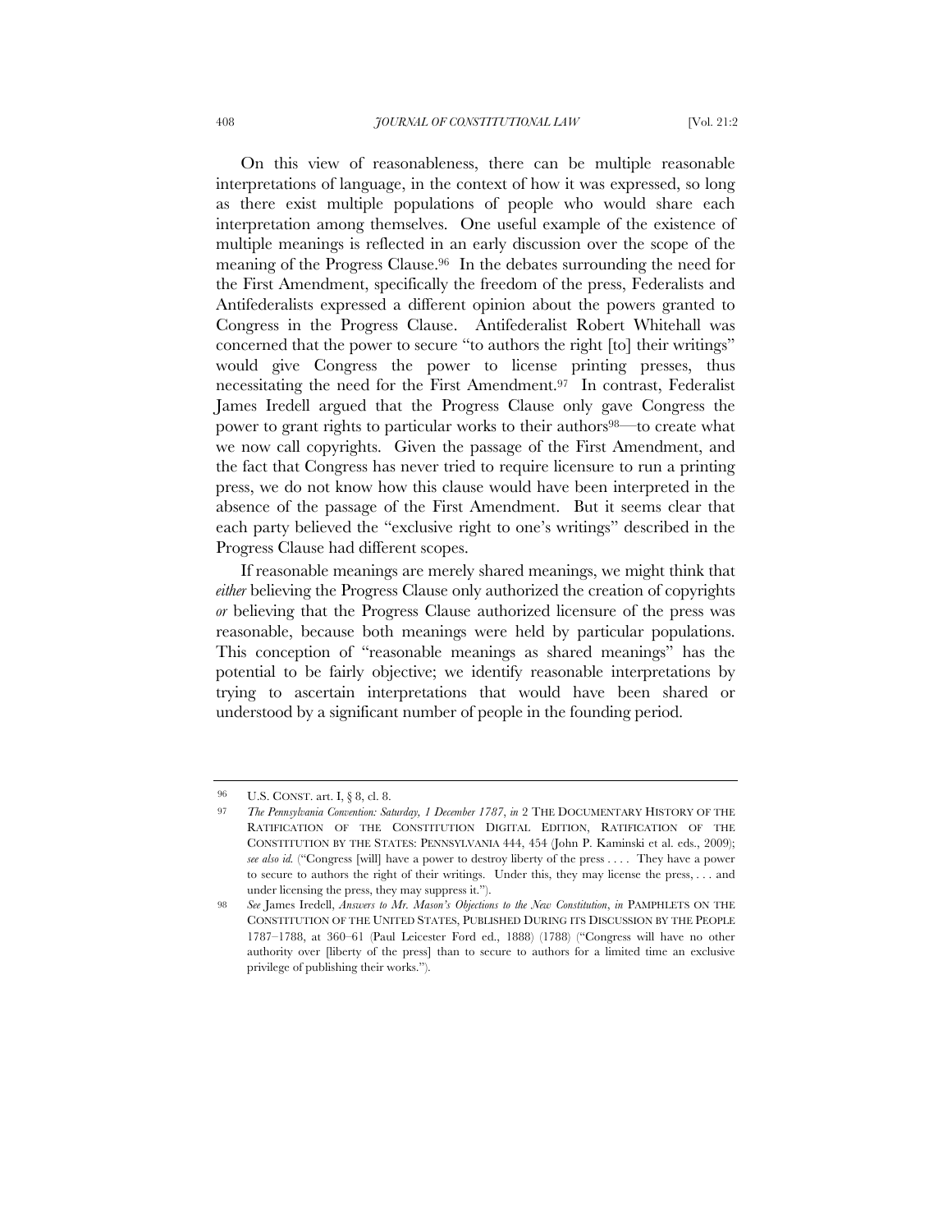On this view of reasonableness, there can be multiple reasonable interpretations of language, in the context of how it was expressed, so long as there exist multiple populations of people who would share each interpretation among themselves. One useful example of the existence of multiple meanings is reflected in an early discussion over the scope of the meaning of the Progress Clause.[96] In the debates surrounding the need for the First Amendment, specifically the freedom of the press, Federalists and Antifederalists expressed a different opinion about the powers granted to Congress in the Progress Clause. Antifederalist Robert Whitehall was concerned that the power to secure "to authors the right [to] their writings" would give Congress the power to license printing presses, thus necessitating the need for the First Amendment.[97] In contrast, Federalist James Iredell argued that the Progress Clause only gave Congress the power to grant rights to particular works to their authors[98]—to create what we now call copyrights. Given the passage of the First Amendment, and the fact that Congress has never tried to require licensure to run a printing press, we do not know how this clause would have been interpreted in the absence of the passage of the First Amendment. But it seems clear that each party believed the "exclusive right to one's writings" described in the Progress Clause had different scopes.

If reasonable meanings are merely shared meanings, we might think that *either* believing the Progress Clause only authorized the creation of copyrights *or* believing that the Progress Clause authorized licensure of the press was reasonable, because both meanings were held by particular populations. This conception of "reasonable meanings as shared meanings" has the potential to be fairly objective; we identify reasonable interpretations by trying to ascertain interpretations that would have been shared or understood by a significant number of people in the founding period.

---

96 U.S. CONST. art. I, § 8, cl. 8.

97 *The Pennsylvania Convention: Saturday, 1 December 1787*, *in* 2 THE DOCUMENTARY HISTORY OF THE RATIFICATION OF THE CONSTITUTION DIGITAL EDITION, RATIFICATION OF THE CONSTITUTION BY THE STATES: PENNSYLVANIA 444, 454 (John P. Kaminski et al. eds., 2009); *see also id.* ("Congress [will] have a power to destroy liberty of the press . . . . They have a power to secure to authors the right of their writings. Under this, they may license the press, . . . and under licensing the press, they may suppress it.").

98 *See* James Iredell, *Answers to Mr. Mason's Objections to the New Constitution*, *in* PAMPHLETS ON THE CONSTITUTION OF THE UNITED STATES, PUBLISHED DURING ITS DISCUSSION BY THE PEOPLE 1787–1788, at 360–61 (Paul Leicester Ford ed., 1888) (1788) ("Congress will have no other authority over [liberty of the press] than to secure to authors for a limited time an exclusive privilege of publishing their works.").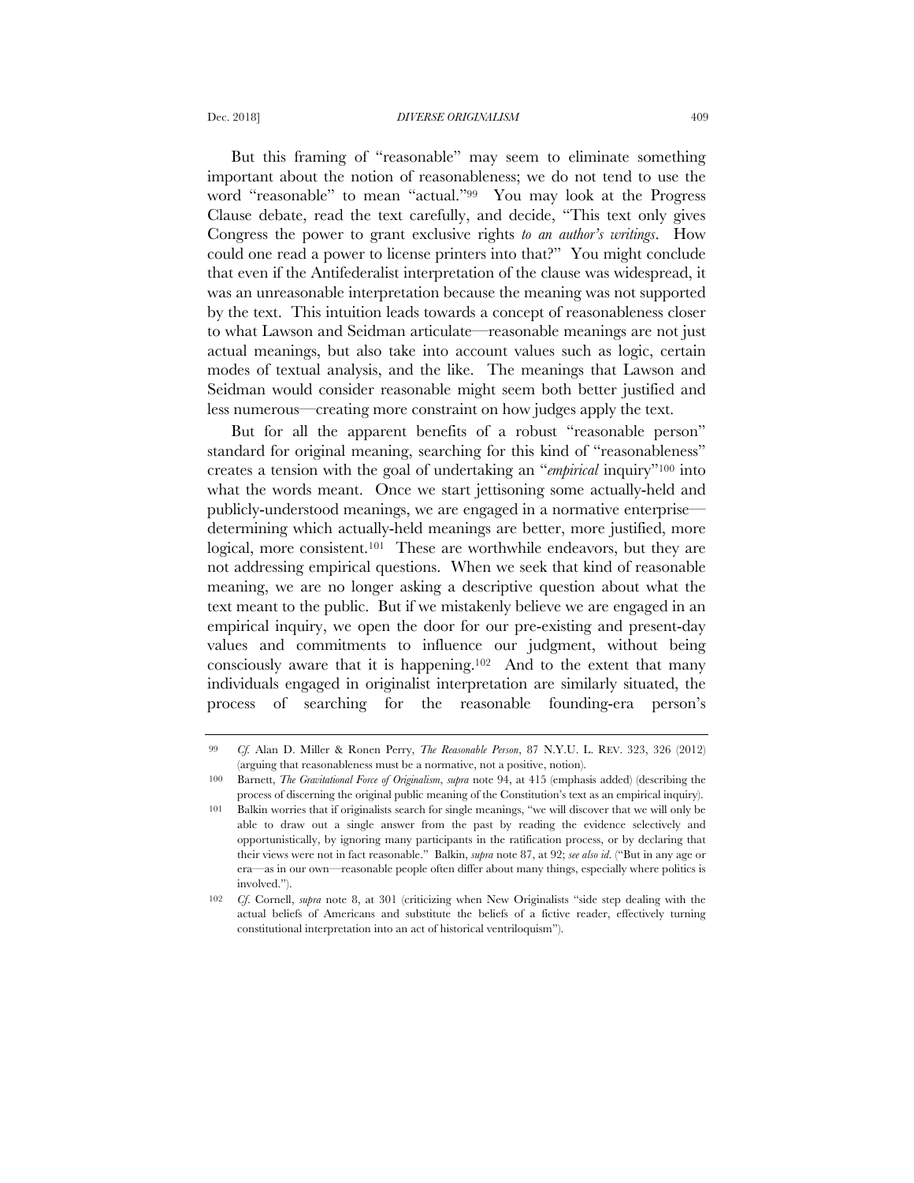But this framing of "reasonable" may seem to eliminate something important about the notion of reasonableness; we do not tend to use the word "reasonable" to mean "actual."[99] You may look at the Progress Clause debate, read the text carefully, and decide, "This text only gives Congress the power to grant exclusive rights *to an author's writings*. How could one read a power to license printers into that?" You might conclude that even if the Antifederalist interpretation of the clause was widespread, it was an unreasonable interpretation because the meaning was not supported by the text. This intuition leads towards a concept of reasonableness closer to what Lawson and Seidman articulate—reasonable meanings are not just actual meanings, but also take into account values such as logic, certain modes of textual analysis, and the like. The meanings that Lawson and Seidman would consider reasonable might seem both better justified and less numerous—creating more constraint on how judges apply the text.

But for all the apparent benefits of a robust "reasonable person" standard for original meaning, searching for this kind of "reasonableness" creates a tension with the goal of undertaking an "*empirical* inquiry"[100] into what the words meant. Once we start jettisoning some actually-held and publicly-understood meanings, we are engaged in a normative enterprise—determining which actually-held meanings are better, more justified, more logical, more consistent.[101] These are worthwhile endeavors, but they are not addressing empirical questions. When we seek that kind of reasonable meaning, we are no longer asking a descriptive question about what the text meant to the public. But if we mistakenly believe we are engaged in an empirical inquiry, we open the door for our pre-existing and present-day values and commitments to influence our judgment, without being consciously aware that it is happening.[102] And to the extent that many individuals engaged in originalist interpretation are similarly situated, the process of searching for the reasonable founding-era person's

---

99 *Cf.* Alan D. Miller & Ronen Perry, *The Reasonable Person*, 87 N.Y.U. L. REV. 323, 326 (2012) (arguing that reasonableness must be a normative, not a positive, notion).

100 Barnett, *The Gravitational Force of Originalism*, *supra* note 94, at 415 (emphasis added) (describing the process of discerning the original public meaning of the Constitution's text as an empirical inquiry).

101 Balkin worries that if originalists search for single meanings, "we will discover that we will only be able to draw out a single answer from the past by reading the evidence selectively and opportunistically, by ignoring many participants in the ratification process, or by declaring that their views were not in fact reasonable." Balkin, *supra* note 87, at 92; *see also id*. ("But in any age or era—as in our own—reasonable people often differ about many things, especially where politics is involved.").

102 *Cf.* Cornell, *supra* note 8, at 301 (criticizing when New Originalists "side step dealing with the actual beliefs of Americans and substitute the beliefs of a fictive reader, effectively turning constitutional interpretation into an act of historical ventriloquism").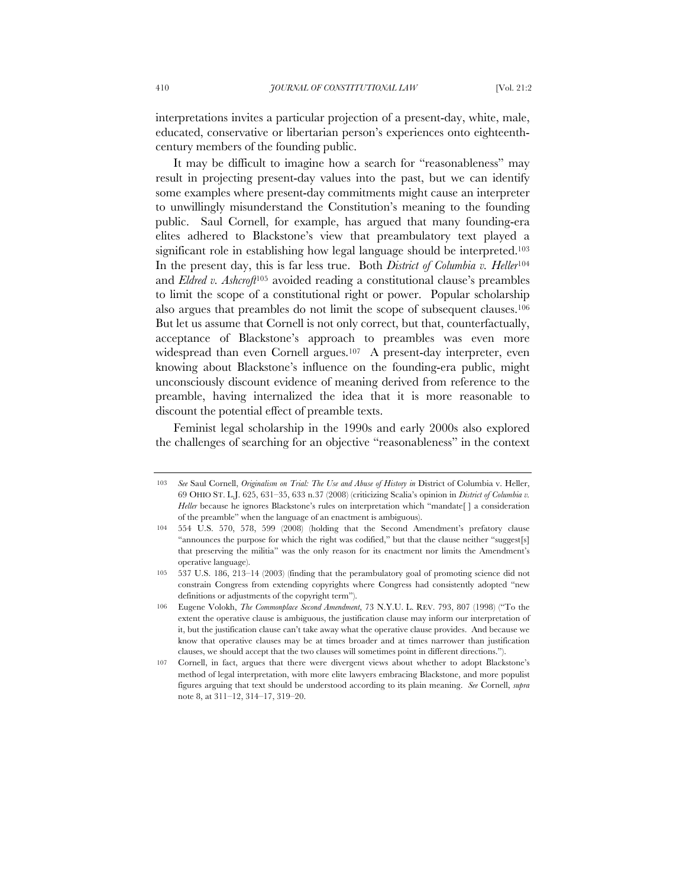interpretations invites a particular projection of a present-day, white, male, educated, conservative or libertarian person's experiences onto eighteenth-century members of the founding public.

It may be difficult to imagine how a search for "reasonableness" may result in projecting present-day values into the past, but we can identify some examples where present-day commitments might cause an interpreter to unwillingly misunderstand the Constitution's meaning to the founding public. Saul Cornell, for example, has argued that many founding-era elites adhered to Blackstone's view that preambulatory text played a significant role in establishing how legal language should be interpreted.[103] In the present day, this is far less true. Both *District of Columbia v. Heller*[104] and *Eldred v. Ashcroft*[105] avoided reading a constitutional clause's preambles to limit the scope of a constitutional right or power. Popular scholarship also argues that preambles do not limit the scope of subsequent clauses.[106] But let us assume that Cornell is not only correct, but that, counterfactually, acceptance of Blackstone's approach to preambles was even more widespread than even Cornell argues.[107] A present-day interpreter, even knowing about Blackstone's influence on the founding-era public, might unconsciously discount evidence of meaning derived from reference to the preamble, having internalized the idea that it is more reasonable to discount the potential effect of preamble texts.

Feminist legal scholarship in the 1990s and early 2000s also explored the challenges of searching for an objective "reasonableness" in the context

---

103 *See* Saul Cornell, *Originalism on Trial: The Use and Abuse of History in* District of Columbia v. Heller, 69 OHIO ST. L.J. 625, 631–35, 633 n.37 (2008) (criticizing Scalia's opinion in *District of Columbia v. Heller* because he ignores Blackstone's rules on interpretation which "mandate[ ] a consideration of the preamble" when the language of an enactment is ambiguous).

104 554 U.S. 570, 578, 599 (2008) (holding that the Second Amendment's prefatory clause "announces the purpose for which the right was codified," but that the clause neither "suggest[s] that preserving the militia" was the only reason for its enactment nor limits the Amendment's operative language).

105 537 U.S. 186, 213–14 (2003) (finding that the perambulatory goal of promoting science did not constrain Congress from extending copyrights where Congress had consistently adopted "new definitions or adjustments of the copyright term").

106 Eugene Volokh, *The Commonplace Second Amendment*, 73 N.Y.U. L. REV. 793, 807 (1998) ("To the extent the operative clause is ambiguous, the justification clause may inform our interpretation of it, but the justification clause can't take away what the operative clause provides. And because we know that operative clauses may be at times broader and at times narrower than justification clauses, we should accept that the two clauses will sometimes point in different directions.").

107 Cornell, in fact, argues that there were divergent views about whether to adopt Blackstone's method of legal interpretation, with more elite lawyers embracing Blackstone, and more populist figures arguing that text should be understood according to its plain meaning. *See* Cornell, *supra* note 8, at 311–12, 314–17, 319–20.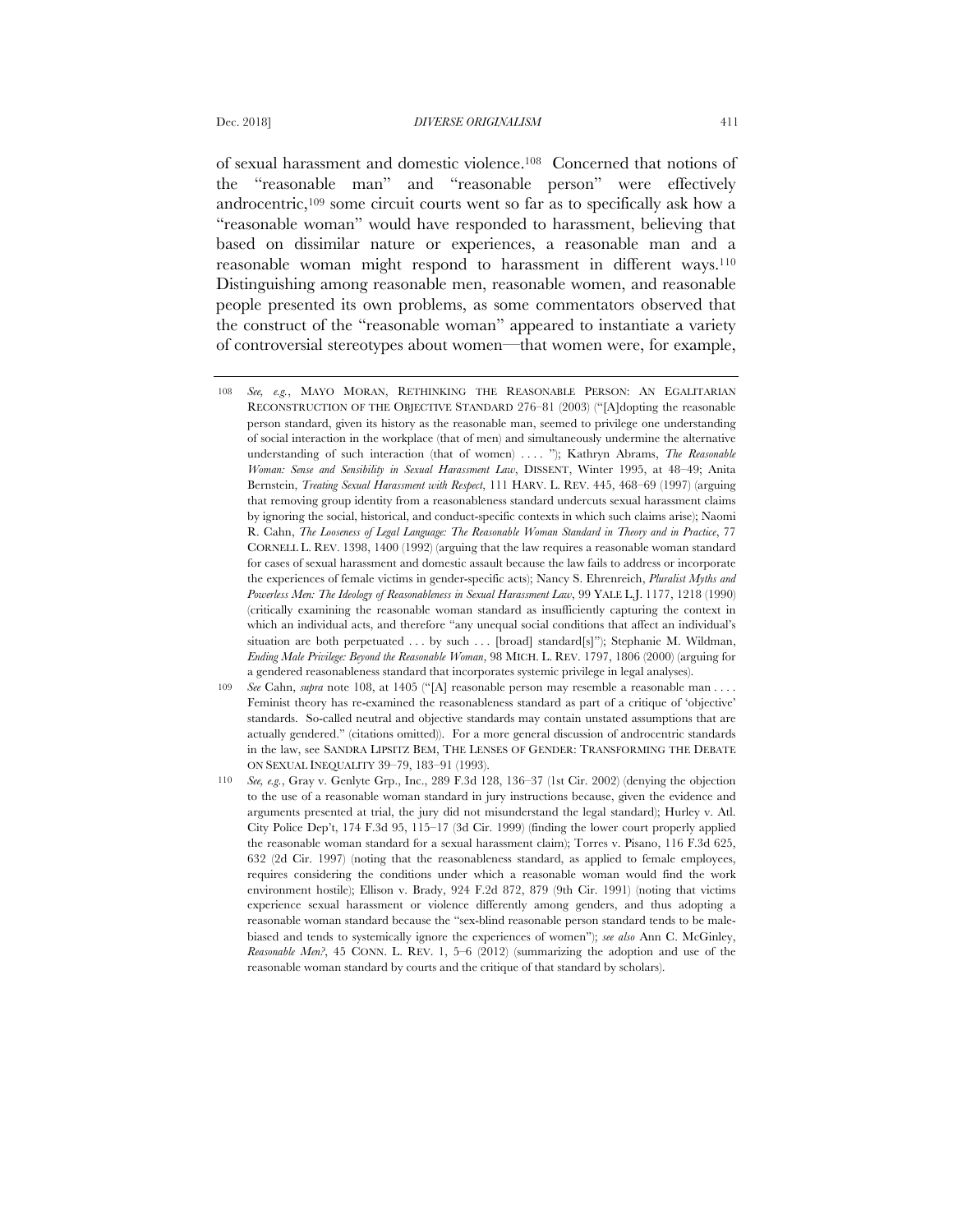of sexual harassment and domestic violence.[108] Concerned that notions of the "reasonable man" and "reasonable person" were effectively androcentric,[109] some circuit courts went so far as to specifically ask how a "reasonable woman" would have responded to harassment, believing that based on dissimilar nature or experiences, a reasonable man and a reasonable woman might respond to harassment in different ways.[110] Distinguishing among reasonable men, reasonable women, and reasonable people presented its own problems, as some commentators observed that the construct of the "reasonable woman" appeared to instantiate a variety of controversial stereotypes about women—that women were, for example,

---

108 *See, e.g.*, MAYO MORAN, RETHINKING THE REASONABLE PERSON: AN EGALITARIAN RECONSTRUCTION OF THE OBJECTIVE STANDARD 276–81 (2003) ("[A]dopting the reasonable person standard, given its history as the reasonable man, seemed to privilege one understanding of social interaction in the workplace (that of men) and simultaneously undermine the alternative understanding of such interaction (that of women) . . . . "); Kathryn Abrams, *The Reasonable Woman: Sense and Sensibility in Sexual Harassment Law*, DISSENT, Winter 1995, at 48–49; Anita Bernstein, *Treating Sexual Harassment with Respect*, 111 HARV. L. REV. 445, 468–69 (1997) (arguing that removing group identity from a reasonableness standard undercuts sexual harassment claims by ignoring the social, historical, and conduct-specific contexts in which such claims arise); Naomi R. Cahn, *The Looseness of Legal Language: The Reasonable Woman Standard in Theory and in Practice*, 77 CORNELL L. REV. 1398, 1400 (1992) (arguing that the law requires a reasonable woman standard for cases of sexual harassment and domestic assault because the law fails to address or incorporate the experiences of female victims in gender-specific acts); Nancy S. Ehrenreich, *Pluralist Myths and Powerless Men: The Ideology of Reasonableness in Sexual Harassment Law*, 99 YALE L.J. 1177, 1218 (1990) (critically examining the reasonable woman standard as insufficiently capturing the context in which an individual acts, and therefore "any unequal social conditions that affect an individual's situation are both perpetuated . . . by such . . . [broad] standard[s]"); Stephanie M. Wildman, *Ending Male Privilege: Beyond the Reasonable Woman*, 98 MICH. L. REV. 1797, 1806 (2000) (arguing for a gendered reasonableness standard that incorporates systemic privilege in legal analyses).

109 *See* Cahn, *supra* note 108, at 1405 ("[A] reasonable person may resemble a reasonable man . . . . Feminist theory has re-examined the reasonableness standard as part of a critique of 'objective' standards. So-called neutral and objective standards may contain unstated assumptions that are actually gendered." (citations omitted)). For a more general discussion of androcentric standards in the law, see SANDRA LIPSITZ BEM, THE LENSES OF GENDER: TRANSFORMING THE DEBATE ON SEXUAL INEQUALITY 39–79, 183–91 (1993).

110 *See, e.g.*, Gray v. Genlyte Grp., Inc., 289 F.3d 128, 136–37 (1st Cir. 2002) (denying the objection to the use of a reasonable woman standard in jury instructions because, given the evidence and arguments presented at trial, the jury did not misunderstand the legal standard); Hurley v. Atl. City Police Dep't, 174 F.3d 95, 115–17 (3d Cir. 1999) (finding the lower court properly applied the reasonable woman standard for a sexual harassment claim); Torres v. Pisano, 116 F.3d 625, 632 (2d Cir. 1997) (noting that the reasonableness standard, as applied to female employees, requires considering the conditions under which a reasonable woman would find the work environment hostile); Ellison v. Brady, 924 F.2d 872, 879 (9th Cir. 1991) (noting that victims experience sexual harassment or violence differently among genders, and thus adopting a reasonable woman standard because the "sex-blind reasonable person standard tends to be male-biased and tends to systemically ignore the experiences of women"); *see also* Ann C. McGinley, *Reasonable Men?*, 45 CONN. L. REV. 1, 5–6 (2012) (summarizing the adoption and use of the reasonable woman standard by courts and the critique of that standard by scholars).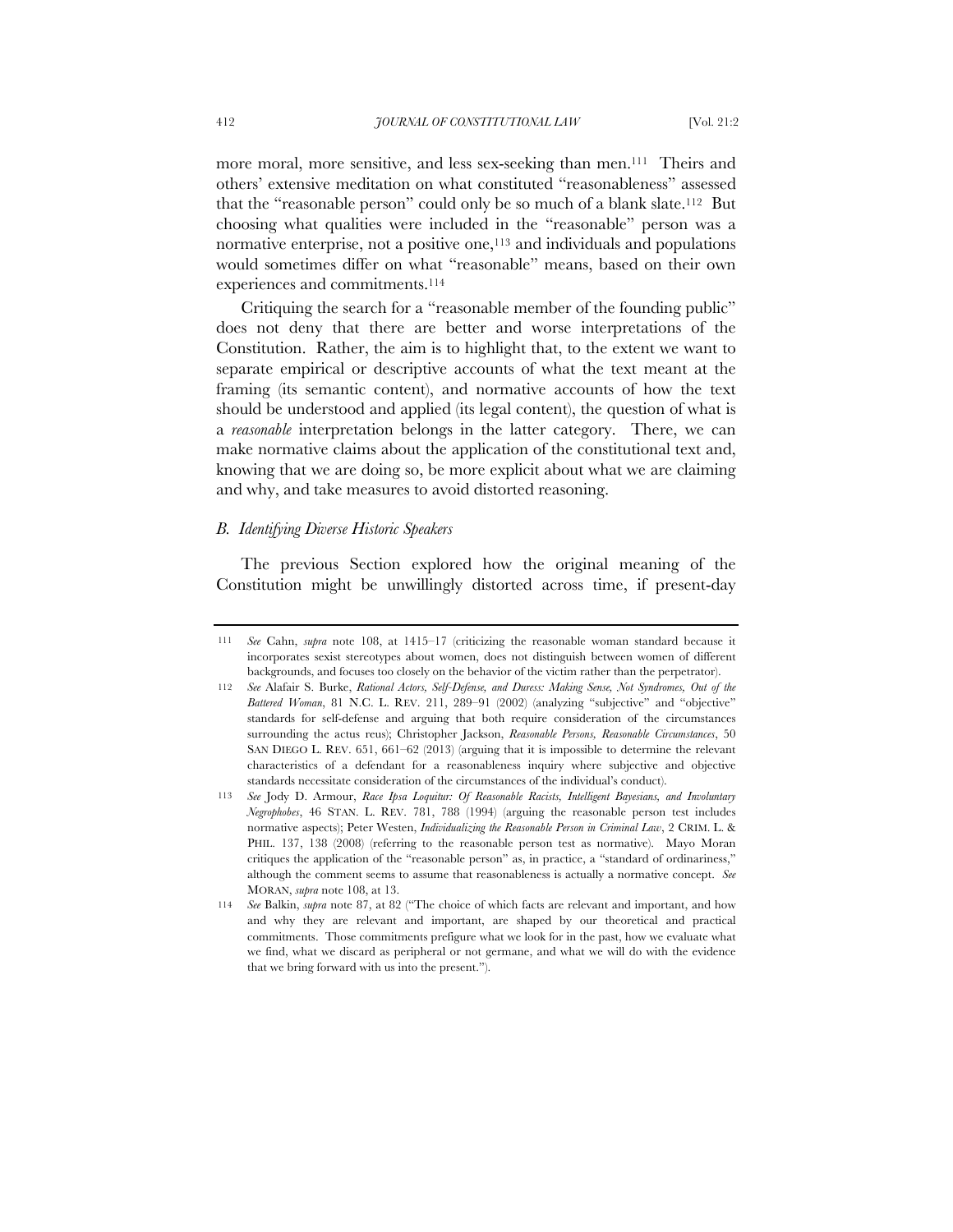more moral, more sensitive, and less sex-seeking than men.[111] Theirs and others' extensive meditation on what constituted "reasonableness" assessed that the "reasonable person" could only be so much of a blank slate.[112] But choosing what qualities were included in the "reasonable" person was a normative enterprise, not a positive one,[113] and individuals and populations would sometimes differ on what "reasonable" means, based on their own experiences and commitments.[114]

Critiquing the search for a "reasonable member of the founding public" does not deny that there are better and worse interpretations of the Constitution. Rather, the aim is to highlight that, to the extent we want to separate empirical or descriptive accounts of what the text meant at the framing (its semantic content), and normative accounts of how the text should be understood and applied (its legal content), the question of what is a *reasonable* interpretation belongs in the latter category. There, we can make normative claims about the application of the constitutional text and, knowing that we are doing so, be more explicit about what we are claiming and why, and take measures to avoid distorted reasoning.

### *B. Identifying Diverse Historic Speakers*

The previous Section explored how the original meaning of the Constitution might be unwillingly distorted across time, if present-day

---

111 *See* Cahn, *supra* note 108, at 1415–17 (criticizing the reasonable woman standard because it incorporates sexist stereotypes about women, does not distinguish between women of different backgrounds, and focuses too closely on the behavior of the victim rather than the perpetrator).

112 *See* Alafair S. Burke, *Rational Actors, Self-Defense, and Duress: Making Sense, Not Syndromes, Out of the Battered Woman*, 81 N.C. L. REV. 211, 289–91 (2002) (analyzing "subjective" and "objective" standards for self-defense and arguing that both require consideration of the circumstances surrounding the actus reus); Christopher Jackson, *Reasonable Persons, Reasonable Circumstances*, 50 SAN DIEGO L. REV. 651, 661–62 (2013) (arguing that it is impossible to determine the relevant characteristics of a defendant for a reasonableness inquiry where subjective and objective standards necessitate consideration of the circumstances of the individual's conduct).

113 *See* Jody D. Armour, *Race Ipsa Loquitur: Of Reasonable Racists, Intelligent Bayesians, and Involuntary Negrophobes*, 46 STAN. L. REV. 781, 788 (1994) (arguing the reasonable person test includes normative aspects); Peter Westen, *Individualizing the Reasonable Person in Criminal Law*, 2 CRIM. L. & PHIL. 137, 138 (2008) (referring to the reasonable person test as normative). Mayo Moran critiques the application of the "reasonable person" as, in practice, a "standard of ordinariness," although the comment seems to assume that reasonableness is actually a normative concept. *See* MORAN, *supra* note 108, at 13.

114 *See* Balkin, *supra* note 87, at 82 ("The choice of which facts are relevant and important, and how and why they are relevant and important, are shaped by our theoretical and practical commitments. Those commitments prefigure what we look for in the past, how we evaluate what we find, what we discard as peripheral or not germane, and what we will do with the evidence that we bring forward with us into the present.").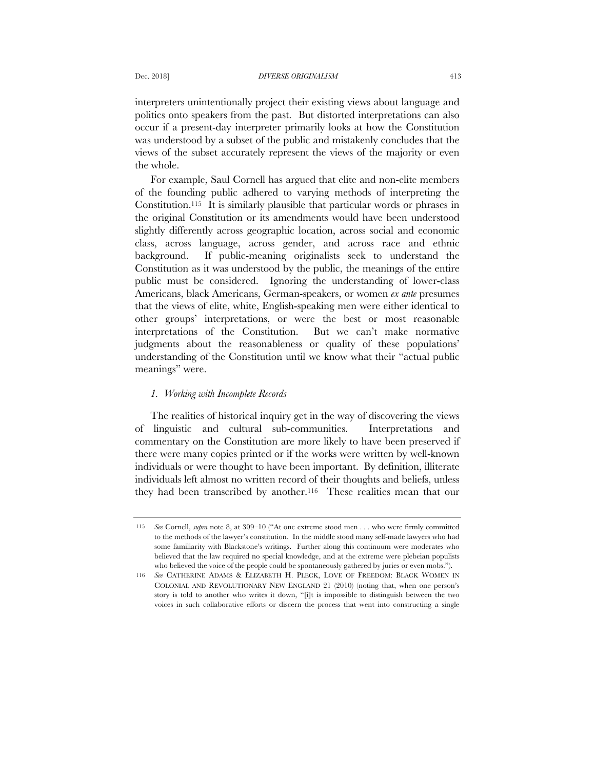interpreters unintentionally project their existing views about language and politics onto speakers from the past. But distorted interpretations can also occur if a present-day interpreter primarily looks at how the Constitution was understood by a subset of the public and mistakenly concludes that the views of the subset accurately represent the views of the majority or even the whole.

For example, Saul Cornell has argued that elite and non-elite members of the founding public adhered to varying methods of interpreting the Constitution.[115] It is similarly plausible that particular words or phrases in the original Constitution or its amendments would have been understood slightly differently across geographic location, across social and economic class, across language, across gender, and across race and ethnic background. If public-meaning originalists seek to understand the Constitution as it was understood by the public, the meanings of the entire public must be considered. Ignoring the understanding of lower-class Americans, black Americans, German-speakers, or women *ex ante* presumes that the views of elite, white, English-speaking men were either identical to other groups' interpretations, or were the best or most reasonable interpretations of the Constitution. But we can't make normative judgments about the reasonableness or quality of these populations' understanding of the Constitution until we know what their "actual public meanings" were.

### *1. Working with Incomplete Records*

The realities of historical inquiry get in the way of discovering the views of linguistic and cultural sub-communities. Interpretations and commentary on the Constitution are more likely to have been preserved if there were many copies printed or if the works were written by well-known individuals or were thought to have been important. By definition, illiterate individuals left almost no written record of their thoughts and beliefs, unless they had been transcribed by another.[116] These realities mean that our

---

115 *See* Cornell, *supra* note 8, at 309–10 ("At one extreme stood men . . . who were firmly committed to the methods of the lawyer's constitution. In the middle stood many self-made lawyers who had some familiarity with Blackstone's writings. Further along this continuum were moderates who believed that the law required no special knowledge, and at the extreme were plebeian populists who believed the voice of the people could be spontaneously gathered by juries or even mobs.").

116 *See* CATHERINE ADAMS & ELIZABETH H. PLECK, LOVE OF FREEDOM: BLACK WOMEN IN COLONIAL AND REVOLUTIONARY NEW ENGLAND 21 (2010) (noting that, when one person's story is told to another who writes it down, "[i]t is impossible to distinguish between the two voices in such collaborative efforts or discern the process that went into constructing a single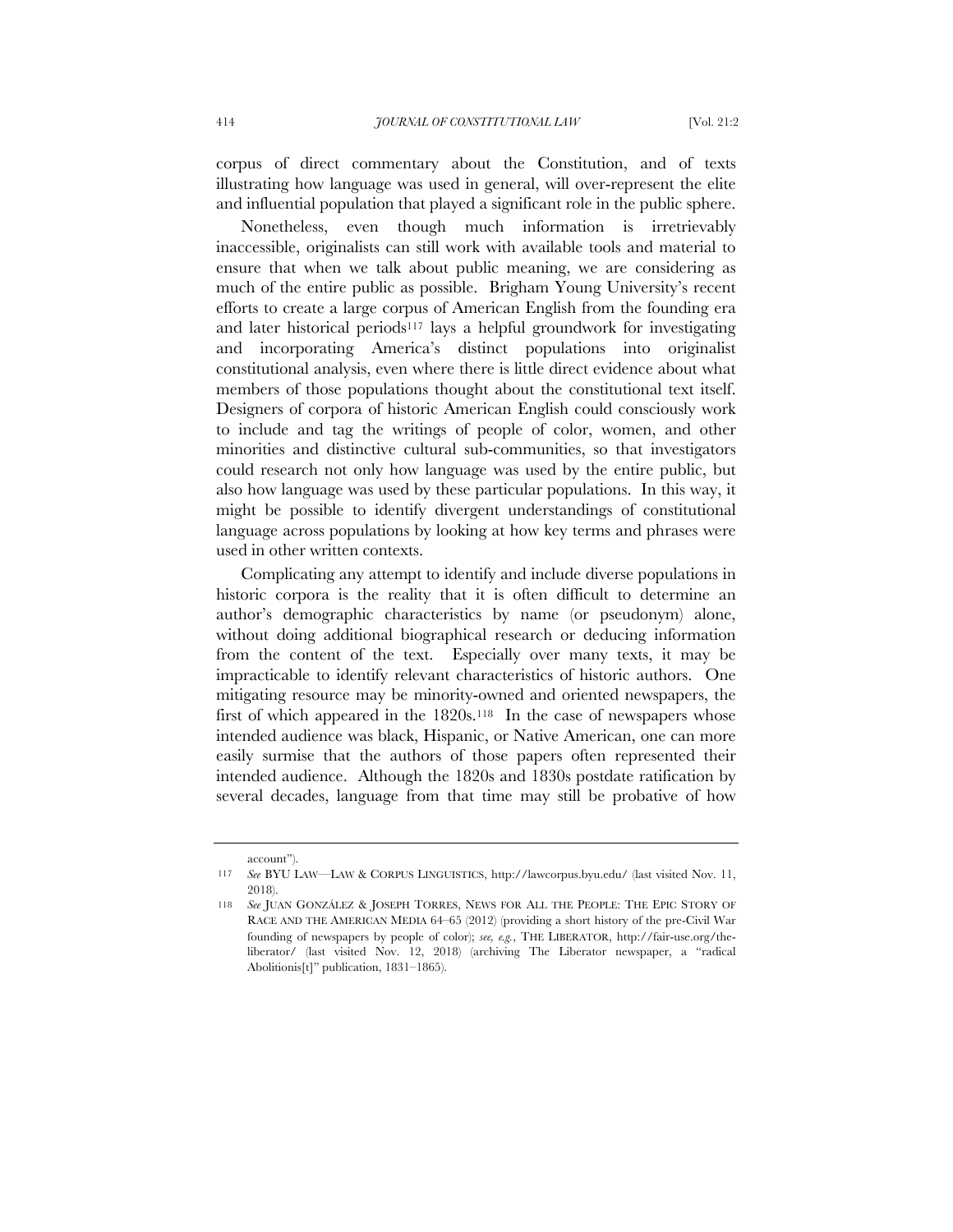corpus of direct commentary about the Constitution, and of texts illustrating how language was used in general, will over-represent the elite and influential population that played a significant role in the public sphere.

Nonetheless, even though much information is irretrievably inaccessible, originalists can still work with available tools and material to ensure that when we talk about public meaning, we are considering as much of the entire public as possible. Brigham Young University's recent efforts to create a large corpus of American English from the founding era and later historical periods[117] lays a helpful groundwork for investigating and incorporating America's distinct populations into originalist constitutional analysis, even where there is little direct evidence about what members of those populations thought about the constitutional text itself. Designers of corpora of historic American English could consciously work to include and tag the writings of people of color, women, and other minorities and distinctive cultural sub-communities, so that investigators could research not only how language was used by the entire public, but also how language was used by these particular populations. In this way, it might be possible to identify divergent understandings of constitutional language across populations by looking at how key terms and phrases were used in other written contexts.

Complicating any attempt to identify and include diverse populations in historic corpora is the reality that it is often difficult to determine an author's demographic characteristics by name (or pseudonym) alone, without doing additional biographical research or deducing information from the content of the text. Especially over many texts, it may be impracticable to identify relevant characteristics of historic authors. One mitigating resource may be minority-owned and oriented newspapers, the first of which appeared in the 1820s.[118] In the case of newspapers whose intended audience was black, Hispanic, or Native American, one can more easily surmise that the authors of those papers often represented their intended audience. Although the 1820s and 1830s postdate ratification by several decades, language from that time may still be probative of how

---

account").

117 *See* BYU LAW—LAW & CORPUS LINGUISTICS, http://lawcorpus.byu.edu/ (last visited Nov. 11, 2018).

118 *See* JUAN GONZÁLEZ & JOSEPH TORRES, NEWS FOR ALL THE PEOPLE: THE EPIC STORY OF RACE AND THE AMERICAN MEDIA 64–65 (2012) (providing a short history of the pre-Civil War founding of newspapers by people of color); *see, e.g.*, THE LIBERATOR, http://fair-use.org/the-liberator/ (last visited Nov. 12, 2018) (archiving The Liberator newspaper, a "radical Abolitionis[t]" publication, 1831–1865).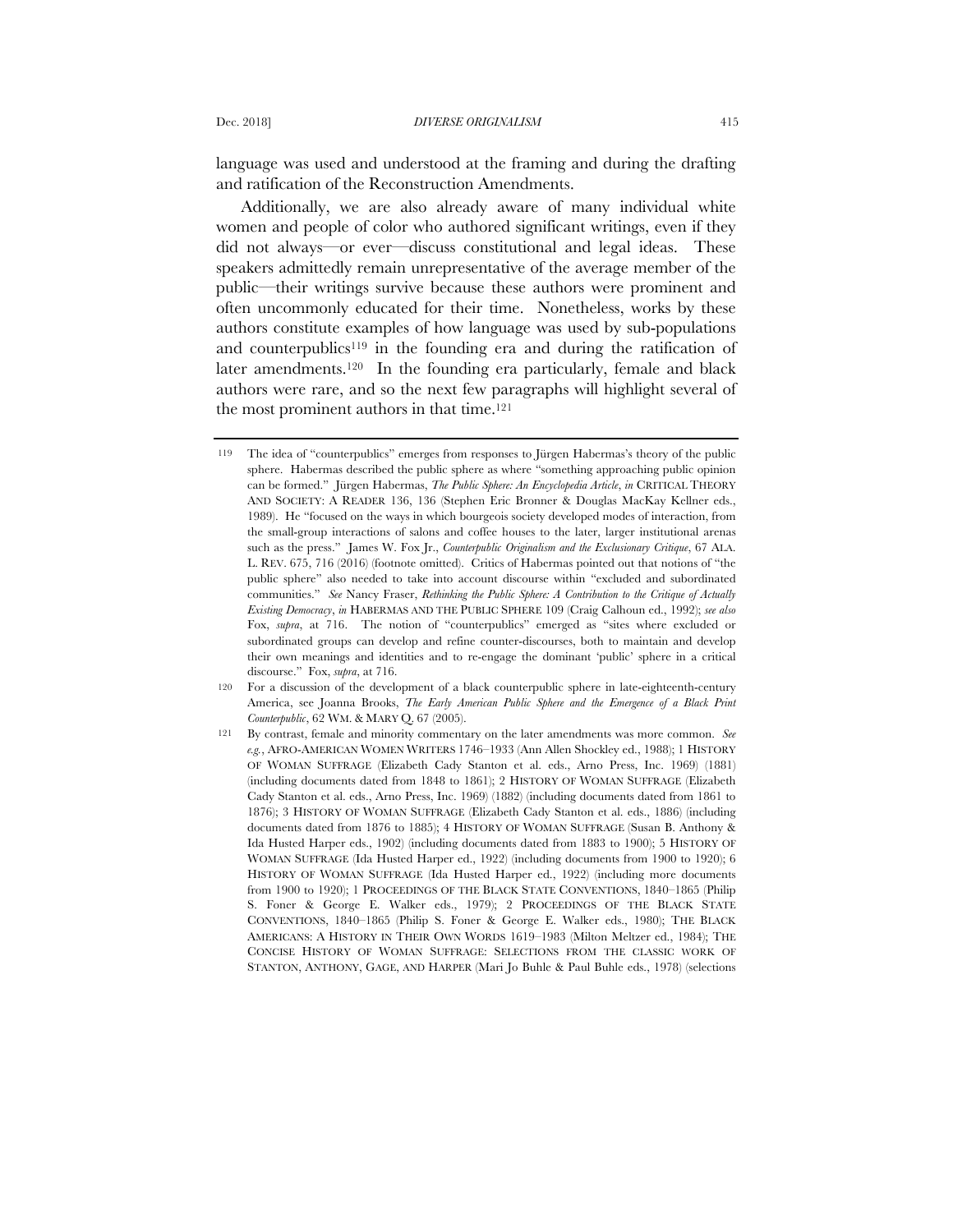language was used and understood at the framing and during the drafting and ratification of the Reconstruction Amendments.

Additionally, we are also already aware of many individual white women and people of color who authored significant writings, even if they did not always—or ever—discuss constitutional and legal ideas. These speakers admittedly remain unrepresentative of the average member of the public—their writings survive because these authors were prominent and often uncommonly educated for their time. Nonetheless, works by these authors constitute examples of how language was used by sub-populations and counterpublics[119] in the founding era and during the ratification of later amendments.[120] In the founding era particularly, female and black authors were rare, and so the next few paragraphs will highlight several of the most prominent authors in that time.[121]

---

119 The idea of "counterpublics" emerges from responses to Jürgen Habermas's theory of the public sphere. Habermas described the public sphere as where "something approaching public opinion can be formed." Jürgen Habermas, *The Public Sphere: An Encyclopedia Article*, *in* CRITICAL THEORY AND SOCIETY: A READER 136, 136 (Stephen Eric Bronner & Douglas MacKay Kellner eds., 1989). He "focused on the ways in which bourgeois society developed modes of interaction, from the small-group interactions of salons and coffee houses to the later, larger institutional arenas such as the press." James W. Fox Jr., *Counterpublic Originalism and the Exclusionary Critique*, 67 ALA. L. REV. 675, 716 (2016) (footnote omitted). Critics of Habermas pointed out that notions of "the public sphere" also needed to take into account discourse within "excluded and subordinated communities." *See* Nancy Fraser, *Rethinking the Public Sphere: A Contribution to the Critique of Actually Existing Democracy*, *in* HABERMAS AND THE PUBLIC SPHERE 109 (Craig Calhoun ed., 1992); *see also* Fox, *supra*, at 716. The notion of "counterpublics" emerged as "sites where excluded or subordinated groups can develop and refine counter-discourses, both to maintain and develop their own meanings and identities and to re-engage the dominant 'public' sphere in a critical discourse." Fox, *supra*, at 716.

120 For a discussion of the development of a black counterpublic sphere in late-eighteenth-century America, see Joanna Brooks, *The Early American Public Sphere and the Emergence of a Black Print Counterpublic*, 62 WM. & MARY Q. 67 (2005).

121 By contrast, female and minority commentary on the later amendments was more common. *See e.g.*, AFRO-AMERICAN WOMEN WRITERS 1746–1933 (Ann Allen Shockley ed., 1988); 1 HISTORY OF WOMAN SUFFRAGE (Elizabeth Cady Stanton et al. eds., Arno Press, Inc. 1969) (1881) (including documents dated from 1848 to 1861); 2 HISTORY OF WOMAN SUFFRAGE (Elizabeth Cady Stanton et al. eds., Arno Press, Inc. 1969) (1882) (including documents dated from 1861 to 1876); 3 HISTORY OF WOMAN SUFFRAGE (Elizabeth Cady Stanton et al. eds., 1886) (including documents dated from 1876 to 1885); 4 HISTORY OF WOMAN SUFFRAGE (Susan B. Anthony & Ida Husted Harper eds., 1902) (including documents dated from 1883 to 1900); 5 HISTORY OF WOMAN SUFFRAGE (Ida Husted Harper ed., 1922) (including documents from 1900 to 1920); 6 HISTORY OF WOMAN SUFFRAGE (Ida Husted Harper ed., 1922) (including more documents from 1900 to 1920); 1 PROCEEDINGS OF THE BLACK STATE CONVENTIONS, 1840–1865 (Philip S. Foner & George E. Walker eds., 1979); 2 PROCEEDINGS OF THE BLACK STATE CONVENTIONS, 1840–1865 (Philip S. Foner & George E. Walker eds., 1980); THE BLACK AMERICANS: A HISTORY IN THEIR OWN WORDS 1619–1983 (Milton Meltzer ed., 1984); THE CONCISE HISTORY OF WOMAN SUFFRAGE: SELECTIONS FROM THE CLASSIC WORK OF STANTON, ANTHONY, GAGE, AND HARPER (Mari Jo Buhle & Paul Buhle eds., 1978) (selections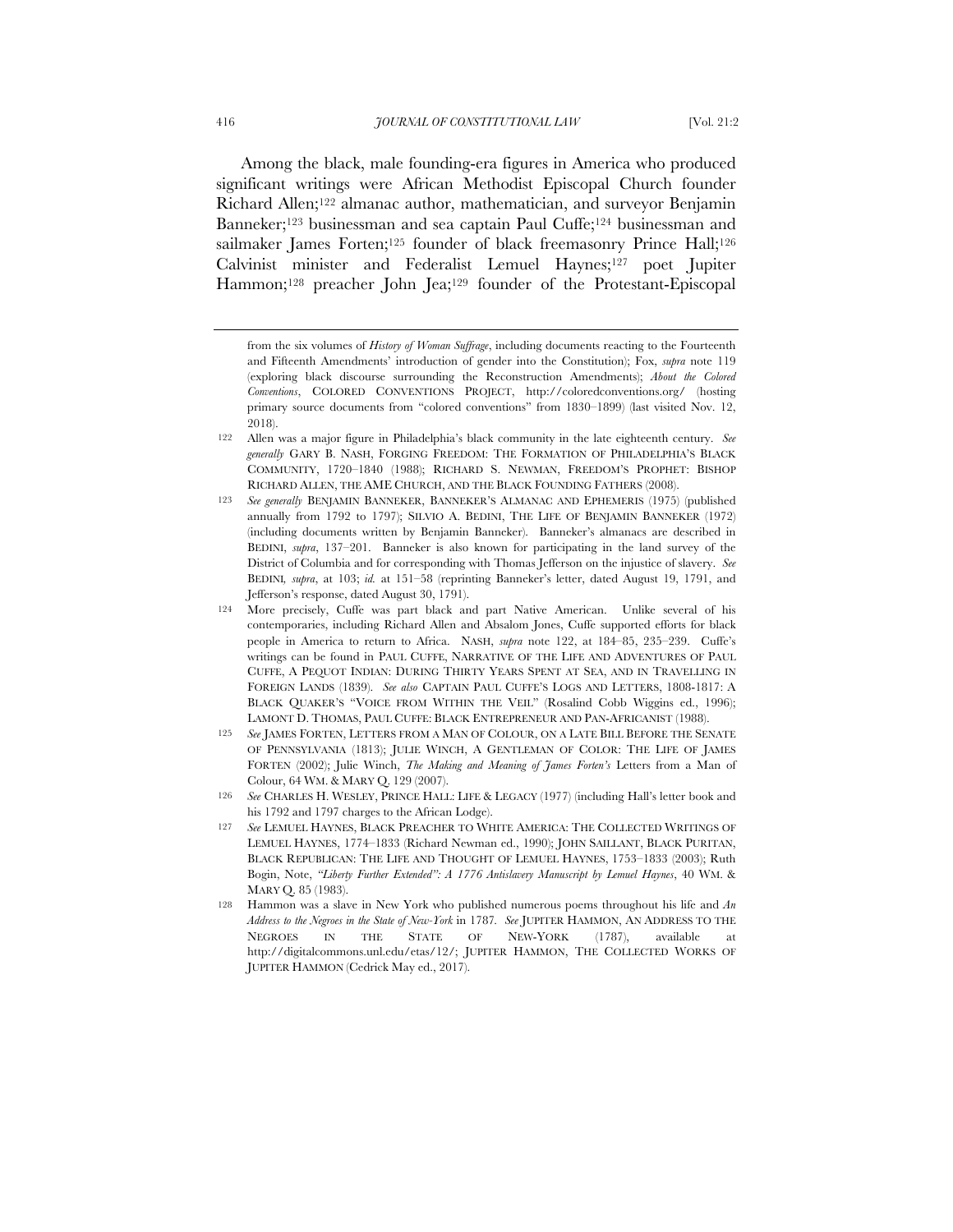Among the black, male founding-era figures in America who produced significant writings were African Methodist Episcopal Church founder Richard Allen;[122] almanac author, mathematician, and surveyor Benjamin Banneker;[123] businessman and sea captain Paul Cuffe;[124] businessman and sailmaker James Forten;[125] founder of black freemasonry Prince Hall;[126] Calvinist minister and Federalist Lemuel Haynes;[127] poet Jupiter Hammon;[128] preacher John Jea;[129] founder of the Protestant-Episcopal

---

from the six volumes of *History of Woman Suffrage*, including documents reacting to the Fourteenth and Fifteenth Amendments' introduction of gender into the Constitution); Fox, *supra* note 119 (exploring black discourse surrounding the Reconstruction Amendments); *About the Colored Conventions*, COLORED CONVENTIONS PROJECT, http://coloredconventions.org/ (hosting primary source documents from "colored conventions" from 1830–1899) (last visited Nov. 12, 2018).

122 Allen was a major figure in Philadelphia's black community in the late eighteenth century. *See generally* GARY B. NASH, FORGING FREEDOM: THE FORMATION OF PHILADELPHIA'S BLACK COMMUNITY, 1720–1840 (1988); RICHARD S. NEWMAN, FREEDOM'S PROPHET: BISHOP RICHARD ALLEN, THE AME CHURCH, AND THE BLACK FOUNDING FATHERS (2008).

123 *See generally* BENJAMIN BANNEKER, BANNEKER'S ALMANAC AND EPHEMERIS (1975) (published annually from 1792 to 1797); SILVIO A. BEDINI, THE LIFE OF BENJAMIN BANNEKER (1972) (including documents written by Benjamin Banneker). Banneker's almanacs are described in BEDINI, *supra*, 137–201. Banneker is also known for participating in the land survey of the District of Columbia and for corresponding with Thomas Jefferson on the injustice of slavery. *See* BEDINI*, supra*, at 103; *id.* at 151–58 (reprinting Banneker's letter, dated August 19, 1791, and Jefferson's response, dated August 30, 1791).

124 More precisely, Cuffe was part black and part Native American. Unlike several of his contemporaries, including Richard Allen and Absalom Jones, Cuffe supported efforts for black people in America to return to Africa. NASH, *supra* note 122, at 184–85, 235–239. Cuffe's writings can be found in PAUL CUFFE, NARRATIVE OF THE LIFE AND ADVENTURES OF PAUL CUFFE, A PEQUOT INDIAN: DURING THIRTY YEARS SPENT AT SEA, AND IN TRAVELLING IN FOREIGN LANDS (1839). *See also* CAPTAIN PAUL CUFFE'S LOGS AND LETTERS, 1808-1817: A BLACK QUAKER'S "VOICE FROM WITHIN THE VEIL" (Rosalind Cobb Wiggins ed., 1996); LAMONT D. THOMAS, PAUL CUFFE: BLACK ENTREPRENEUR AND PAN-AFRICANIST (1988).

125 *See* JAMES FORTEN, LETTERS FROM A MAN OF COLOUR, ON A LATE BILL BEFORE THE SENATE OF PENNSYLVANIA (1813); JULIE WINCH, A GENTLEMAN OF COLOR: THE LIFE OF JAMES FORTEN (2002); Julie Winch, *The Making and Meaning of James Forten's* Letters from a Man of Colour, 64 WM. & MARY Q. 129 (2007).

126 *See* CHARLES H. WESLEY, PRINCE HALL: LIFE & LEGACY (1977) (including Hall's letter book and his 1792 and 1797 charges to the African Lodge).

127 *See* LEMUEL HAYNES, BLACK PREACHER TO WHITE AMERICA: THE COLLECTED WRITINGS OF LEMUEL HAYNES, 1774–1833 (Richard Newman ed., 1990); JOHN SAILLANT, BLACK PURITAN, BLACK REPUBLICAN: THE LIFE AND THOUGHT OF LEMUEL HAYNES, 1753–1833 (2003); Ruth Bogin, Note, *"Liberty Further Extended": A 1776 Antislavery Manuscript by Lemuel Haynes*, 40 WM. & MARY Q. 85 (1983).

128 Hammon was a slave in New York who published numerous poems throughout his life and *An Address to the Negroes in the State of New-York* in 1787. *See* JUPITER HAMMON, AN ADDRESS TO THE NEGROES IN THE STATE OF NEW-YORK (1787), available at http://digitalcommons.unl.edu/etas/12/; JUPITER HAMMON, THE COLLECTED WORKS OF JUPITER HAMMON (Cedrick May ed., 2017).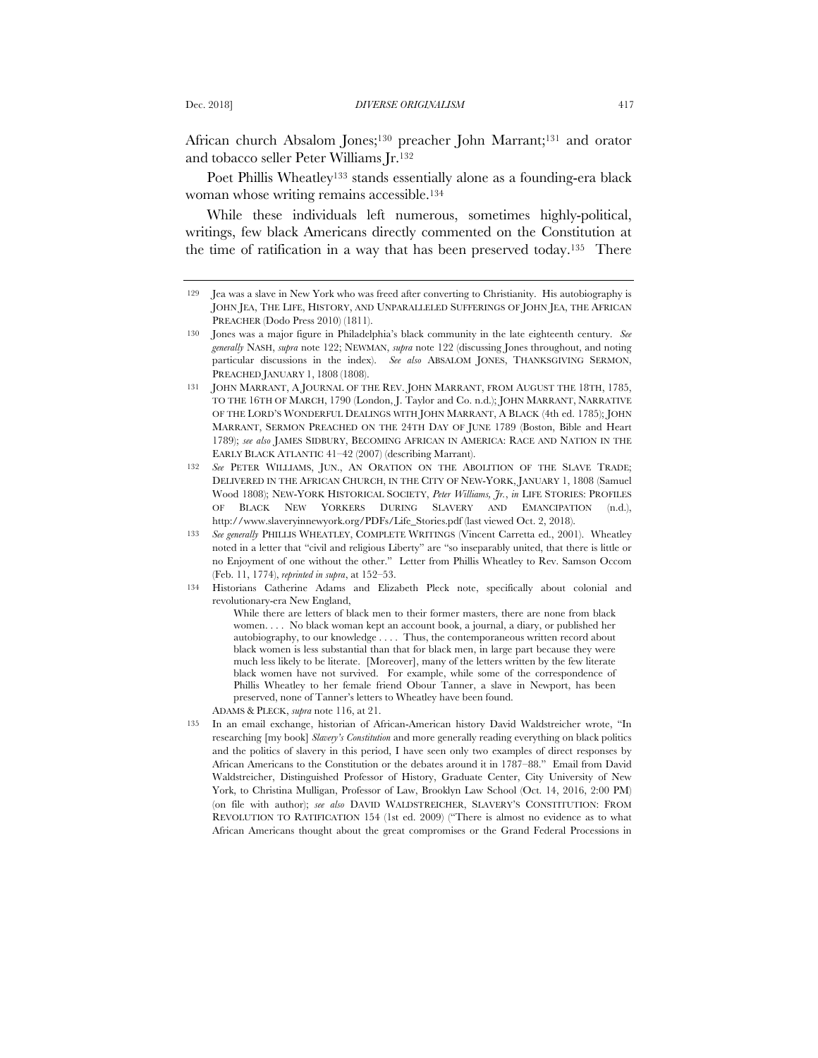African church Absalom Jones;[130] preacher John Marrant;[131] and orator and tobacco seller Peter Williams Jr.[132]

Poet Phillis Wheatley[133] stands essentially alone as a founding-era black woman whose writing remains accessible.[134]

While these individuals left numerous, sometimes highly-political, writings, few black Americans directly commented on the Constitution at the time of ratification in a way that has been preserved today.[135] There

---

129 Jea was a slave in New York who was freed after converting to Christianity. His autobiography is JOHN JEA, THE LIFE, HISTORY, AND UNPARALLELED SUFFERINGS OF JOHN JEA, THE AFRICAN PREACHER (Dodo Press 2010) (1811).

130 Jones was a major figure in Philadelphia's black community in the late eighteenth century. *See generally* NASH, *supra* note 122; NEWMAN, *supra* note 122 (discussing Jones throughout, and noting particular discussions in the index). *See also* ABSALOM JONES, THANKSGIVING SERMON, PREACHED JANUARY 1, 1808 (1808).

131 JOHN MARRANT, A JOURNAL OF THE REV. JOHN MARRANT, FROM AUGUST THE 18TH, 1785, TO THE 16TH OF MARCH, 1790 (London, J. Taylor and Co. n.d.); JOHN MARRANT, NARRATIVE OF THE LORD'S WONDERFUL DEALINGS WITH JOHN MARRANT, A BLACK (4th ed. 1785); JOHN MARRANT, SERMON PREACHED ON THE 24TH DAY OF JUNE 1789 (Boston, Bible and Heart 1789); *see also* JAMES SIDBURY, BECOMING AFRICAN IN AMERICA: RACE AND NATION IN THE EARLY BLACK ATLANTIC 41–42 (2007) (describing Marrant).

132 *See* PETER WILLIAMS, JUN., AN ORATION ON THE ABOLITION OF THE SLAVE TRADE; DELIVERED IN THE AFRICAN CHURCH, IN THE CITY OF NEW-YORK, JANUARY 1, 1808 (Samuel Wood 1808); NEW-YORK HISTORICAL SOCIETY, *Peter Williams, Jr.*, *in* LIFE STORIES: PROFILES OF BLACK NEW YORKERS DURING SLAVERY AND EMANCIPATION (n.d.), http://www.slaveryinnewyork.org/PDFs/Life_Stories.pdf (last viewed Oct. 2, 2018).

133 *See generally* PHILLIS WHEATLEY, COMPLETE WRITINGS (Vincent Carretta ed., 2001). Wheatley noted in a letter that "civil and religious Liberty" are "so inseparably united, that there is little or no Enjoyment of one without the other." Letter from Phillis Wheatley to Rev. Samson Occom (Feb. 11, 1774), *reprinted in supra*, at 152–53.

134 Historians Catherine Adams and Elizabeth Pleck note, specifically about colonial and revolutionary-era New England,

> While there are letters of black men to their former masters, there are none from black women. . . . No black woman kept an account book, a journal, a diary, or published her autobiography, to our knowledge . . . . Thus, the contemporaneous written record about black women is less substantial than that for black men, in large part because they were much less likely to be literate. [Moreover], many of the letters written by the few literate black women have not survived. For example, while some of the correspondence of Phillis Wheatley to her female friend Obour Tanner, a slave in Newport, has been preserved, none of Tanner's letters to Wheatley have been found.

ADAMS & PLECK, *supra* note 116, at 21.

135 In an email exchange, historian of African-American history David Waldstreicher wrote, "In researching [my book] *Slavery's Constitution* and more generally reading everything on black politics and the politics of slavery in this period, I have seen only two examples of direct responses by African Americans to the Constitution or the debates around it in 1787–88." Email from David Waldstreicher, Distinguished Professor of History, Graduate Center, City University of New York, to Christina Mulligan, Professor of Law, Brooklyn Law School (Oct. 14, 2016, 2:00 PM) (on file with author); *see also* DAVID WALDSTREICHER, SLAVERY'S CONSTITUTION: FROM REVOLUTION TO RATIFICATION 154 (1st ed. 2009) ("There is almost no evidence as to what African Americans thought about the great compromises or the Grand Federal Processions in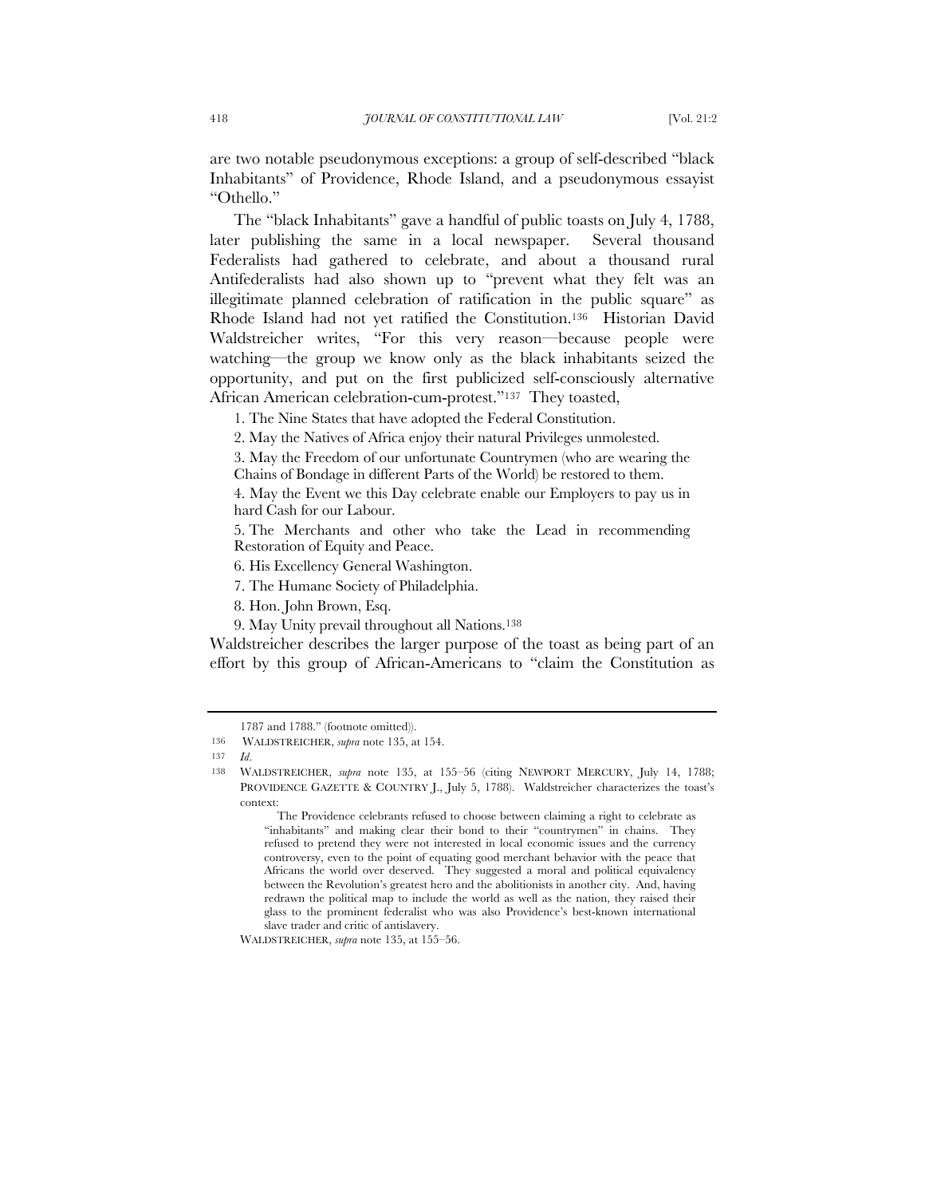are two notable pseudonymous exceptions: a group of self-described "black Inhabitants" of Providence, Rhode Island, and a pseudonymous essayist "Othello."

The "black Inhabitants" gave a handful of public toasts on July 4, 1788, later publishing the same in a local newspaper. Several thousand Federalists had gathered to celebrate, and about a thousand rural Antifederalists had also shown up to "prevent what they felt was an illegitimate planned celebration of ratification in the public square" as Rhode Island had not yet ratified the Constitution.[136] Historian David Waldstreicher writes, "For this very reason—because people were watching—the group we know only as the black inhabitants seized the opportunity, and put on the first publicized self-consciously alternative African American celebration-cum-protest."[137] They toasted,

> 1. The Nine States that have adopted the Federal Constitution.
>
> 2. May the Natives of Africa enjoy their natural Privileges unmolested.
>
> 3. May the Freedom of our unfortunate Countrymen (who are wearing the Chains of Bondage in different Parts of the World) be restored to them.
>
> 4. May the Event we this Day celebrate enable our Employers to pay us in hard Cash for our Labour.
>
> 5. The Merchants and other who take the Lead in recommending Restoration of Equity and Peace.
>
> 6. His Excellency General Washington.
>
> 7. The Humane Society of Philadelphia.
>
> 8. Hon. John Brown, Esq.
>
> 9. May Unity prevail throughout all Nations.[138]

Waldstreicher describes the larger purpose of the toast as being part of an effort by this group of African-Americans to "claim the Constitution as

---

1787 and 1788." (footnote omitted)).

136 WALDSTREICHER, *supra* note 135, at 154.

137 *Id.*

138 WALDSTREICHER, *supra* note 135, at 155–56 (citing NEWPORT MERCURY, July 14, 1788; PROVIDENCE GAZETTE & COUNTRY J., July 5, 1788). Waldstreicher characterizes the toast's context:

> The Providence celebrants refused to choose between claiming a right to celebrate as "inhabitants" and making clear their bond to their "countrymen" in chains. They refused to pretend they were not interested in local economic issues and the currency controversy, even to the point of equating good merchant behavior with the peace that Africans the world over deserved. They suggested a moral and political equivalency between the Revolution's greatest hero and the abolitionists in another city. And, having redrawn the political map to include the world as well as the nation, they raised their glass to the prominent federalist who was also Providence's best-known international slave trader and critic of antislavery.

WALDSTREICHER, *supra* note 135, at 155–56.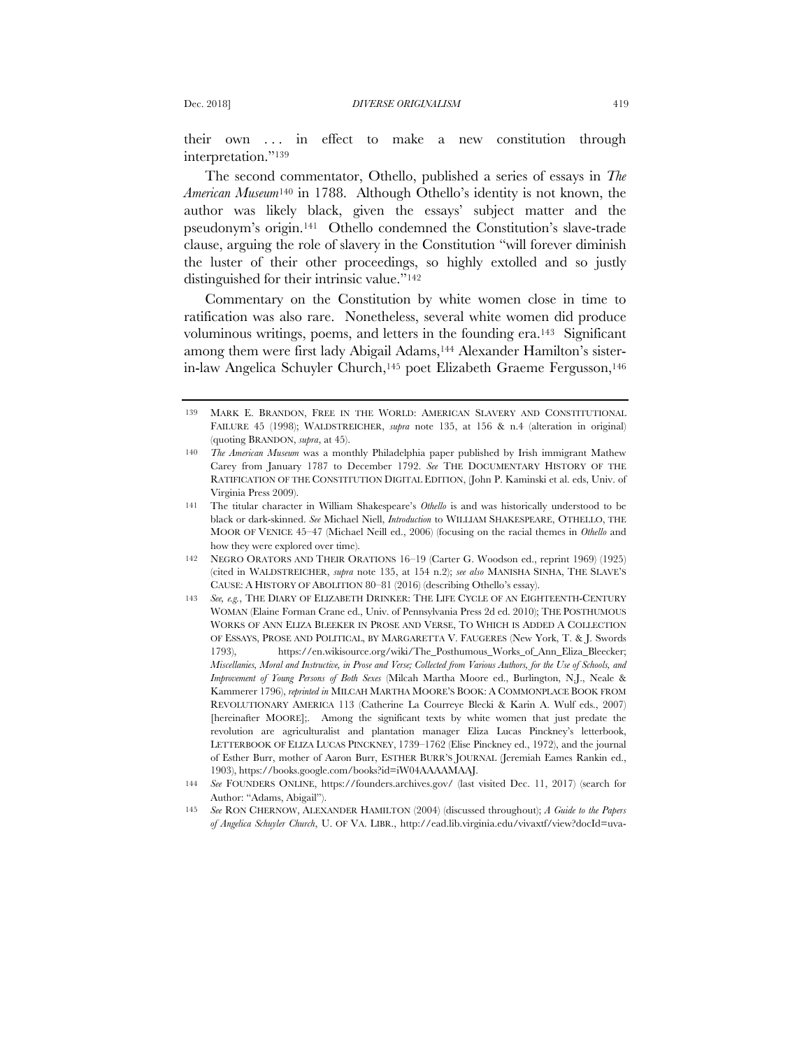their own . . . in effect to make a new constitution through interpretation."[139]

The second commentator, Othello, published a series of essays in *The American Museum*[140] in 1788. Although Othello's identity is not known, the author was likely black, given the essays' subject matter and the pseudonym's origin.[141] Othello condemned the Constitution's slave-trade clause, arguing the role of slavery in the Constitution "will forever diminish the luster of their other proceedings, so highly extolled and so justly distinguished for their intrinsic value."[142]

Commentary on the Constitution by white women close in time to ratification was also rare. Nonetheless, several white women did produce voluminous writings, poems, and letters in the founding era.[143] Significant among them were first lady Abigail Adams,[144] Alexander Hamilton's sister-in-law Angelica Schuyler Church,[145] poet Elizabeth Graeme Fergusson,[146]

---

139 MARK E. BRANDON, FREE IN THE WORLD: AMERICAN SLAVERY AND CONSTITUTIONAL FAILURE 45 (1998); WALDSTREICHER, *supra* note 135, at 156 & n.4 (alteration in original) (quoting BRANDON, *supra*, at 45).

140 *The American Museum* was a monthly Philadelphia paper published by Irish immigrant Mathew Carey from January 1787 to December 1792. *See* THE DOCUMENTARY HISTORY OF THE RATIFICATION OF THE CONSTITUTION DIGITAL EDITION, (John P. Kaminski et al. eds, Univ. of Virginia Press 2009).

141 The titular character in William Shakespeare's *Othello* is and was historically understood to be black or dark-skinned. *See* Michael Niell, *Introduction* to WILLIAM SHAKESPEARE, OTHELLO, THE MOOR OF VENICE 45–47 (Michael Neill ed., 2006) (focusing on the racial themes in *Othello* and how they were explored over time).

142 NEGRO ORATORS AND THEIR ORATIONS 16–19 (Carter G. Woodson ed., reprint 1969) (1925) (cited in WALDSTREICHER, *supra* note 135, at 154 n.2); *see also* MANISHA SINHA, THE SLAVE'S CAUSE: A HISTORY OF ABOLITION 80–81 (2016) (describing Othello's essay).

143 *See, e.g.*, THE DIARY OF ELIZABETH DRINKER: THE LIFE CYCLE OF AN EIGHTEENTH-CENTURY WOMAN (Elaine Forman Crane ed., Univ. of Pennsylvania Press 2d ed. 2010); THE POSTHUMOUS WORKS OF ANN ELIZA BLEEKER IN PROSE AND VERSE, TO WHICH IS ADDED A COLLECTION OF ESSAYS, PROSE AND POLITICAL, BY MARGARETTA V. FAUGERES (New York, T. & J. Swords 1793), https://en.wikisource.org/wiki/The_Posthumous_Works_of_Ann_Eliza_Bleecker; *Miscellanies, Moral and Instructive, in Prose and Verse; Collected from Various Authors, for the Use of Schools, and Improvement of Young Persons of Both Sexes* (Milcah Martha Moore ed., Burlington, N.J., Neale & Kammerer 1796), *reprinted in* MILCAH MARTHA MOORE'S BOOK: A COMMONPLACE BOOK FROM REVOLUTIONARY AMERICA 113 (Catherine La Courreye Blecki & Karin A. Wulf eds., 2007) [hereinafter MOORE];. Among the significant texts by white women that just predate the revolution are agriculturalist and plantation manager Eliza Lucas Pinckney's letterbook, LETTERBOOK OF ELIZA LUCAS PINCKNEY, 1739–1762 (Elise Pinckney ed., 1972), and the journal of Esther Burr, mother of Aaron Burr, ESTHER BURR'S JOURNAL (Jeremiah Eames Rankin ed., 1903), https://books.google.com/books?id=iW04AAAAMAAJ.

144 *See* FOUNDERS ONLINE, https://founders.archives.gov/ (last visited Dec. 11, 2017) (search for Author: "Adams, Abigail").

145 *See* RON CHERNOW, ALEXANDER HAMILTON (2004) (discussed throughout); *A Guide to the Papers of Angelica Schuyler Church*, U. OF VA. LIBR., http://ead.lib.virginia.edu/vivaxtf/view?docId=uva-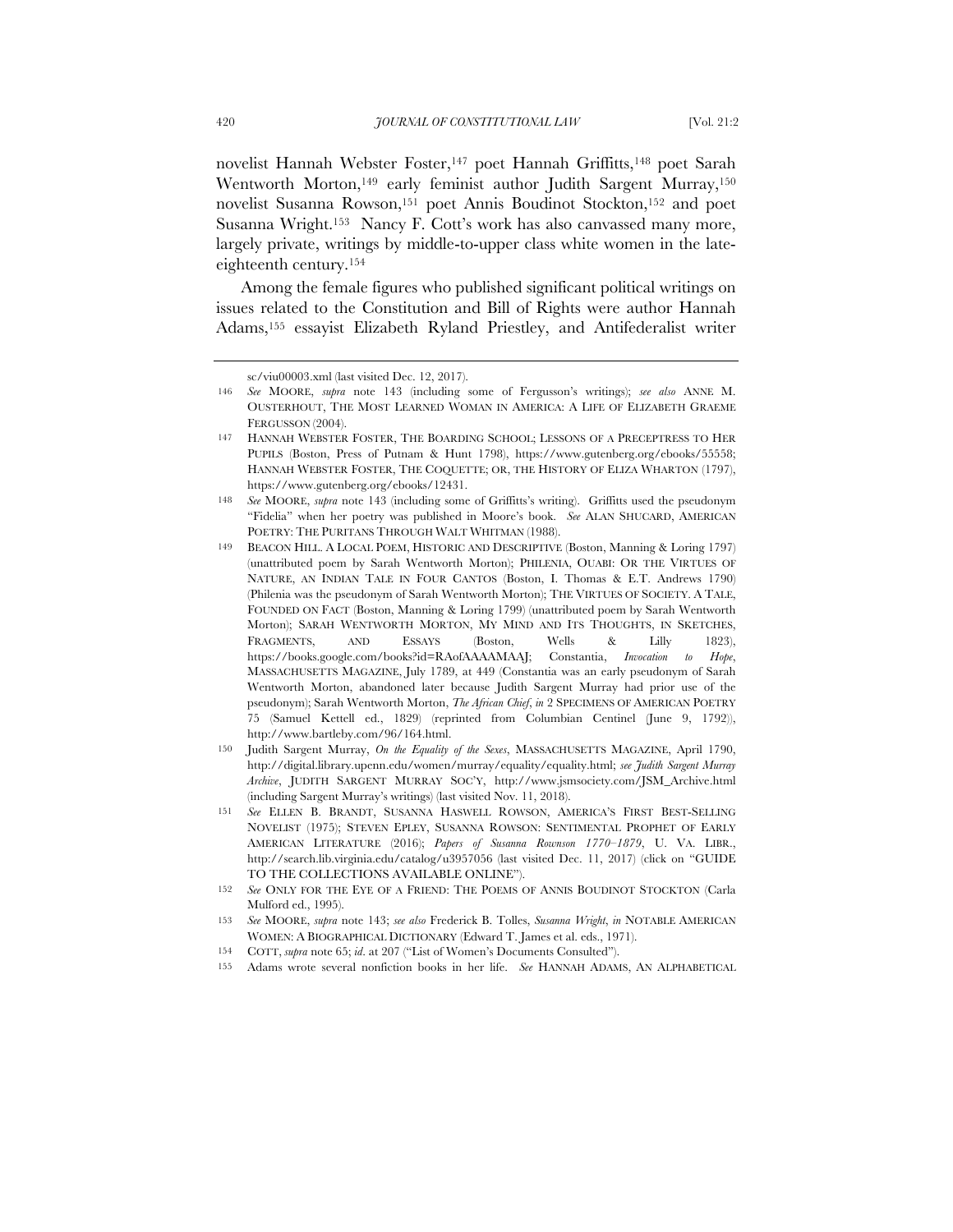novelist Hannah Webster Foster,[147] poet Hannah Griffitts,[148] poet Sarah Wentworth Morton,[149] early feminist author Judith Sargent Murray,[150] novelist Susanna Rowson,[151] poet Annis Boudinot Stockton,[152] and poet Susanna Wright.[153] Nancy F. Cott's work has also canvassed many more, largely private, writings by middle-to-upper class white women in the late-eighteenth century.[154]

Among the female figures who published significant political writings on issues related to the Constitution and Bill of Rights were author Hannah Adams,[155] essayist Elizabeth Ryland Priestley, and Antifederalist writer

---

sc/viu00003.xml (last visited Dec. 12, 2017).

146 *See* MOORE, *supra* note 143 (including some of Fergusson's writings); *see also* ANNE M. OUSTERHOUT, THE MOST LEARNED WOMAN IN AMERICA: A LIFE OF ELIZABETH GRAEME FERGUSSON (2004).

147 HANNAH WEBSTER FOSTER, THE BOARDING SCHOOL; LESSONS OF A PRECEPTRESS TO HER PUPILS (Boston, Press of Putnam & Hunt 1798), https://www.gutenberg.org/ebooks/55558; HANNAH WEBSTER FOSTER, THE COQUETTE; OR, THE HISTORY OF ELIZA WHARTON (1797), https://www.gutenberg.org/ebooks/12431.

148 *See* MOORE, *supra* note 143 (including some of Griffitts's writing). Griffitts used the pseudonym "Fidelia" when her poetry was published in Moore's book. *See* ALAN SHUCARD, AMERICAN POETRY: THE PURITANS THROUGH WALT WHITMAN (1988).

149 BEACON HILL. A LOCAL POEM, HISTORIC AND DESCRIPTIVE (Boston, Manning & Loring 1797) (unattributed poem by Sarah Wentworth Morton); PHILENIA, OUABI: OR THE VIRTUES OF NATURE, AN INDIAN TALE IN FOUR CANTOS (Boston, I. Thomas & E.T. Andrews 1790) (Philenia was the pseudonym of Sarah Wentworth Morton); THE VIRTUES OF SOCIETY. A TALE, FOUNDED ON FACT (Boston, Manning & Loring 1799) (unattributed poem by Sarah Wentworth Morton); SARAH WENTWORTH MORTON, MY MIND AND ITS THOUGHTS, IN SKETCHES, FRAGMENTS, AND ESSAYS (Boston, Wells & Lilly 1823), https://books.google.com/books?id=RAofAAAAMAAJ; Constantia, *Invocation to Hope*, MASSACHUSETTS MAGAZINE, July 1789, at 449 (Constantia was an early pseudonym of Sarah Wentworth Morton, abandoned later because Judith Sargent Murray had prior use of the pseudonym); Sarah Wentworth Morton, *The African Chief*, *in* 2 SPECIMENS OF AMERICAN POETRY 75 (Samuel Kettell ed., 1829) (reprinted from Columbian Centinel (June 9, 1792)), http://www.bartleby.com/96/164.html.

150 Judith Sargent Murray, *On the Equality of the Sexes*, MASSACHUSETTS MAGAZINE, April 1790, http://digital.library.upenn.edu/women/murray/equality/equality.html; *see Judith Sargent Murray Archive*, JUDITH SARGENT MURRAY SOC'Y, http://www.jsmsociety.com/JSM_Archive.html (including Sargent Murray's writings) (last visited Nov. 11, 2018).

151 *See* ELLEN B. BRANDT, SUSANNA HASWELL ROWSON, AMERICA'S FIRST BEST-SELLING NOVELIST (1975); STEVEN EPLEY, SUSANNA ROWSON: SENTIMENTAL PROPHET OF EARLY AMERICAN LITERATURE (2016); *Papers of Susanna Rownson 1770–1879*, U. VA. LIBR., http://search.lib.virginia.edu/catalog/u3957056 (last visited Dec. 11, 2017) (click on "GUIDE TO THE COLLECTIONS AVAILABLE ONLINE").

152 *See* ONLY FOR THE EYE OF A FRIEND: THE POEMS OF ANNIS BOUDINOT STOCKTON (Carla Mulford ed., 1995).

153 *See* MOORE, *supra* note 143; *see also* Frederick B. Tolles, *Susanna Wright*, *in* NOTABLE AMERICAN WOMEN: A BIOGRAPHICAL DICTIONARY (Edward T. James et al. eds., 1971).

154 COTT, *supra* note 65; *id*. at 207 ("List of Women's Documents Consulted").

155 Adams wrote several nonfiction books in her life. *See* HANNAH ADAMS, AN ALPHABETICAL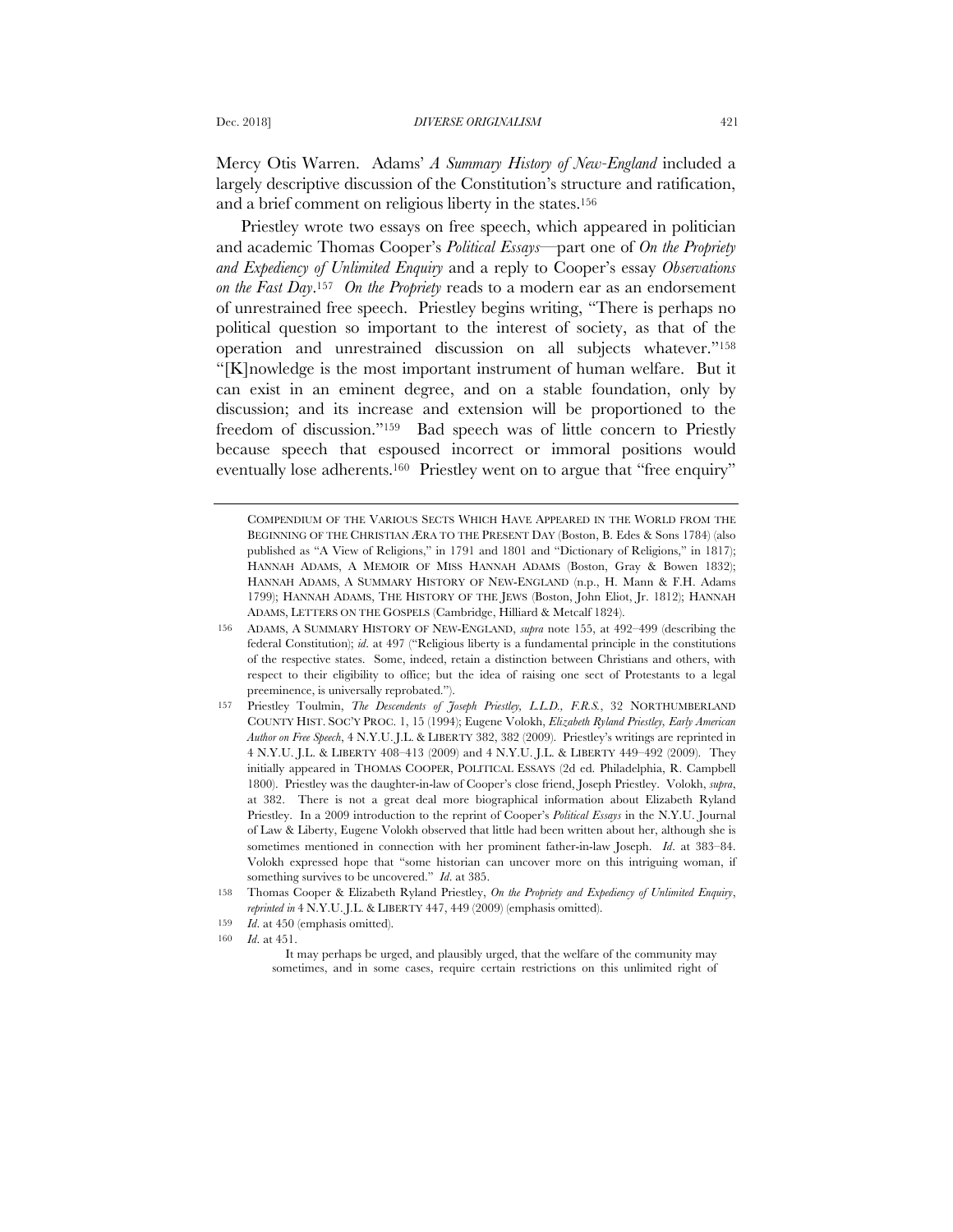Mercy Otis Warren. Adams' *A Summary History of New-England* included a largely descriptive discussion of the Constitution's structure and ratification, and a brief comment on religious liberty in the states.[156]

Priestley wrote two essays on free speech, which appeared in politician and academic Thomas Cooper's *Political Essays*—part one of *On the Propriety and Expediency of Unlimited Enquiry* and a reply to Cooper's essay *Observations on the Fast Day*.[157] *On the Propriety* reads to a modern ear as an endorsement of unrestrained free speech. Priestley begins writing, "There is perhaps no political question so important to the interest of society, as that of the operation and unrestrained discussion on all subjects whatever."[158] "[K]nowledge is the most important instrument of human welfare. But it can exist in an eminent degree, and on a stable foundation, only by discussion; and its increase and extension will be proportioned to the freedom of discussion."[159] Bad speech was of little concern to Priestly because speech that espoused incorrect or immoral positions would eventually lose adherents.[160] Priestley went on to argue that "free enquiry"

---

COMPENDIUM OF THE VARIOUS SECTS WHICH HAVE APPEARED IN THE WORLD FROM THE BEGINNING OF THE CHRISTIAN ÆRA TO THE PRESENT DAY (Boston, B. Edes & Sons 1784) (also published as "A View of Religions," in 1791 and 1801 and "Dictionary of Religions," in 1817); HANNAH ADAMS, A MEMOIR OF MISS HANNAH ADAMS (Boston, Gray & Bowen 1832); HANNAH ADAMS, A SUMMARY HISTORY OF NEW-ENGLAND (n.p., H. Mann & F.H. Adams 1799); HANNAH ADAMS, THE HISTORY OF THE JEWS (Boston, John Eliot, Jr. 1812); HANNAH ADAMS, LETTERS ON THE GOSPELS (Cambridge, Hilliard & Metcalf 1824).

156 ADAMS, A SUMMARY HISTORY OF NEW-ENGLAND, *supra* note 155, at 492–499 (describing the federal Constitution); *id*. at 497 ("Religious liberty is a fundamental principle in the constitutions of the respective states. Some, indeed, retain a distinction between Christians and others, with respect to their eligibility to office; but the idea of raising one sect of Protestants to a legal preeminence, is universally reprobated.").

157 Priestley Toulmin, *The Descendents of Joseph Priestley, L.L.D., F.R.S.*, 32 NORTHUMBERLAND COUNTY HIST. SOC'Y PROC. 1, 15 (1994); Eugene Volokh, *Elizabeth Ryland Priestley, Early American Author on Free Speech*, 4 N.Y.U. J.L. & LIBERTY 382, 382 (2009). Priestley's writings are reprinted in 4 N.Y.U. J.L. & LIBERTY 408–413 (2009) and 4 N.Y.U. J.L. & LIBERTY 449–492 (2009). They initially appeared in THOMAS COOPER, POLITICAL ESSAYS (2d ed. Philadelphia, R. Campbell 1800). Priestley was the daughter-in-law of Cooper's close friend, Joseph Priestley. Volokh, *supra*, at 382. There is not a great deal more biographical information about Elizabeth Ryland Priestley. In a 2009 introduction to the reprint of Cooper's *Political Essays* in the N.Y.U. Journal of Law & Liberty, Eugene Volokh observed that little had been written about her, although she is sometimes mentioned in connection with her prominent father-in-law Joseph. *Id*. at 383–84. Volokh expressed hope that "some historian can uncover more on this intriguing woman, if something survives to be uncovered." *Id*. at 385.

158 Thomas Cooper & Elizabeth Ryland Priestley, *On the Propriety and Expediency of Unlimited Enquiry*, *reprinted in* 4 N.Y.U. J.L. & LIBERTY 447, 449 (2009) (emphasis omitted).

159 *Id*. at 450 (emphasis omitted).

160 *Id*. at 451.

> It may perhaps be urged, and plausibly urged, that the welfare of the community may sometimes, and in some cases, require certain restrictions on this unlimited right of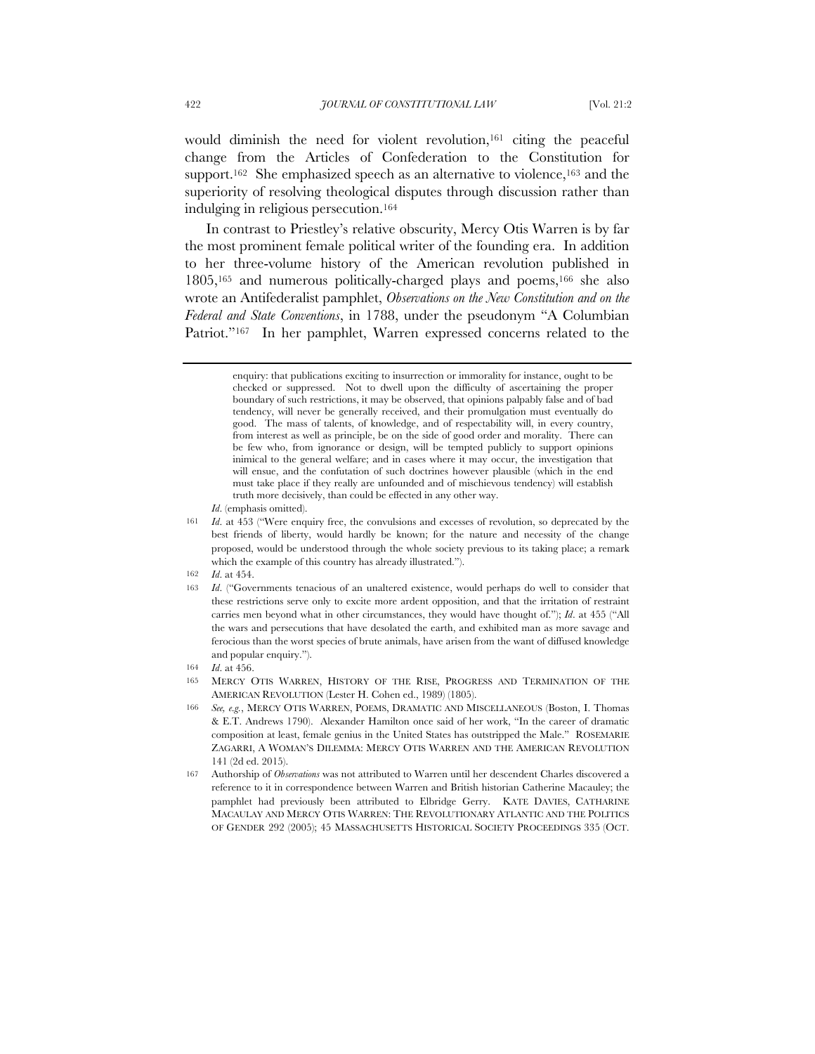would diminish the need for violent revolution,[161] citing the peaceful change from the Articles of Confederation to the Constitution for support.[162] She emphasized speech as an alternative to violence,[163] and the superiority of resolving theological disputes through discussion rather than indulging in religious persecution.[164]

In contrast to Priestley's relative obscurity, Mercy Otis Warren is by far the most prominent female political writer of the founding era. In addition to her three-volume history of the American revolution published in 1805,[165] and numerous politically-charged plays and poems,[166] she also wrote an Antifederalist pamphlet, *Observations on the New Constitution and on the Federal and State Conventions*, in 1788, under the pseudonym "A Columbian Patriot."[167] In her pamphlet, Warren expressed concerns related to the

---

> enquiry: that publications exciting to insurrection or immorality for instance, ought to be checked or suppressed. Not to dwell upon the difficulty of ascertaining the proper boundary of such restrictions, it may be observed, that opinions palpably false and of bad tendency, will never be generally received, and their promulgation must eventually do good. The mass of talents, of knowledge, and of respectability will, in every country, from interest as well as principle, be on the side of good order and morality. There can be few who, from ignorance or design, will be tempted publicly to support opinions inimical to the general welfare; and in cases where it may occur, the investigation that will ensue, and the confutation of such doctrines however plausible (which in the end must take place if they really are unfounded and of mischievous tendency) will establish truth more decisively, than could be effected in any other way.

*Id.* (emphasis omitted).

161 *Id.* at 453 ("Were enquiry free, the convulsions and excesses of revolution, so deprecated by the best friends of liberty, would hardly be known; for the nature and necessity of the change proposed, would be understood through the whole society previous to its taking place; a remark which the example of this country has already illustrated.").

162 *Id.* at 454.

163 *Id.* ("Governments tenacious of an unaltered existence, would perhaps do well to consider that these restrictions serve only to excite more ardent opposition, and that the irritation of restraint carries men beyond what in other circumstances, they would have thought of."); *Id.* at 455 ("All the wars and persecutions that have desolated the earth, and exhibited man as more savage and ferocious than the worst species of brute animals, have arisen from the want of diffused knowledge and popular enquiry.").

164 *Id.* at 456.

165 MERCY OTIS WARREN, HISTORY OF THE RISE, PROGRESS AND TERMINATION OF THE AMERICAN REVOLUTION (Lester H. Cohen ed., 1989) (1805).

166 *See, e.g.*, MERCY OTIS WARREN, POEMS, DRAMATIC AND MISCELLANEOUS (Boston, I. Thomas & E.T. Andrews 1790). Alexander Hamilton once said of her work, "In the career of dramatic composition at least, female genius in the United States has outstripped the Male." ROSEMARIE ZAGARRI, A WOMAN'S DILEMMA: MERCY OTIS WARREN AND THE AMERICAN REVOLUTION 141 (2d ed. 2015).

167 Authorship of *Observations* was not attributed to Warren until her descendent Charles discovered a reference to it in correspondence between Warren and British historian Catherine Macauley; the pamphlet had previously been attributed to Elbridge Gerry. KATE DAVIES, CATHARINE MACAULAY AND MERCY OTIS WARREN: THE REVOLUTIONARY ATLANTIC AND THE POLITICS OF GENDER 292 (2005); 45 MASSACHUSETTS HISTORICAL SOCIETY PROCEEDINGS 335 (OCT.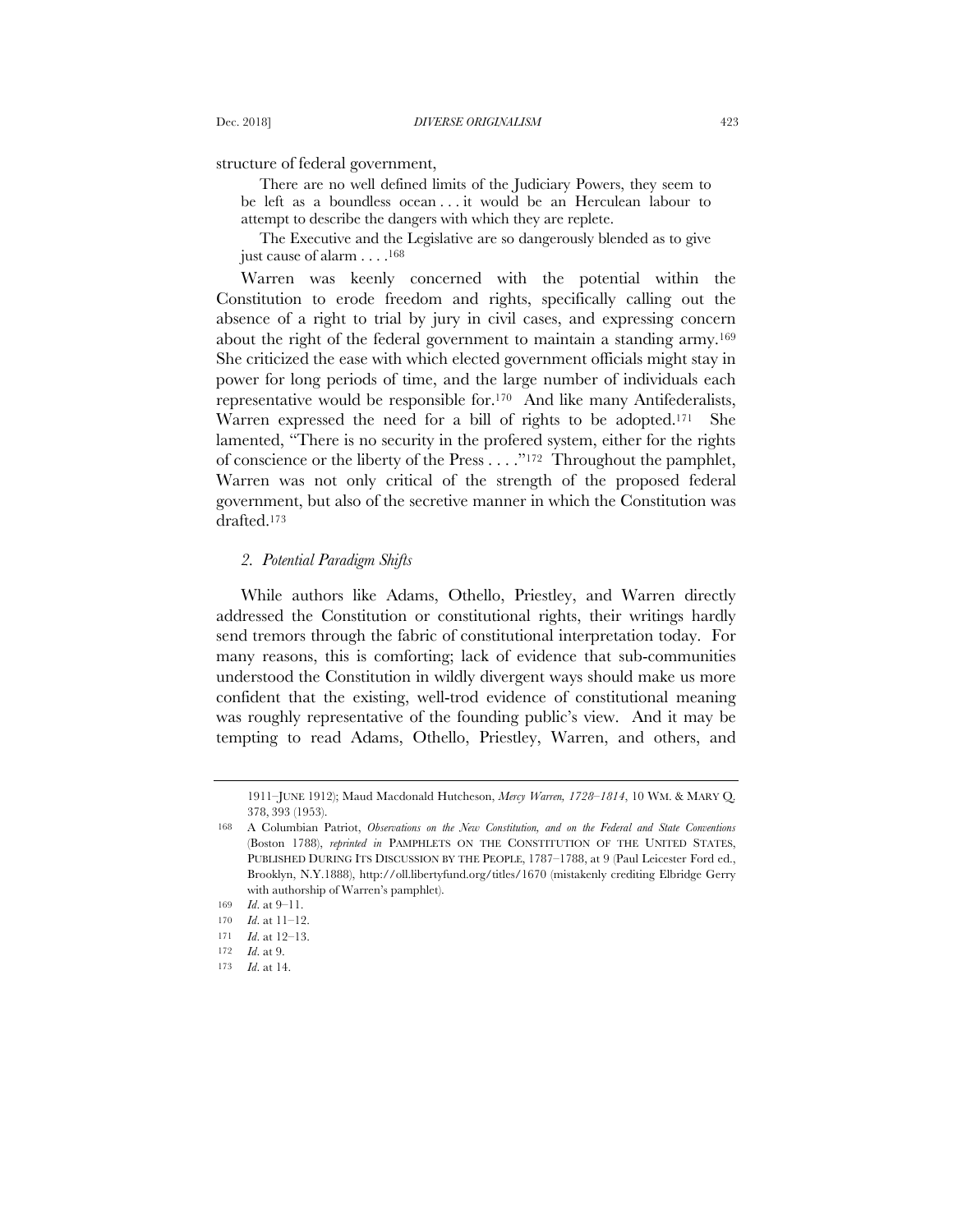structure of federal government,

> There are no well defined limits of the Judiciary Powers, they seem to be left as a boundless ocean . . . it would be an Herculean labour to attempt to describe the dangers with which they are replete.
>
> The Executive and the Legislative are so dangerously blended as to give just cause of alarm . . . .[168]

Warren was keenly concerned with the potential within the Constitution to erode freedom and rights, specifically calling out the absence of a right to trial by jury in civil cases, and expressing concern about the right of the federal government to maintain a standing army.[169] She criticized the ease with which elected government officials might stay in power for long periods of time, and the large number of individuals each representative would be responsible for.[170] And like many Antifederalists, Warren expressed the need for a bill of rights to be adopted.[171] She lamented, "There is no security in the profered system, either for the rights of conscience or the liberty of the Press . . . ."[172] Throughout the pamphlet, Warren was not only critical of the strength of the proposed federal government, but also of the secretive manner in which the Constitution was drafted.[173]

### *2. Potential Paradigm Shifts*

While authors like Adams, Othello, Priestley, and Warren directly addressed the Constitution or constitutional rights, their writings hardly send tremors through the fabric of constitutional interpretation today. For many reasons, this is comforting; lack of evidence that sub-communities understood the Constitution in wildly divergent ways should make us more confident that the existing, well-trod evidence of constitutional meaning was roughly representative of the founding public's view. And it may be tempting to read Adams, Othello, Priestley, Warren, and others, and

---

1911–JUNE 1912); Maud Macdonald Hutcheson, *Mercy Warren, 1728–1814*, 10 WM. & MARY Q. 378, 393 (1953).

168 A Columbian Patriot, *Observations on the New Constitution, and on the Federal and State Conventions* (Boston 1788), *reprinted in* PAMPHLETS ON THE CONSTITUTION OF THE UNITED STATES, PUBLISHED DURING ITS DISCUSSION BY THE PEOPLE, 1787–1788, at 9 (Paul Leicester Ford ed., Brooklyn, N.Y.1888), http://oll.libertyfund.org/titles/1670 (mistakenly crediting Elbridge Gerry with authorship of Warren's pamphlet).

169 *Id.* at 9–11.

170 *Id.* at 11–12.

171 *Id.* at 12–13.

172 *Id.* at 9.

173 *Id.* at 14.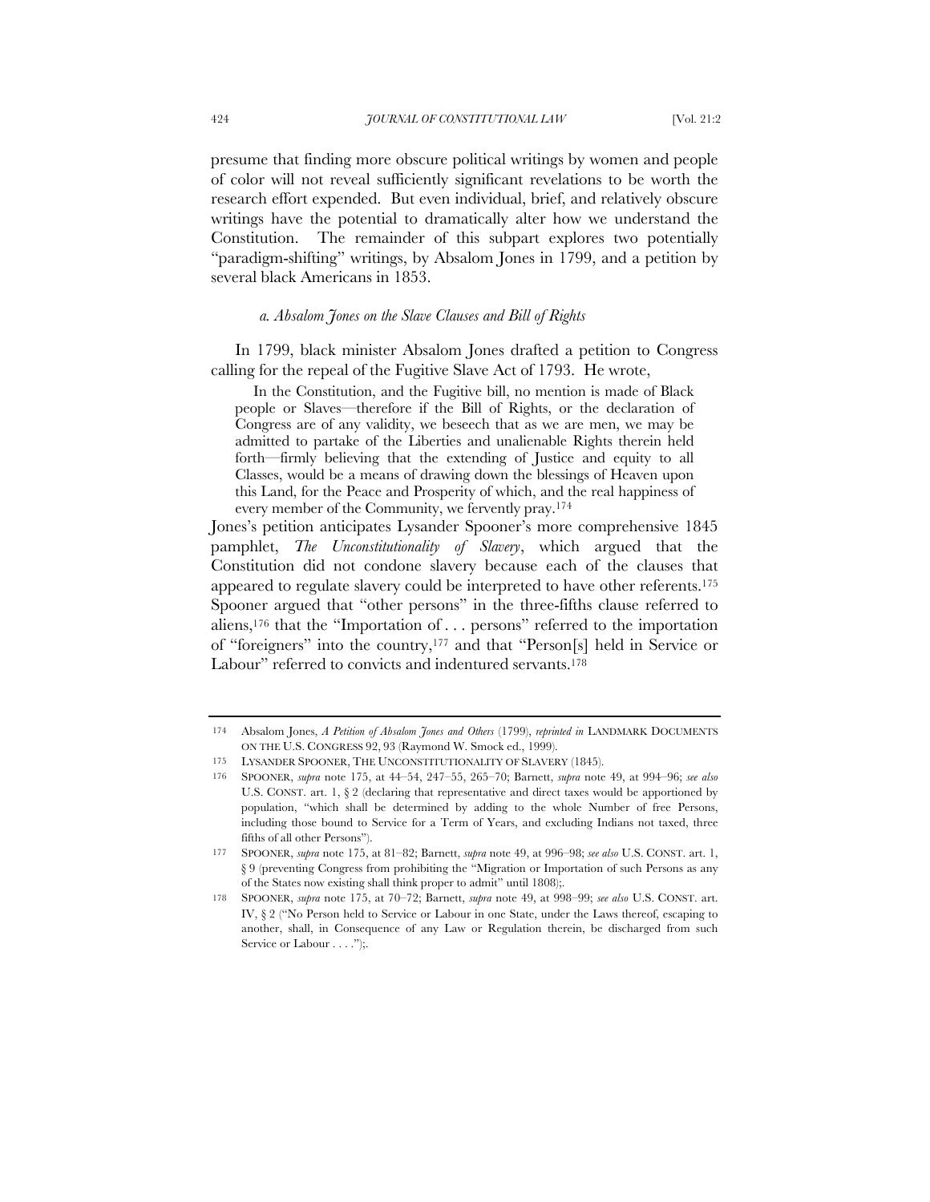presume that finding more obscure political writings by women and people of color will not reveal sufficiently significant revelations to be worth the research effort expended. But even individual, brief, and relatively obscure writings have the potential to dramatically alter how we understand the Constitution. The remainder of this subpart explores two potentially "paradigm-shifting" writings, by Absalom Jones in 1799, and a petition by several black Americans in 1853.

#### *a. Absalom Jones on the Slave Clauses and Bill of Rights*

In 1799, black minister Absalom Jones drafted a petition to Congress calling for the repeal of the Fugitive Slave Act of 1793. He wrote,

> In the Constitution, and the Fugitive bill, no mention is made of Black people or Slaves—therefore if the Bill of Rights, or the declaration of Congress are of any validity, we beseech that as we are men, we may be admitted to partake of the Liberties and unalienable Rights therein held forth—firmly believing that the extending of Justice and equity to all Classes, would be a means of drawing down the blessings of Heaven upon this Land, for the Peace and Prosperity of which, and the real happiness of every member of the Community, we fervently pray.[174]

Jones's petition anticipates Lysander Spooner's more comprehensive 1845 pamphlet, *The Unconstitutionality of Slavery*, which argued that the Constitution did not condone slavery because each of the clauses that appeared to regulate slavery could be interpreted to have other referents.[175] Spooner argued that "other persons" in the three-fifths clause referred to aliens,[176] that the "Importation of . . . persons" referred to the importation of "foreigners" into the country,[177] and that "Person[s] held in Service or Labour" referred to convicts and indentured servants.[178]

---

174 Absalom Jones, *A Petition of Absalom Jones and Others* (1799), *reprinted in* LANDMARK DOCUMENTS ON THE U.S. CONGRESS 92, 93 (Raymond W. Smock ed., 1999).

175 LYSANDER SPOONER, THE UNCONSTITUTIONALITY OF SLAVERY (1845).

176 SPOONER, *supra* note 175, at 44–54, 247–55, 265–70; Barnett, *supra* note 49, at 994–96; *see also* U.S. CONST. art. 1, § 2 (declaring that representative and direct taxes would be apportioned by population, "which shall be determined by adding to the whole Number of free Persons, including those bound to Service for a Term of Years, and excluding Indians not taxed, three fifths of all other Persons").

177 SPOONER, *supra* note 175, at 81–82; Barnett, *supra* note 49, at 996–98; *see also* U.S. CONST. art. 1, § 9 (preventing Congress from prohibiting the "Migration or Importation of such Persons as any of the States now existing shall think proper to admit" until 1808);.

178 SPOONER, *supra* note 175, at 70–72; Barnett, *supra* note 49, at 998–99; *see also* U.S. CONST. art. IV, § 2 ("No Person held to Service or Labour in one State, under the Laws thereof, escaping to another, shall, in Consequence of any Law or Regulation therein, be discharged from such Service or Labour . . . .");.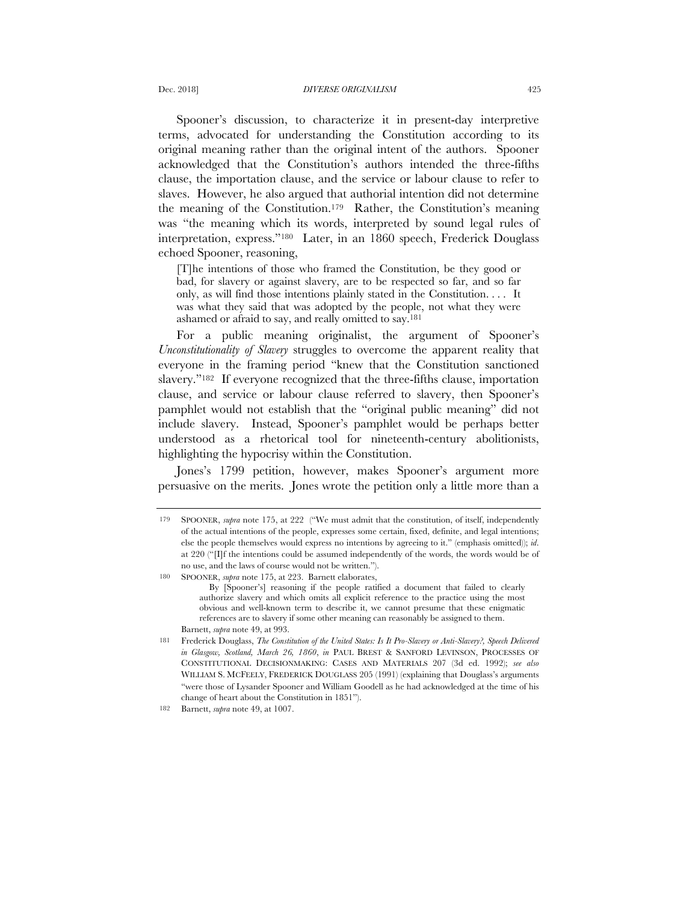Spooner's discussion, to characterize it in present-day interpretive terms, advocated for understanding the Constitution according to its original meaning rather than the original intent of the authors. Spooner acknowledged that the Constitution's authors intended the three-fifths clause, the importation clause, and the service or labour clause to refer to slaves. However, he also argued that authorial intention did not determine the meaning of the Constitution.[179] Rather, the Constitution's meaning was "the meaning which its words, interpreted by sound legal rules of interpretation, express."[180] Later, in an 1860 speech, Frederick Douglass echoed Spooner, reasoning,

> [T]he intentions of those who framed the Constitution, be they good or bad, for slavery or against slavery, are to be respected so far, and so far only, as will find those intentions plainly stated in the Constitution. . . . It was what they said that was adopted by the people, not what they were ashamed or afraid to say, and really omitted to say.[181]

For a public meaning originalist, the argument of Spooner's *Unconstitutionality of Slavery* struggles to overcome the apparent reality that everyone in the framing period "knew that the Constitution sanctioned slavery."[182] If everyone recognized that the three-fifths clause, importation clause, and service or labour clause referred to slavery, then Spooner's pamphlet would not establish that the "original public meaning" did not include slavery. Instead, Spooner's pamphlet would be perhaps better understood as a rhetorical tool for nineteenth-century abolitionists, highlighting the hypocrisy within the Constitution.

Jones's 1799 petition, however, makes Spooner's argument more persuasive on the merits. Jones wrote the petition only a little more than a

---

179 SPOONER, *supra* note 175, at 222 ("We must admit that the constitution, of itself, independently of the actual intentions of the people, expresses some certain, fixed, definite, and legal intentions; else the people themselves would express no intentions by agreeing to it." (emphasis omitted)); *id.* at 220 ("[I]f the intentions could be assumed independently of the words, the words would be of no use, and the laws of course would not be written.").

180 SPOONER, *supra* note 175, at 223. Barnett elaborates,

> By [Spooner's] reasoning if the people ratified a document that failed to clearly authorize slavery and which omits all explicit reference to the practice using the most obvious and well-known term to describe it, we cannot presume that these enigmatic references are to slavery if some other meaning can reasonably be assigned to them.

Barnett, *supra* note 49, at 993.

181 Frederick Douglass, *The Constitution of the United States: Is It Pro-Slavery or Anti-Slavery?, Speech Delivered in Glasgow, Scotland, March 26, 1860*, *in* PAUL BREST & SANFORD LEVINSON, PROCESSES OF CONSTITUTIONAL DECISIONMAKING: CASES AND MATERIALS 207 (3d ed. 1992); *see also* WILLIAM S. MCFEELY, FREDERICK DOUGLASS 205 (1991) (explaining that Douglass's arguments "were those of Lysander Spooner and William Goodell as he had acknowledged at the time of his change of heart about the Constitution in 1851").

182 Barnett, *supra* note 49, at 1007.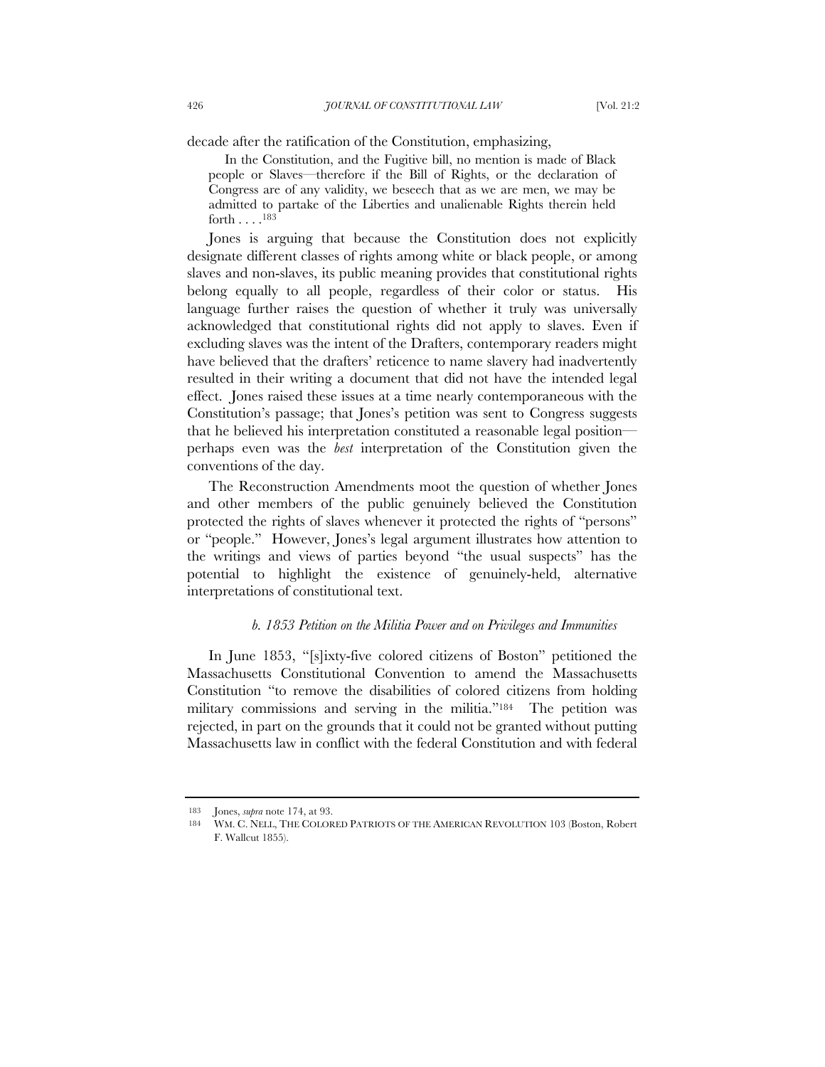decade after the ratification of the Constitution, emphasizing,

> In the Constitution, and the Fugitive bill, no mention is made of Black people or Slaves—therefore if the Bill of Rights, or the declaration of Congress are of any validity, we beseech that as we are men, we may be admitted to partake of the Liberties and unalienable Rights therein held forth . . . .[183]

Jones is arguing that because the Constitution does not explicitly designate different classes of rights among white or black people, or among slaves and non-slaves, its public meaning provides that constitutional rights belong equally to all people, regardless of their color or status. His language further raises the question of whether it truly was universally acknowledged that constitutional rights did not apply to slaves. Even if excluding slaves was the intent of the Drafters, contemporary readers might have believed that the drafters' reticence to name slavery had inadvertently resulted in their writing a document that did not have the intended legal effect. Jones raised these issues at a time nearly contemporaneous with the Constitution's passage; that Jones's petition was sent to Congress suggests that he believed his interpretation constituted a reasonable legal position—perhaps even was the *best* interpretation of the Constitution given the conventions of the day.

The Reconstruction Amendments moot the question of whether Jones and other members of the public genuinely believed the Constitution protected the rights of slaves whenever it protected the rights of "persons" or "people." However, Jones's legal argument illustrates how attention to the writings and views of parties beyond "the usual suspects" has the potential to highlight the existence of genuinely-held, alternative interpretations of constitutional text.

#### *b. 1853 Petition on the Militia Power and on Privileges and Immunities*

In June 1853, "[s]ixty-five colored citizens of Boston" petitioned the Massachusetts Constitutional Convention to amend the Massachusetts Constitution "to remove the disabilities of colored citizens from holding military commissions and serving in the militia."[184] The petition was rejected, in part on the grounds that it could not be granted without putting Massachusetts law in conflict with the federal Constitution and with federal

---

183 Jones, *supra* note 174, at 93.

184 WM. C. NELL, THE COLORED PATRIOTS OF THE AMERICAN REVOLUTION 103 (Boston, Robert F. Wallcut 1855).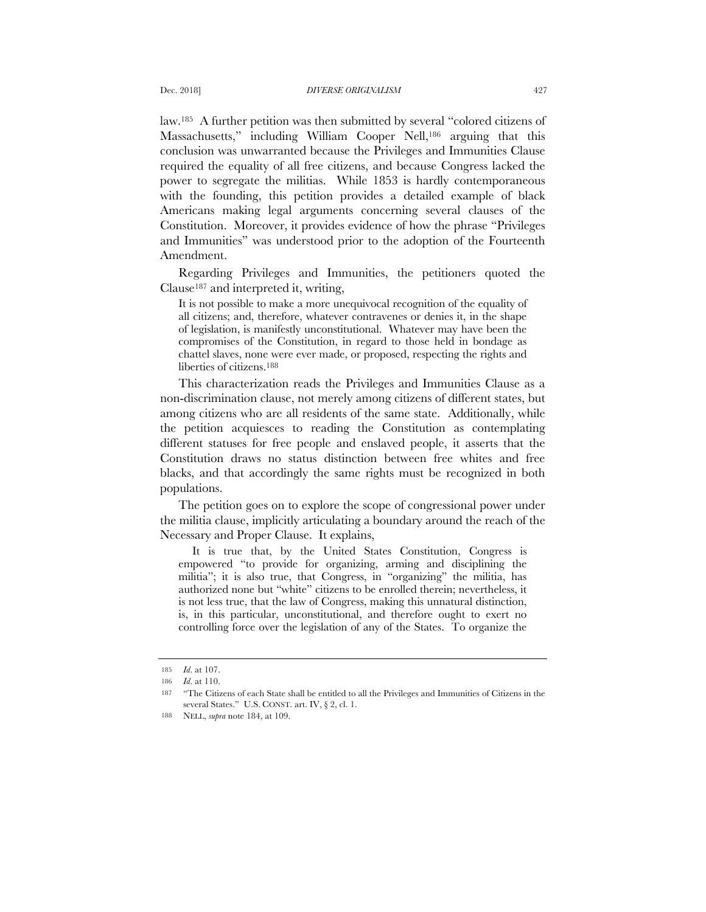law.[185] A further petition was then submitted by several "colored citizens of Massachusetts," including William Cooper Nell,[186] arguing that this conclusion was unwarranted because the Privileges and Immunities Clause required the equality of all free citizens, and because Congress lacked the power to segregate the militias. While 1853 is hardly contemporaneous with the founding, this petition provides a detailed example of black Americans making legal arguments concerning several clauses of the Constitution. Moreover, it provides evidence of how the phrase "Privileges and Immunities" was understood prior to the adoption of the Fourteenth Amendment.

Regarding Privileges and Immunities, the petitioners quoted the Clause[187] and interpreted it, writing,

> It is not possible to make a more unequivocal recognition of the equality of all citizens; and, therefore, whatever contravenes or denies it, in the shape of legislation, is manifestly unconstitutional. Whatever may have been the compromises of the Constitution, in regard to those held in bondage as chattel slaves, none were ever made, or proposed, respecting the rights and liberties of citizens.[188]

This characterization reads the Privileges and Immunities Clause as a non-discrimination clause, not merely among citizens of different states, but among citizens who are all residents of the same state. Additionally, while the petition acquiesces to reading the Constitution as contemplating different statuses for free people and enslaved people, it asserts that the Constitution draws no status distinction between free whites and free blacks, and that accordingly the same rights must be recognized in both populations.

The petition goes on to explore the scope of congressional power under the militia clause, implicitly articulating a boundary around the reach of the Necessary and Proper Clause. It explains,

> It is true that, by the United States Constitution, Congress is empowered "to provide for organizing, arming and disciplining the militia"; it is also true, that Congress, in "organizing" the militia, has authorized none but "white" citizens to be enrolled therein; nevertheless, it is not less true, that the law of Congress, making this unnatural distinction, is, in this particular, unconstitutional, and therefore ought to exert no controlling force over the legislation of any of the States. To organize the

---

185 *Id.* at 107.

186 *Id.* at 110.

187 "The Citizens of each State shall be entitled to all the Privileges and Immunities of Citizens in the several States." U.S. CONST. art. IV, § 2, cl. 1.

188 NELL, *supra* note 184, at 109.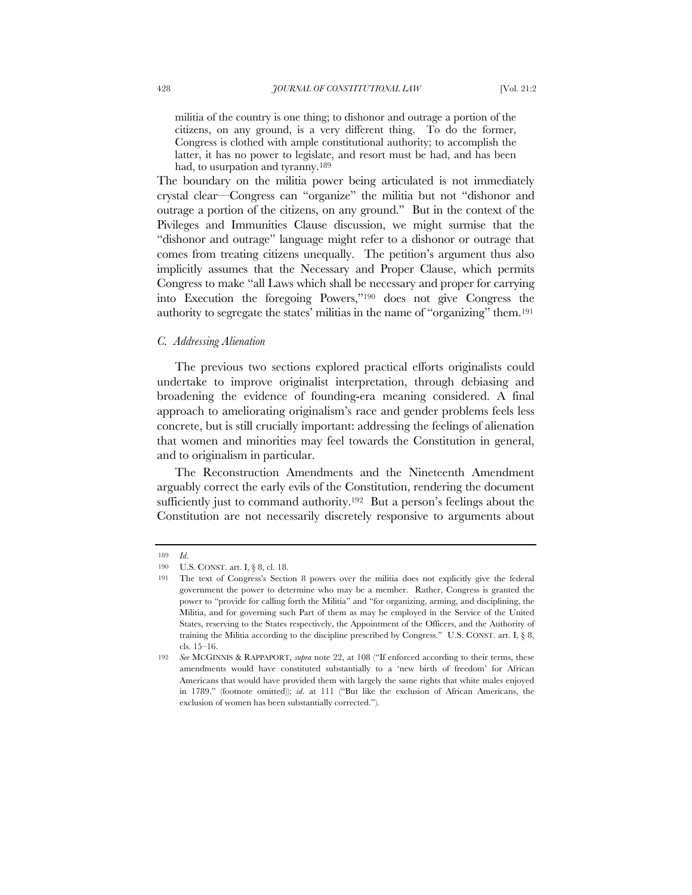> militia of the country is one thing; to dishonor and outrage a portion of the citizens, on any ground, is a very different thing. To do the former, Congress is clothed with ample constitutional authority; to accomplish the latter, it has no power to legislate, and resort must be had, and has been had, to usurpation and tyranny.[189]

The boundary on the militia power being articulated is not immediately crystal clear—Congress can "organize" the militia but not "dishonor and outrage a portion of the citizens, on any ground." But in the context of the Pivileges and Immunities Clause discussion, we might surmise that the "dishonor and outrage" language might refer to a dishonor or outrage that comes from treating citizens unequally. The petition's argument thus also implicitly assumes that the Necessary and Proper Clause, which permits Congress to make "all Laws which shall be necessary and proper for carrying into Execution the foregoing Powers,"[190] does not give Congress the authority to segregate the states' militias in the name of "organizing" them.[191]

### *C. Addressing Alienation*

The previous two sections explored practical efforts originalists could undertake to improve originalist interpretation, through debiasing and broadening the evidence of founding-era meaning considered. A final approach to ameliorating originalism's race and gender problems feels less concrete, but is still crucially important: addressing the feelings of alienation that women and minorities may feel towards the Constitution in general, and to originalism in particular.

The Reconstruction Amendments and the Nineteenth Amendment arguably correct the early evils of the Constitution, rendering the document sufficiently just to command authority.[192] But a person's feelings about the Constitution are not necessarily discretely responsive to arguments about

---

189 *Id.*

190 U.S. CONST. art. I, § 8, cl. 18.

191 The text of Congress's Section 8 powers over the militia does not explicitly give the federal government the power to determine who may be a member. Rather, Congress is granted the power to "provide for calling forth the Militia" and "for organizing, arming, and disciplining, the Militia, and for governing such Part of them as may be employed in the Service of the United States, reserving to the States respectively, the Appointment of the Officers, and the Authority of training the Militia according to the discipline prescribed by Congress." U.S. CONST. art. I, § 8, cls. 15–16.

192 *See* MCGINNIS & RAPPAPORT, *supra* note 22, at 108 ("If enforced according to their terms, these amendments would have constituted substantially to a 'new birth of freedom' for African Americans that would have provided them with largely the same rights that white males enjoyed in 1789." (footnote omitted)); *id.* at 111 ("But like the exclusion of African Americans, the exclusion of women has been substantially corrected.").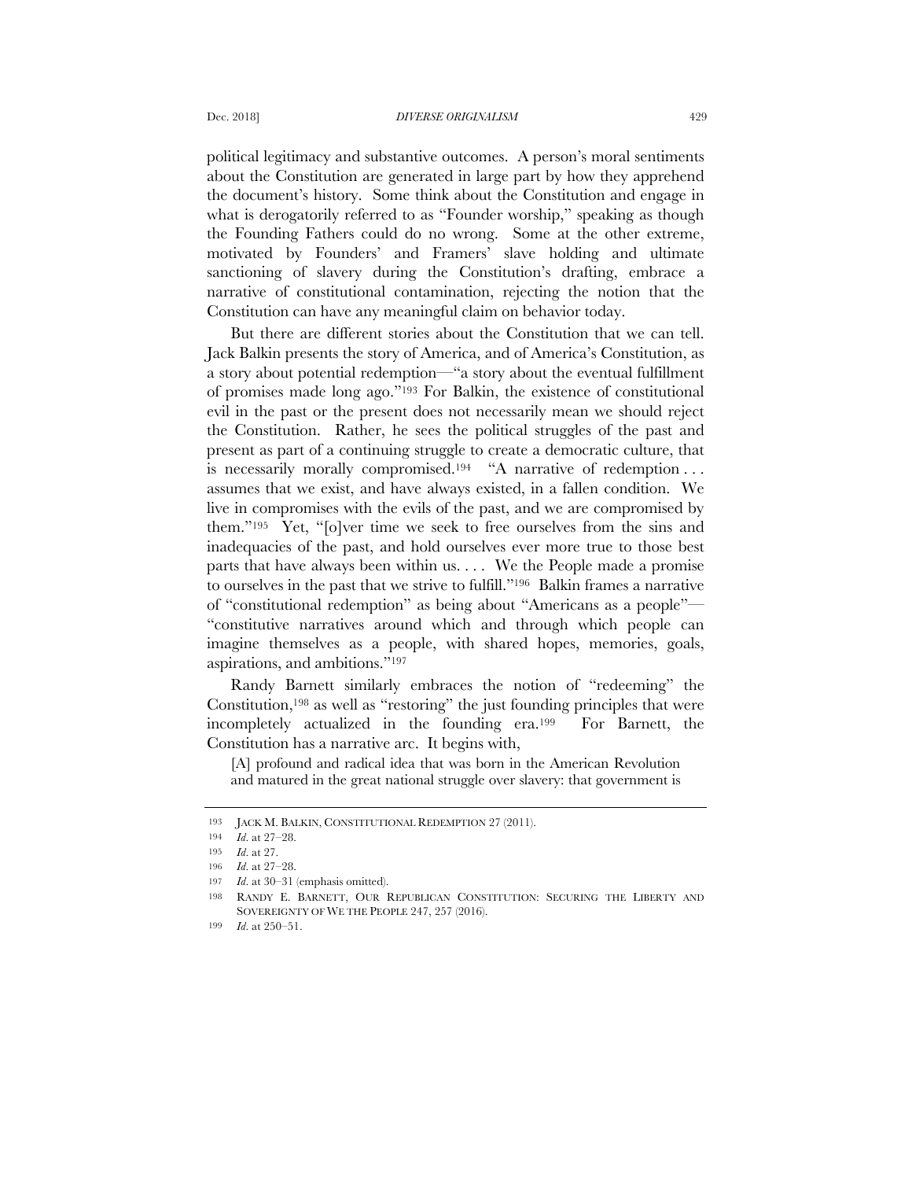political legitimacy and substantive outcomes. A person's moral sentiments about the Constitution are generated in large part by how they apprehend the document's history. Some think about the Constitution and engage in what is derogatorily referred to as "Founder worship," speaking as though the Founding Fathers could do no wrong. Some at the other extreme, motivated by Founders' and Framers' slave holding and ultimate sanctioning of slavery during the Constitution's drafting, embrace a narrative of constitutional contamination, rejecting the notion that the Constitution can have any meaningful claim on behavior today.

But there are different stories about the Constitution that we can tell. Jack Balkin presents the story of America, and of America's Constitution, as a story about potential redemption—"a story about the eventual fulfillment of promises made long ago."[193] For Balkin, the existence of constitutional evil in the past or the present does not necessarily mean we should reject the Constitution. Rather, he sees the political struggles of the past and present as part of a continuing struggle to create a democratic culture, that is necessarily morally compromised.[194] "A narrative of redemption . . . assumes that we exist, and have always existed, in a fallen condition. We live in compromises with the evils of the past, and we are compromised by them."[195] Yet, "[o]ver time we seek to free ourselves from the sins and inadequacies of the past, and hold ourselves ever more true to those best parts that have always been within us. . . . We the People made a promise to ourselves in the past that we strive to fulfill."[196] Balkin frames a narrative of "constitutional redemption" as being about "Americans as a people"—"constitutive narratives around which and through which people can imagine themselves as a people, with shared hopes, memories, goals, aspirations, and ambitions."[197]

Randy Barnett similarly embraces the notion of "redeeming" the Constitution,[198] as well as "restoring" the just founding principles that were incompletely actualized in the founding era.[199] For Barnett, the Constitution has a narrative arc. It begins with,

> [A] profound and radical idea that was born in the American Revolution and matured in the great national struggle over slavery: that government is

---

193 JACK M. BALKIN, CONSTITUTIONAL REDEMPTION 27 (2011).

194 *Id.* at 27–28.

195 *Id.* at 27.

196 *Id.* at 27–28.

197 *Id.* at 30–31 (emphasis omitted).

198 RANDY E. BARNETT, OUR REPUBLICAN CONSTITUTION: SECURING THE LIBERTY AND SOVEREIGNTY OF WE THE PEOPLE 247, 257 (2016).

199 *Id.* at 250–51.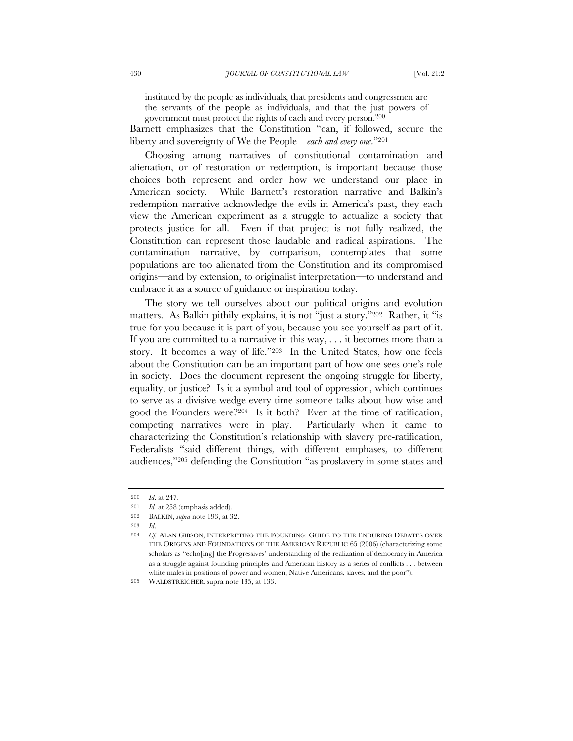> instituted by the people as individuals, that presidents and congressmen are the servants of the people as individuals, and that the just powers of government must protect the rights of each and every person.[200]

Barnett emphasizes that the Constitution "can, if followed, secure the liberty and sovereignty of We the People—*each and every one*."[201]

Choosing among narratives of constitutional contamination and alienation, or of restoration or redemption, is important because those choices both represent and order how we understand our place in American society. While Barnett's restoration narrative and Balkin's redemption narrative acknowledge the evils in America's past, they each view the American experiment as a struggle to actualize a society that protects justice for all. Even if that project is not fully realized, the Constitution can represent those laudable and radical aspirations. The contamination narrative, by comparison, contemplates that some populations are too alienated from the Constitution and its compromised origins—and by extension, to originalist interpretation—to understand and embrace it as a source of guidance or inspiration today.

The story we tell ourselves about our political origins and evolution matters. As Balkin pithily explains, it is not "just a story."[202] Rather, it "is true for you because it is part of you, because you see yourself as part of it. If you are committed to a narrative in this way, . . . it becomes more than a story. It becomes a way of life."[203] In the United States, how one feels about the Constitution can be an important part of how one sees one's role in society. Does the document represent the ongoing struggle for liberty, equality, or justice? Is it a symbol and tool of oppression, which continues to serve as a divisive wedge every time someone talks about how wise and good the Founders were?[204] Is it both? Even at the time of ratification, competing narratives were in play. Particularly when it came to characterizing the Constitution's relationship with slavery pre-ratification, Federalists "said different things, with different emphases, to different audiences,"[205] defending the Constitution "as proslavery in some states and

---

200 *Id*. at 247.

201 *Id.* at 258 (emphasis added).

202 BALKIN, *supra* note 193, at 32.

203 *Id*.

204 *Cf.* ALAN GIBSON, INTERPRETING THE FOUNDING: GUIDE TO THE ENDURING DEBATES OVER THE ORIGINS AND FOUNDATIONS OF THE AMERICAN REPUBLIC 65 (2006) (characterizing some scholars as "echo[ing] the Progressives' understanding of the realization of democracy in America as a struggle against founding principles and American history as a series of conflicts . . . between white males in positions of power and women, Native Americans, slaves, and the poor").

205 WALDSTREICHER, supra note 135, at 133.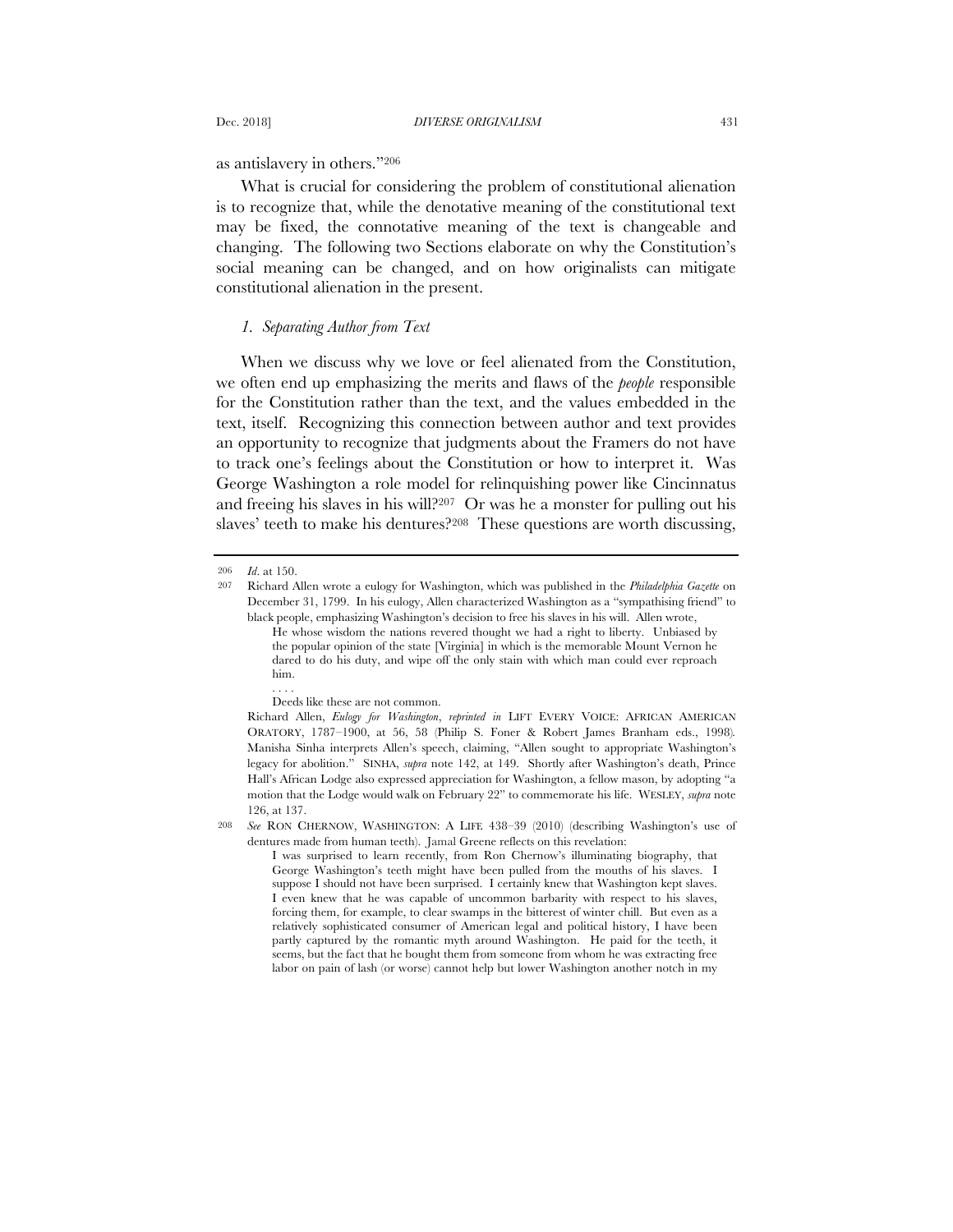as antislavery in others."[206]

What is crucial for considering the problem of constitutional alienation is to recognize that, while the denotative meaning of the constitutional text may be fixed, the connotative meaning of the text is changeable and changing. The following two Sections elaborate on why the Constitution's social meaning can be changed, and on how originalists can mitigate constitutional alienation in the present.

### *1. Separating Author from Text*

When we discuss why we love or feel alienated from the Constitution, we often end up emphasizing the merits and flaws of the *people* responsible for the Constitution rather than the text, and the values embedded in the text, itself. Recognizing this connection between author and text provides an opportunity to recognize that judgments about the Framers do not have to track one's feelings about the Constitution or how to interpret it. Was George Washington a role model for relinquishing power like Cincinnatus and freeing his slaves in his will?[207] Or was he a monster for pulling out his slaves' teeth to make his dentures?[208] These questions are worth discussing,

---

206 *Id.* at 150.

207 Richard Allen wrote a eulogy for Washington, which was published in the *Philadelphia Gazette* on December 31, 1799. In his eulogy, Allen characterized Washington as a "sympathising friend" to black people, emphasizing Washington's decision to free his slaves in his will. Allen wrote,

> He whose wisdom the nations revered thought we had a right to liberty. Unbiased by the popular opinion of the state [Virginia] in which is the memorable Mount Vernon he dared to do his duty, and wipe off the only stain with which man could ever reproach him.
>
> . . . .
>
> Deeds like these are not common.

Richard Allen, *Eulogy for Washington*, *reprinted in* LIFT EVERY VOICE: AFRICAN AMERICAN ORATORY, 1787–1900, at 56, 58 (Philip S. Foner & Robert James Branham eds., 1998). Manisha Sinha interprets Allen's speech, claiming, "Allen sought to appropriate Washington's legacy for abolition." SINHA, *supra* note 142, at 149. Shortly after Washington's death, Prince Hall's African Lodge also expressed appreciation for Washington, a fellow mason, by adopting "a motion that the Lodge would walk on February 22" to commemorate his life. WESLEY, *supra* note 126, at 137.

208 *See* RON CHERNOW, WASHINGTON: A LIFE 438–39 (2010) (describing Washington's use of dentures made from human teeth). Jamal Greene reflects on this revelation:

> I was surprised to learn recently, from Ron Chernow's illuminating biography, that George Washington's teeth might have been pulled from the mouths of his slaves. I suppose I should not have been surprised. I certainly knew that Washington kept slaves. I even knew that he was capable of uncommon barbarity with respect to his slaves, forcing them, for example, to clear swamps in the bitterest of winter chill. But even as a relatively sophisticated consumer of American legal and political history, I have been partly captured by the romantic myth around Washington. He paid for the teeth, it seems, but the fact that he bought them from someone from whom he was extracting free labor on pain of lash (or worse) cannot help but lower Washington another notch in my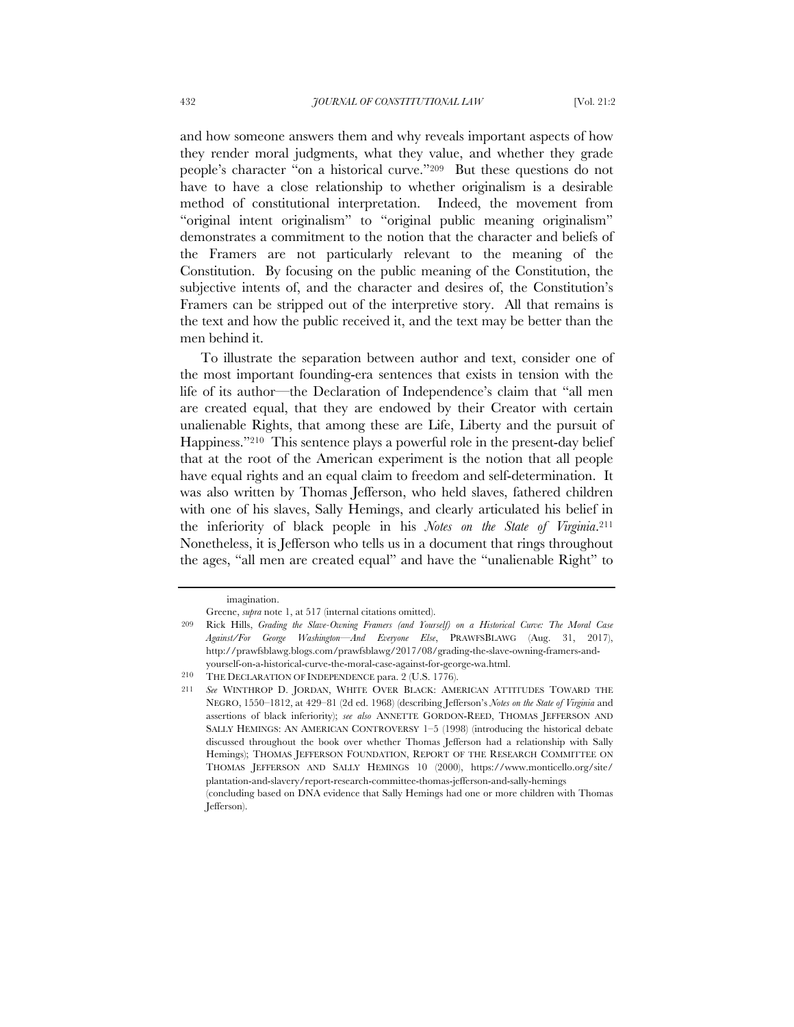and how someone answers them and why reveals important aspects of how they render moral judgments, what they value, and whether they grade people's character "on a historical curve."[209] But these questions do not have to have a close relationship to whether originalism is a desirable method of constitutional interpretation. Indeed, the movement from "original intent originalism" to "original public meaning originalism" demonstrates a commitment to the notion that the character and beliefs of the Framers are not particularly relevant to the meaning of the Constitution. By focusing on the public meaning of the Constitution, the subjective intents of, and the character and desires of, the Constitution's Framers can be stripped out of the interpretive story. All that remains is the text and how the public received it, and the text may be better than the men behind it.

To illustrate the separation between author and text, consider one of the most important founding-era sentences that exists in tension with the life of its author—the Declaration of Independence's claim that "all men are created equal, that they are endowed by their Creator with certain unalienable Rights, that among these are Life, Liberty and the pursuit of Happiness."[210] This sentence plays a powerful role in the present-day belief that at the root of the American experiment is the notion that all people have equal rights and an equal claim to freedom and self-determination. It was also written by Thomas Jefferson, who held slaves, fathered children with one of his slaves, Sally Hemings, and clearly articulated his belief in the inferiority of black people in his *Notes on the State of Virginia*.[211] Nonetheless, it is Jefferson who tells us in a document that rings throughout the ages, "all men are created equal" and have the "unalienable Right" to

---

imagination.

Greene, *supra* note 1, at 517 (internal citations omitted).

209 Rick Hills, *Grading the Slave-Owning Framers (and Yourself) on a Historical Curve: The Moral Case Against/For George Washington—And Everyone Else*, PRAWFSBLAWG (Aug. 31, 2017), http://prawfsblawg.blogs.com/prawfsblawg/2017/08/grading-the-slave-owning-framers-and-yourself-on-a-historical-curve-the-moral-case-against-for-george-wa.html.

210 THE DECLARATION OF INDEPENDENCE para. 2 (U.S. 1776).

211 *See* WINTHROP D. JORDAN, WHITE OVER BLACK: AMERICAN ATTITUDES TOWARD THE NEGRO, 1550–1812, at 429–81 (2d ed. 1968) (describing Jefferson's *Notes on the State of Virginia* and assertions of black inferiority); *see also* ANNETTE GORDON-REED, THOMAS JEFFERSON AND SALLY HEMINGS: AN AMERICAN CONTROVERSY 1–5 (1998) (introducing the historical debate discussed throughout the book over whether Thomas Jefferson had a relationship with Sally Hemings); THOMAS JEFFERSON FOUNDATION, REPORT OF THE RESEARCH COMMITTEE ON THOMAS JEFFERSON AND SALLY HEMINGS 10 (2000), https://www.monticello.org/site/plantation-and-slavery/report-research-committee-thomas-jefferson-and-sally-hemings (concluding based on DNA evidence that Sally Hemings had one or more children with Thomas Jefferson).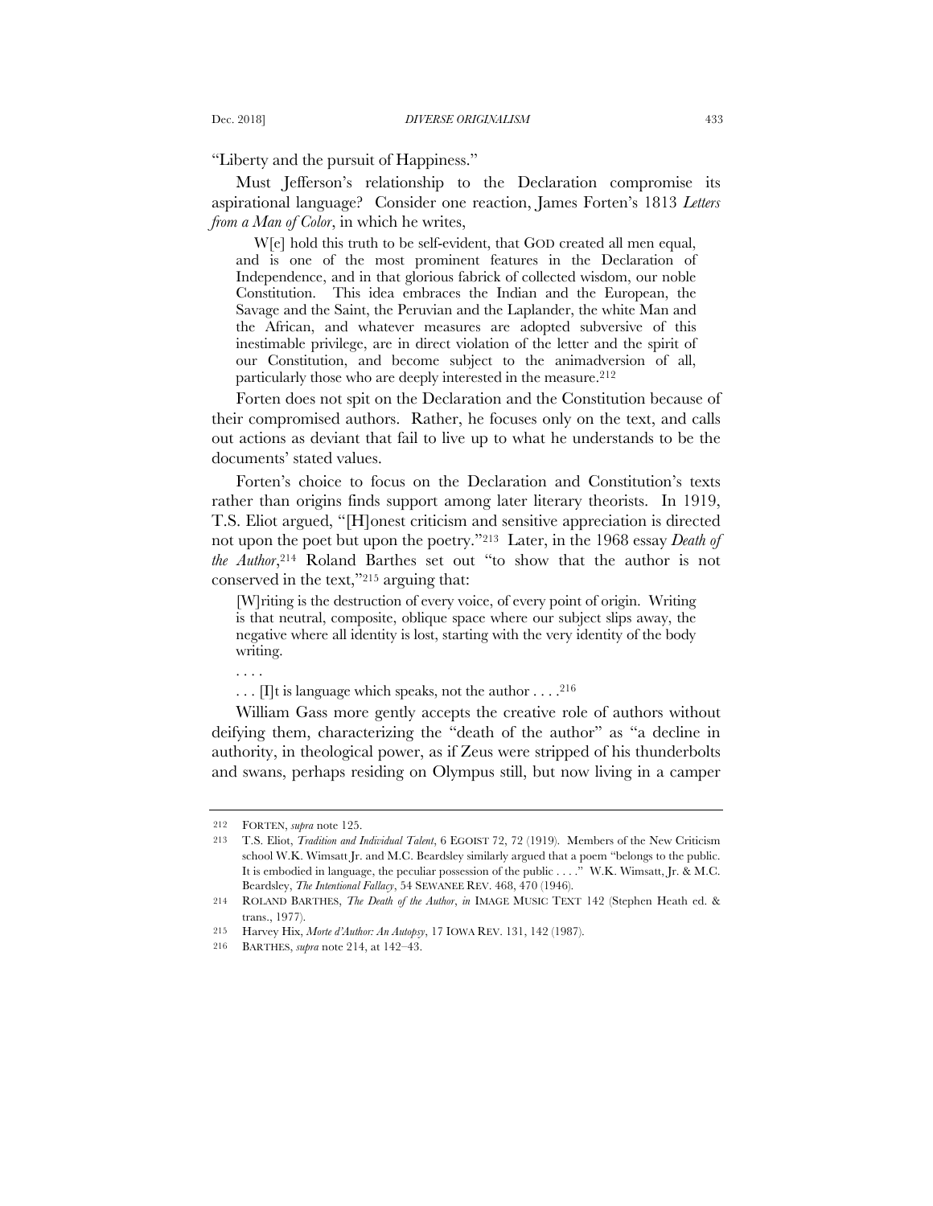"Liberty and the pursuit of Happiness."

Must Jefferson's relationship to the Declaration compromise its aspirational language? Consider one reaction, James Forten's 1813 *Letters from a Man of Color*, in which he writes,

> W[e] hold this truth to be self-evident, that GOD created all men equal, and is one of the most prominent features in the Declaration of Independence, and in that glorious fabrick of collected wisdom, our noble Constitution. This idea embraces the Indian and the European, the Savage and the Saint, the Peruvian and the Laplander, the white Man and the African, and whatever measures are adopted subversive of this inestimable privilege, are in direct violation of the letter and the spirit of our Constitution, and become subject to the animadversion of all, particularly those who are deeply interested in the measure.[212]

Forten does not spit on the Declaration and the Constitution because of their compromised authors. Rather, he focuses only on the text, and calls out actions as deviant that fail to live up to what he understands to be the documents' stated values.

Forten's choice to focus on the Declaration and Constitution's texts rather than origins finds support among later literary theorists. In 1919, T.S. Eliot argued, "[H]onest criticism and sensitive appreciation is directed not upon the poet but upon the poetry."[213] Later, in the 1968 essay *Death of the Author*,[214] Roland Barthes set out "to show that the author is not conserved in the text,"[215] arguing that:

> [W]riting is the destruction of every voice, of every point of origin. Writing is that neutral, composite, oblique space where our subject slips away, the negative where all identity is lost, starting with the very identity of the body writing.
>
> . . . .
>
> . . . [I]t is language which speaks, not the author . . . .[216]

William Gass more gently accepts the creative role of authors without deifying them, characterizing the "death of the author" as "a decline in authority, in theological power, as if Zeus were stripped of his thunderbolts and swans, perhaps residing on Olympus still, but now living in a camper

---

212 FORTEN, *supra* note 125.

213 T.S. Eliot, *Tradition and Individual Talent*, 6 EGOIST 72, 72 (1919). Members of the New Criticism school W.K. Wimsatt Jr. and M.C. Beardsley similarly argued that a poem "belongs to the public. It is embodied in language, the peculiar possession of the public . . . ." W.K. Wimsatt, Jr. & M.C. Beardsley, *The Intentional Fallacy*, 54 SEWANEE REV. 468, 470 (1946).

214 ROLAND BARTHES, *The Death of the Author*, *in* IMAGE MUSIC TEXT 142 (Stephen Heath ed. & trans., 1977).

215 Harvey Hix, *Morte d'Author: An Autopsy*, 17 IOWA REV. 131, 142 (1987).

216 BARTHES, *supra* note 214, at 142–43.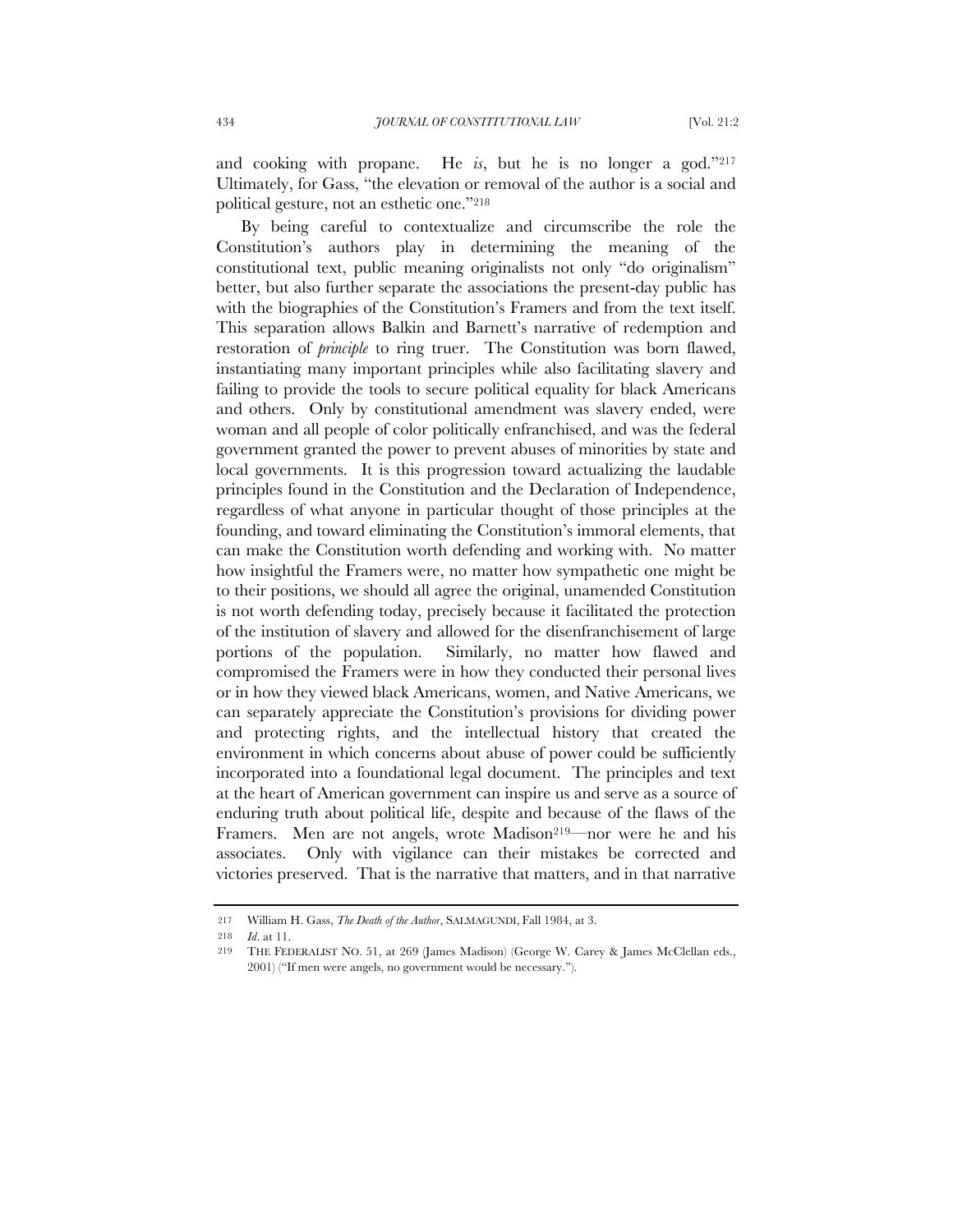and cooking with propane. He *is*, but he is no longer a god."[217] Ultimately, for Gass, "the elevation or removal of the author is a social and political gesture, not an esthetic one."[218]

By being careful to contextualize and circumscribe the role the Constitution's authors play in determining the meaning of the constitutional text, public meaning originalists not only "do originalism" better, but also further separate the associations the present-day public has with the biographies of the Constitution's Framers and from the text itself. This separation allows Balkin and Barnett's narrative of redemption and restoration of *principle* to ring truer. The Constitution was born flawed, instantiating many important principles while also facilitating slavery and failing to provide the tools to secure political equality for black Americans and others. Only by constitutional amendment was slavery ended, were woman and all people of color politically enfranchised, and was the federal government granted the power to prevent abuses of minorities by state and local governments. It is this progression toward actualizing the laudable principles found in the Constitution and the Declaration of Independence, regardless of what anyone in particular thought of those principles at the founding, and toward eliminating the Constitution's immoral elements, that can make the Constitution worth defending and working with. No matter how insightful the Framers were, no matter how sympathetic one might be to their positions, we should all agree the original, unamended Constitution is not worth defending today, precisely because it facilitated the protection of the institution of slavery and allowed for the disenfranchisement of large portions of the population. Similarly, no matter how flawed and compromised the Framers were in how they conducted their personal lives or in how they viewed black Americans, women, and Native Americans, we can separately appreciate the Constitution's provisions for dividing power and protecting rights, and the intellectual history that created the environment in which concerns about abuse of power could be sufficiently incorporated into a foundational legal document. The principles and text at the heart of American government can inspire us and serve as a source of enduring truth about political life, despite and because of the flaws of the Framers. Men are not angels, wrote Madison[219]—nor were he and his associates. Only with vigilance can their mistakes be corrected and victories preserved. That is the narrative that matters, and in that narrative

---

217 William H. Gass, *The Death of the Author*, SALMAGUNDI, Fall 1984, at 3.

218 *Id.* at 11.

219 THE FEDERALIST NO. 51, at 269 (James Madison) (George W. Carey & James McClellan eds., 2001) ("If men were angels, no government would be necessary.").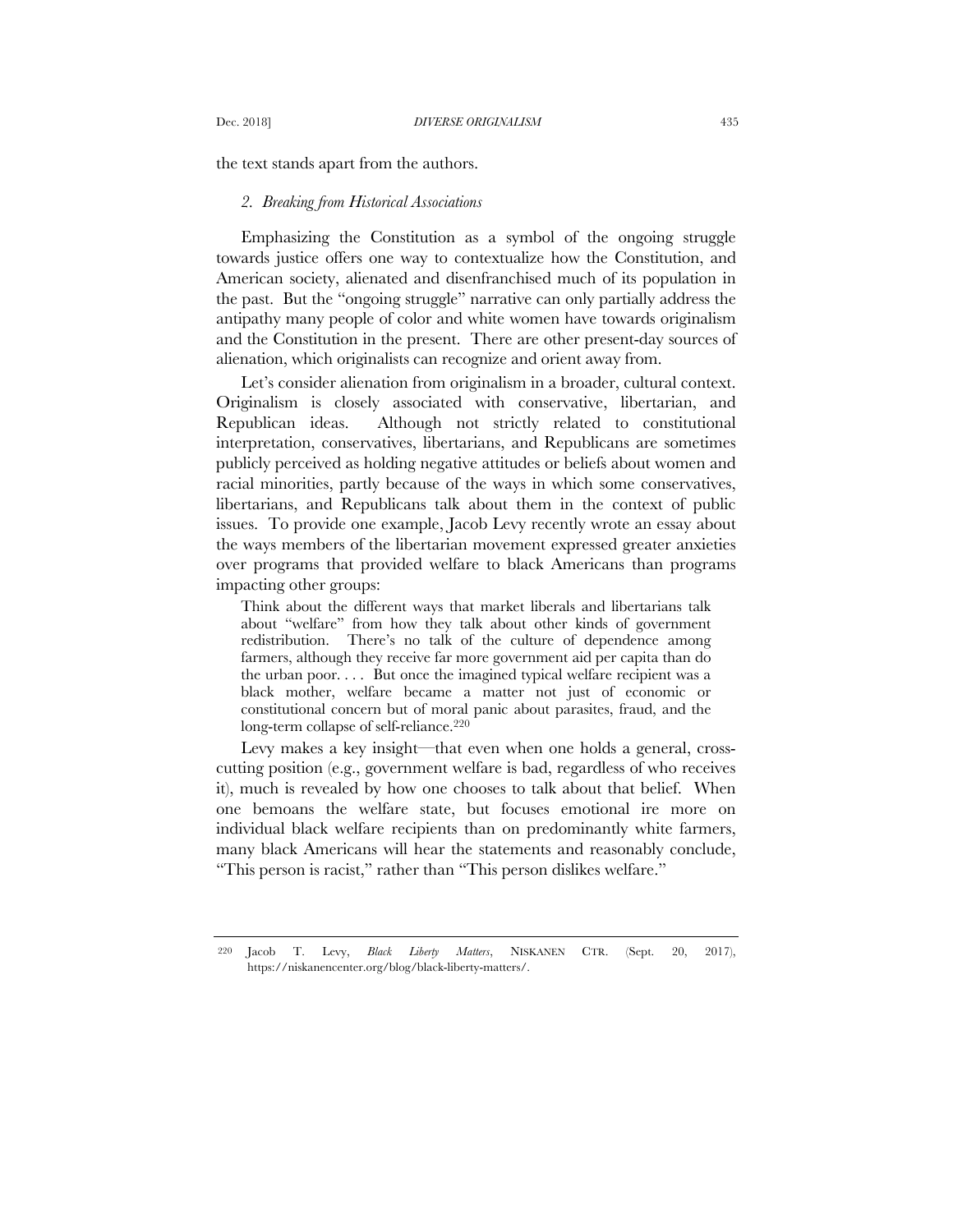the text stands apart from the authors.

### *2. Breaking from Historical Associations*

Emphasizing the Constitution as a symbol of the ongoing struggle towards justice offers one way to contextualize how the Constitution, and American society, alienated and disenfranchised much of its population in the past. But the "ongoing struggle" narrative can only partially address the antipathy many people of color and white women have towards originalism and the Constitution in the present. There are other present-day sources of alienation, which originalists can recognize and orient away from.

Let's consider alienation from originalism in a broader, cultural context. Originalism is closely associated with conservative, libertarian, and Republican ideas. Although not strictly related to constitutional interpretation, conservatives, libertarians, and Republicans are sometimes publicly perceived as holding negative attitudes or beliefs about women and racial minorities, partly because of the ways in which some conservatives, libertarians, and Republicans talk about them in the context of public issues. To provide one example, Jacob Levy recently wrote an essay about the ways members of the libertarian movement expressed greater anxieties over programs that provided welfare to black Americans than programs impacting other groups:

> Think about the different ways that market liberals and libertarians talk about "welfare" from how they talk about other kinds of government redistribution. There's no talk of the culture of dependence among farmers, although they receive far more government aid per capita than do the urban poor. . . . But once the imagined typical welfare recipient was a black mother, welfare became a matter not just of economic or constitutional concern but of moral panic about parasites, fraud, and the long-term collapse of self-reliance.[220]

Levy makes a key insight—that even when one holds a general, cross-cutting position (e.g., government welfare is bad, regardless of who receives it), much is revealed by how one chooses to talk about that belief. When one bemoans the welfare state, but focuses emotional ire more on individual black welfare recipients than on predominantly white farmers, many black Americans will hear the statements and reasonably conclude, "This person is racist," rather than "This person dislikes welfare."

---

[220] Jacob T. Levy, *Black Liberty Matters*, NISKANEN CTR. (Sept. 20, 2017), https://niskanencenter.org/blog/black-liberty-matters/.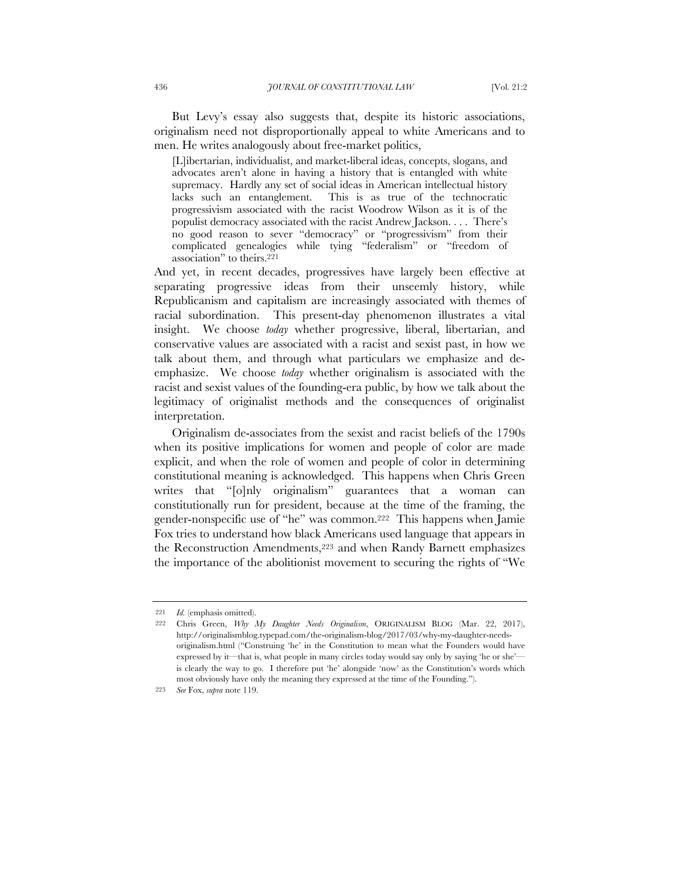But Levy's essay also suggests that, despite its historic associations, originalism need not disproportionally appeal to white Americans and to men. He writes analogously about free-market politics,

> [L]ibertarian, individualist, and market-liberal ideas, concepts, slogans, and advocates aren't alone in having a history that is entangled with white supremacy. Hardly any set of social ideas in American intellectual history lacks such an entanglement. This is as true of the technocratic progressivism associated with the racist Woodrow Wilson as it is of the populist democracy associated with the racist Andrew Jackson. . . . There's no good reason to sever "democracy" or "progressivism" from their complicated genealogies while tying "federalism" or "freedom of association" to theirs.[221]

And yet, in recent decades, progressives have largely been effective at separating progressive ideas from their unseemly history, while Republicanism and capitalism are increasingly associated with themes of racial subordination. This present-day phenomenon illustrates a vital insight. We choose *today* whether progressive, liberal, libertarian, and conservative values are associated with a racist and sexist past, in how we talk about them, and through what particulars we emphasize and de-emphasize. We choose *today* whether originalism is associated with the racist and sexist values of the founding-era public, by how we talk about the legitimacy of originalist methods and the consequences of originalist interpretation.

Originalism de-associates from the sexist and racist beliefs of the 1790s when its positive implications for women and people of color are made explicit, and when the role of women and people of color in determining constitutional meaning is acknowledged. This happens when Chris Green writes that "[o]nly originalism" guarantees that a woman can constitutionally run for president, because at the time of the framing, the gender-nonspecific use of "he" was common.[222] This happens when Jamie Fox tries to understand how black Americans used language that appears in the Reconstruction Amendments,[223] and when Randy Barnett emphasizes the importance of the abolitionist movement to securing the rights of "We

---

221 *Id.* (emphasis omitted).

222 Chris Green, *Why My Daughter Needs Originalism*, ORIGINALISM BLOG (Mar. 22, 2017), http://originalismblog.typepad.com/the-originalism-blog/2017/03/why-my-daughter-needs-originalism.html ("Construing 'he' in the Constitution to mean what the Founders would have expressed by it—that is, what people in many circles today would say only by saying 'he or she'—is clearly the way to go. I therefore put 'he' alongside 'now' as the Constitution's words which most obviously have only the meaning they expressed at the time of the Founding.").

223 *See* Fox, *supra* note 119.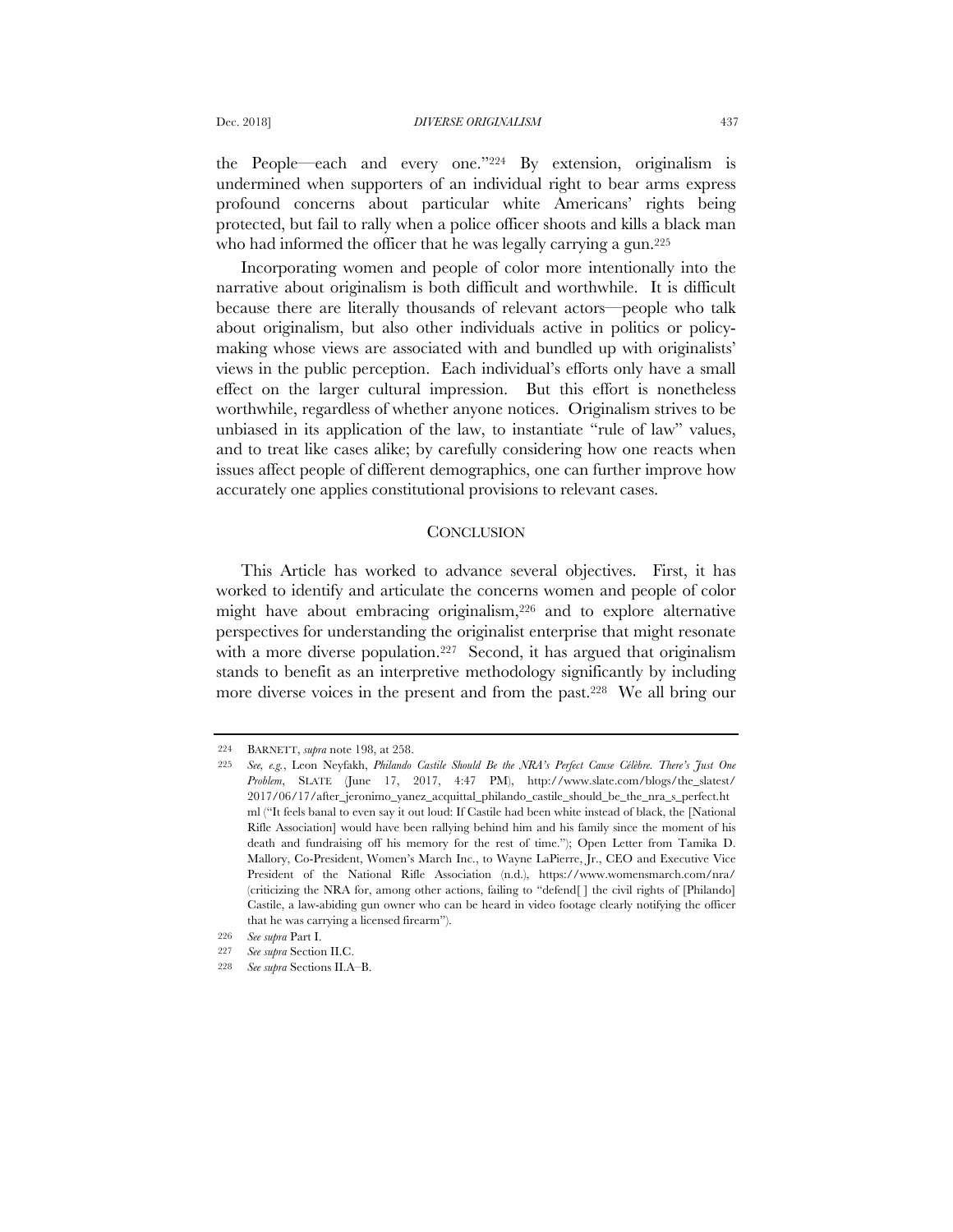the People—each and every one."[224] By extension, originalism is undermined when supporters of an individual right to bear arms express profound concerns about particular white Americans' rights being protected, but fail to rally when a police officer shoots and kills a black man who had informed the officer that he was legally carrying a gun.[225]

Incorporating women and people of color more intentionally into the narrative about originalism is both difficult and worthwhile. It is difficult because there are literally thousands of relevant actors—people who talk about originalism, but also other individuals active in politics or policy-making whose views are associated with and bundled up with originalists' views in the public perception. Each individual's efforts only have a small effect on the larger cultural impression. But this effort is nonetheless worthwhile, regardless of whether anyone notices. Originalism strives to be unbiased in its application of the law, to instantiate "rule of law" values, and to treat like cases alike; by carefully considering how one reacts when issues affect people of different demographics, one can further improve how accurately one applies constitutional provisions to relevant cases.

## CONCLUSION

This Article has worked to advance several objectives. First, it has worked to identify and articulate the concerns women and people of color might have about embracing originalism,[226] and to explore alternative perspectives for understanding the originalist enterprise that might resonate with a more diverse population.[227] Second, it has argued that originalism stands to benefit as an interpretive methodology significantly by including more diverse voices in the present and from the past.[228] We all bring our

---

224 BARNETT, *supra* note 198, at 258.

225 *See, e.g.*, Leon Neyfakh, *Philando Castile Should Be the NRA's Perfect Cause Célèbre. There's Just One Problem*, SLATE (June 17, 2017, 4:47 PM), http://www.slate.com/blogs/the_slatest/2017/06/17/after_jeronimo_yanez_acquittal_philando_castile_should_be_the_nra_s_perfect.html ("It feels banal to even say it out loud: If Castile had been white instead of black, the [National Rifle Association] would have been rallying behind him and his family since the moment of his death and fundraising off his memory for the rest of time."); Open Letter from Tamika D. Mallory, Co-President, Women's March Inc., to Wayne LaPierre, Jr., CEO and Executive Vice President of the National Rifle Association (n.d.), https://www.womensmarch.com/nra/ (criticizing the NRA for, among other actions, failing to "defend[ ] the civil rights of [Philando] Castile, a law-abiding gun owner who can be heard in video footage clearly notifying the officer that he was carrying a licensed firearm").

226 *See supra* Part I.

227 *See supra* Section II.C.

228 *See supra* Sections II.A–B.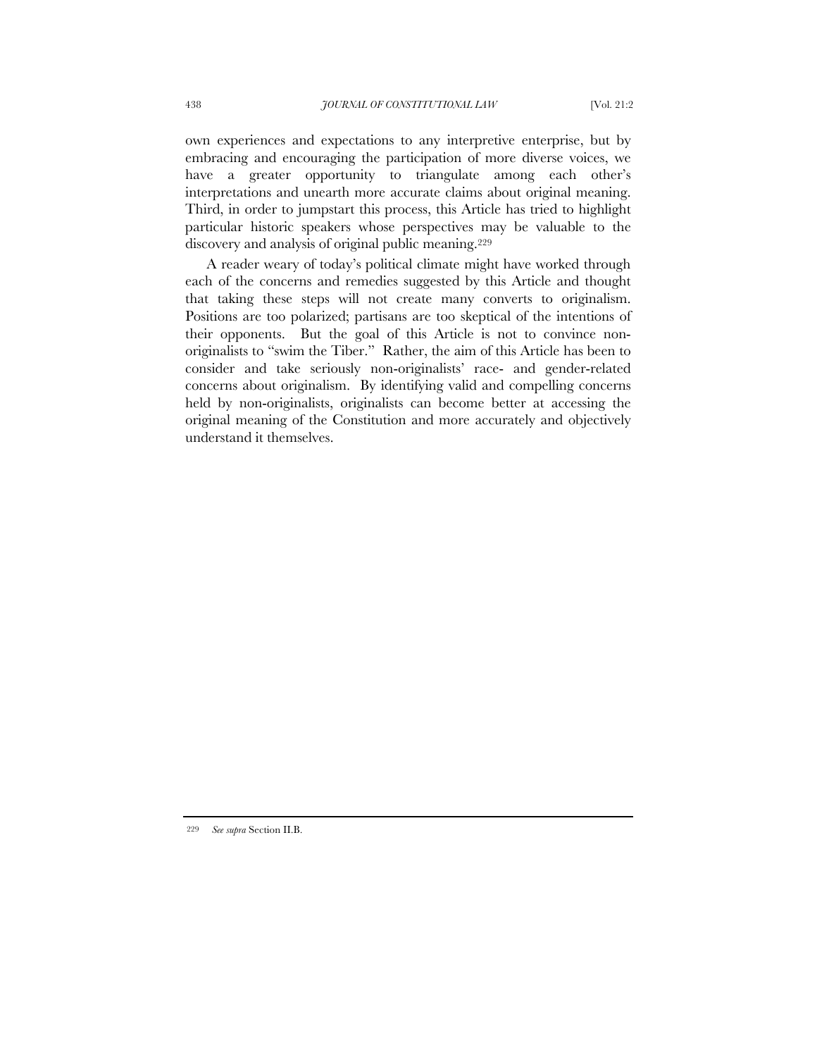own experiences and expectations to any interpretive enterprise, but by embracing and encouraging the participation of more diverse voices, we have a greater opportunity to triangulate among each other's interpretations and unearth more accurate claims about original meaning. Third, in order to jumpstart this process, this Article has tried to highlight particular historic speakers whose perspectives may be valuable to the discovery and analysis of original public meaning.[229]

A reader weary of today's political climate might have worked through each of the concerns and remedies suggested by this Article and thought that taking these steps will not create many converts to originalism. Positions are too polarized; partisans are too skeptical of the intentions of their opponents. But the goal of this Article is not to convince non-originalists to "swim the Tiber." Rather, the aim of this Article has been to consider and take seriously non-originalists' race- and gender-related concerns about originalism. By identifying valid and compelling concerns held by non-originalists, originalists can become better at accessing the original meaning of the Constitution and more accurately and objectively understand it themselves.

---

229 *See supra* Section II.B.